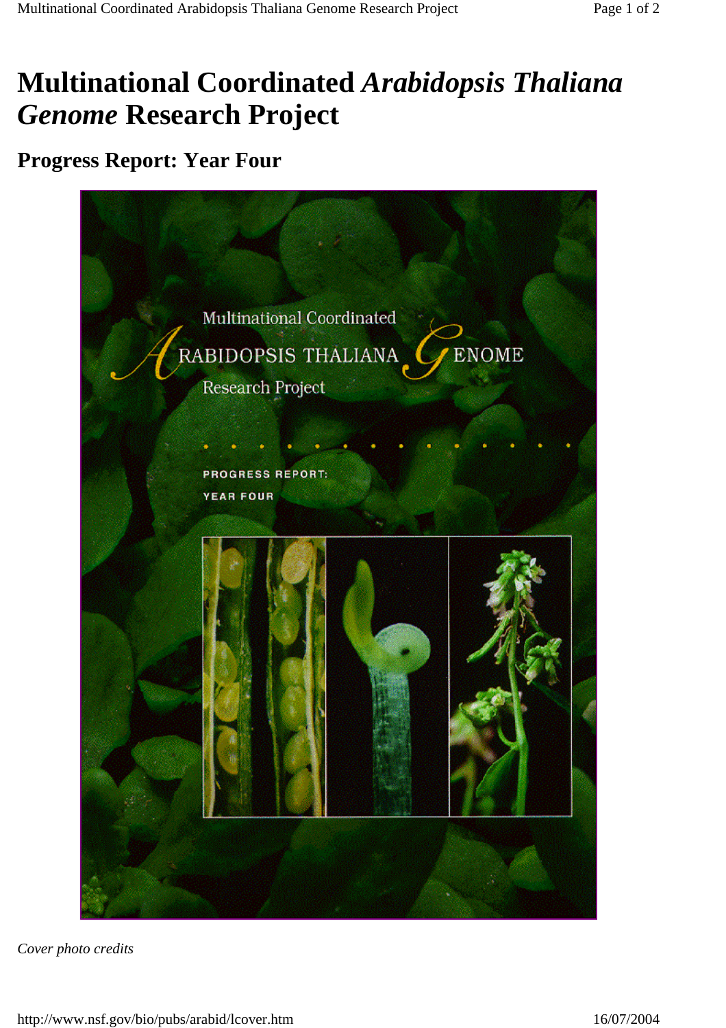# Multinational Coordinated *Arabidopsis Thaliana Genome* Research Project

## Progress Report: Year Four

*Cover photo credits*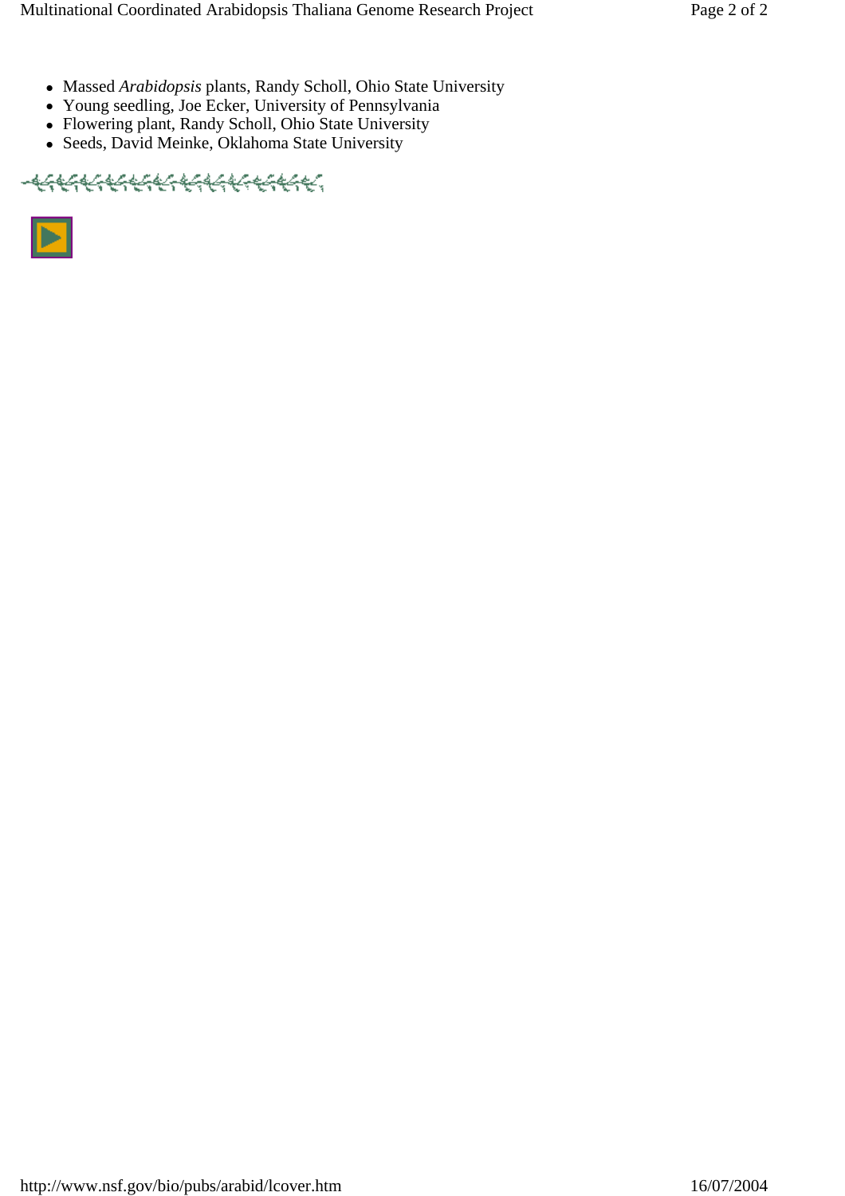- Massed *Arabidopsis* plants, Randy Scholl, Ohio State University
- Young seedling, Joe Ecker, University of Pennsylvania
- Flowering plant, Randy Scholl, Ohio State University
- Seeds, David Meinke, Oklahoma State University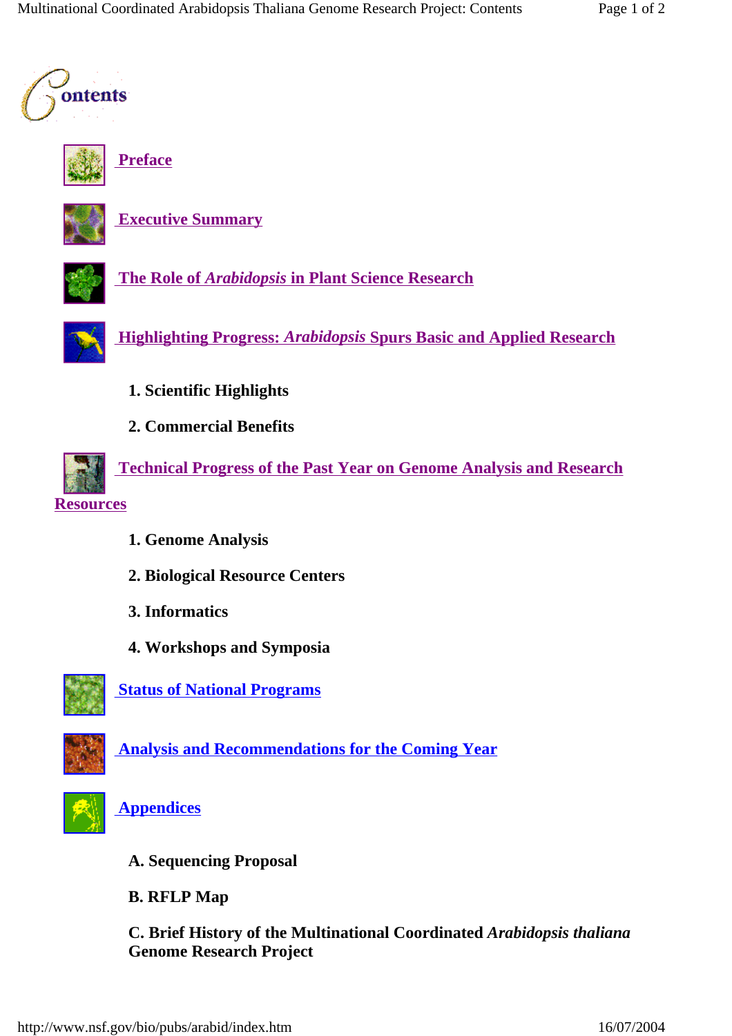# Contents

**Preface**

**Executive Summary**

**The Role of *Arabidopsis* in Plant Science Research**

**Highlighting Progress: *Arabidopsis* Spurs Basic and Applied Research**

1. **Scientific Highlights**
2. **Commercial Benefits**

**Technical Progress of the Past Year on Genome Analysis and Research Resources**

1. **Genome Analysis**
2. **Biological Resource Centers**
3. **Informatics**
4. **Workshops and Symposia**

**Status of National Programs**

**Analysis and Recommendations for the Coming Year**

**Appendices**

**A. Sequencing Proposal**

**B. RFLP Map**

**C. Brief History of the Multinational Coordinated *Arabidopsis thaliana* Genome Research Project**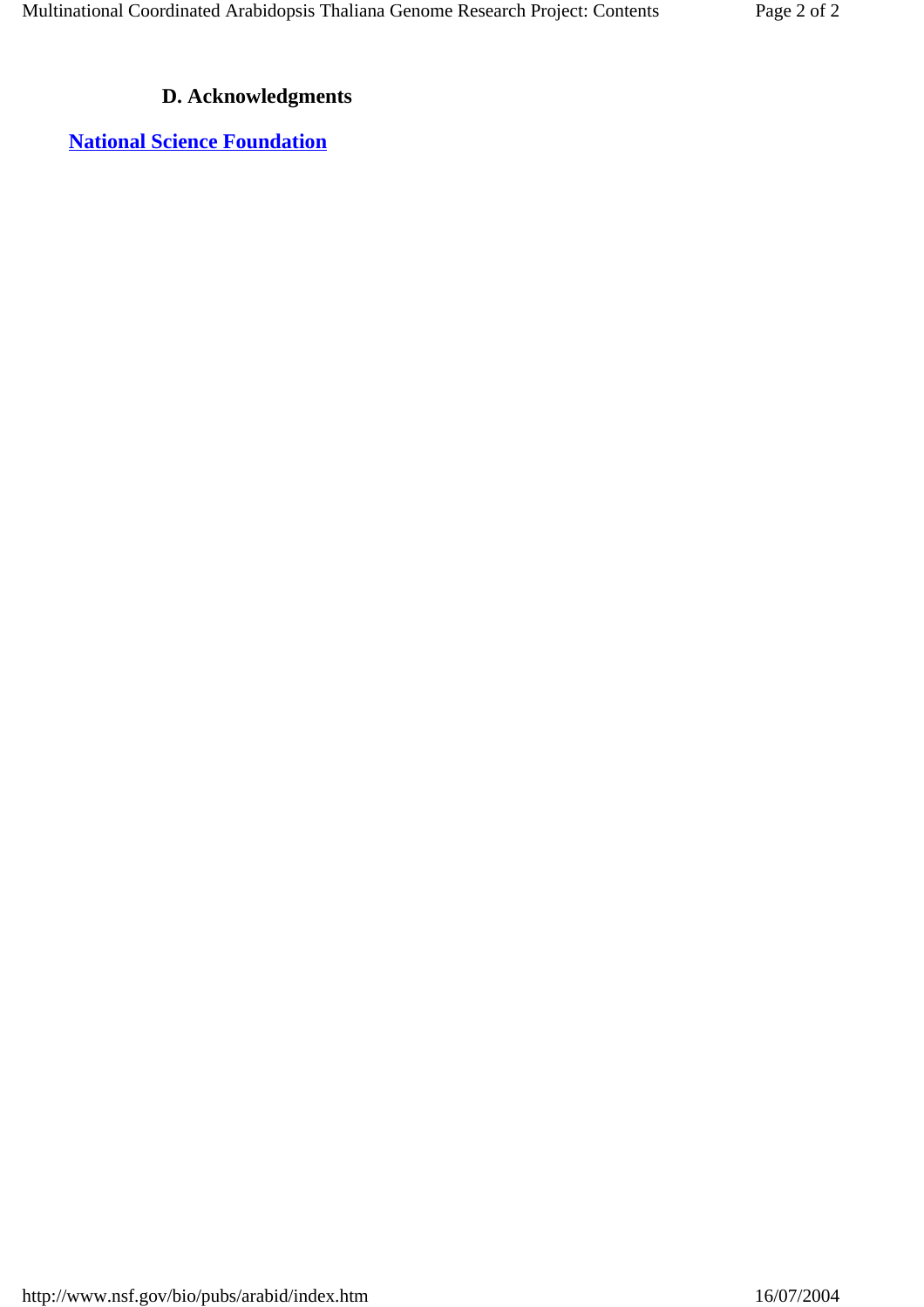### D. Acknowledgments

**National Science Foundation**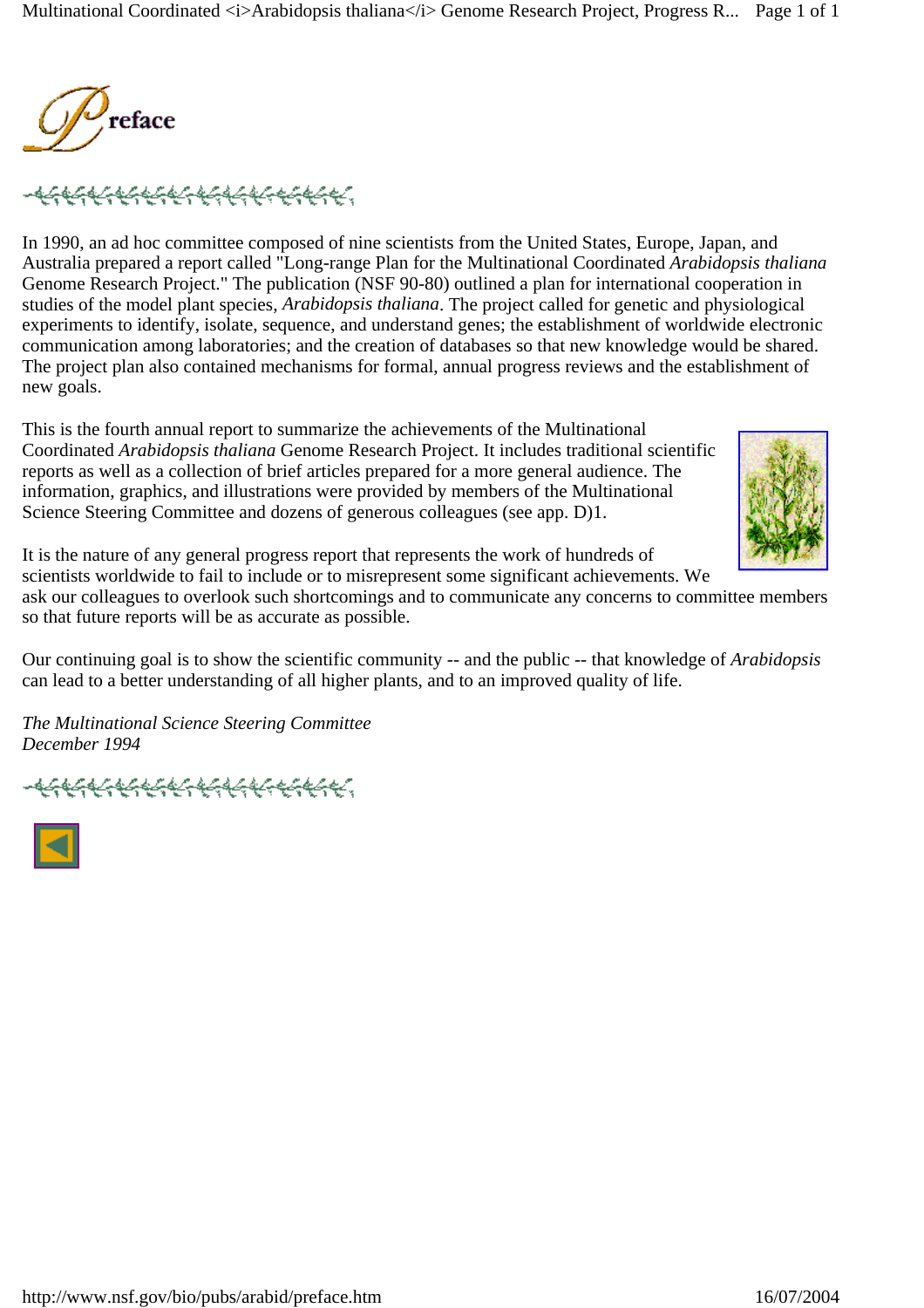# Preface

In 1990, an ad hoc committee composed of nine scientists from the United States, Europe, Japan, and Australia prepared a report called "Long-range Plan for the Multinational Coordinated *Arabidopsis thaliana* Genome Research Project." The publication (NSF 90-80) outlined a plan for international cooperation in studies of the model plant species, *Arabidopsis thaliana*. The project called for genetic and physiological experiments to identify, isolate, sequence, and understand genes; the establishment of worldwide electronic communication among laboratories; and the creation of databases so that new knowledge would be shared. The project plan also contained mechanisms for formal, annual progress reviews and the establishment of new goals.

This is the fourth annual report to summarize the achievements of the Multinational Coordinated *Arabidopsis thaliana* Genome Research Project. It includes traditional scientific reports as well as a collection of brief articles prepared for a more general audience. The information, graphics, and illustrations were provided by members of the Multinational Science Steering Committee and dozens of generous colleagues (see app. D)1.

It is the nature of any general progress report that represents the work of hundreds of scientists worldwide to fail to include or to misrepresent some significant achievements. We ask our colleagues to overlook such shortcomings and to communicate any concerns to committee members so that future reports will be as accurate as possible.

Our continuing goal is to show the scientific community -- and the public -- that knowledge of *Arabidopsis* can lead to a better understanding of all higher plants, and to an improved quality of life.

*The Multinational Science Steering Committee*
*December 1994*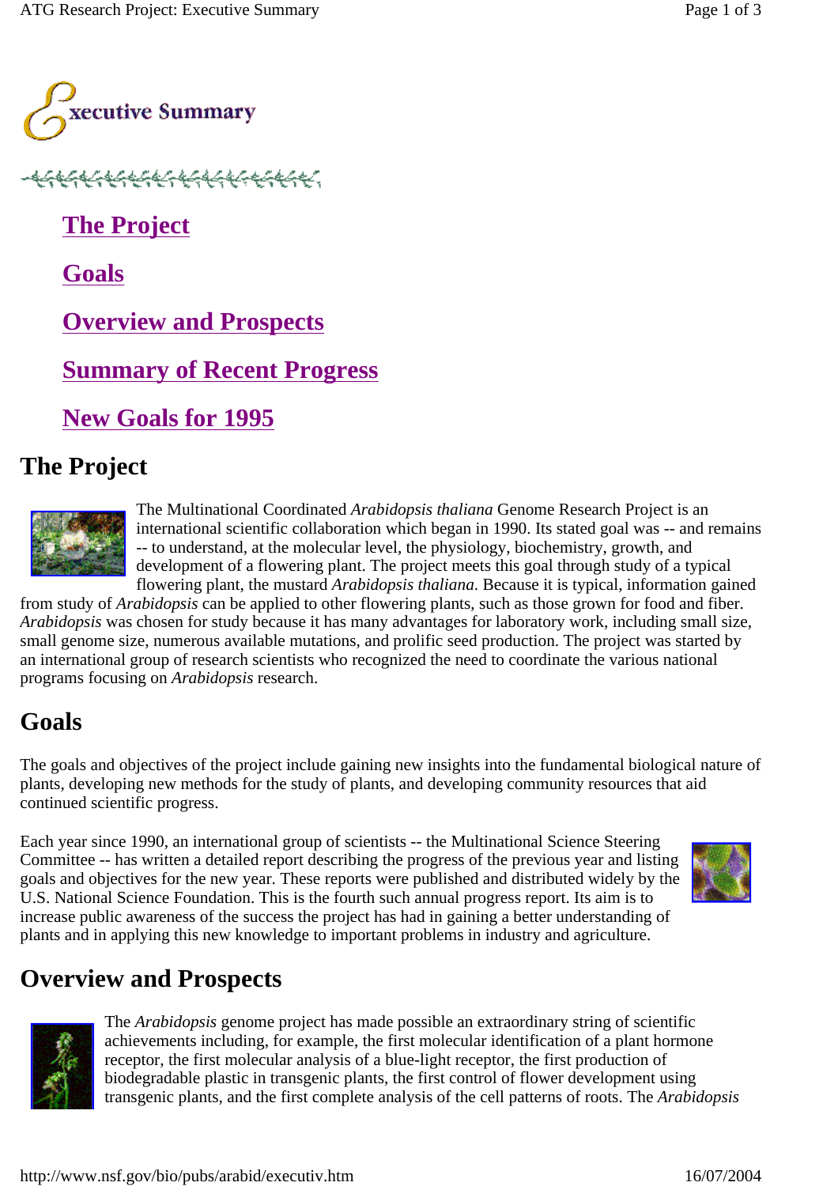# Executive Summary

- [The Project](#the-project)
- [Goals](#goals)
- [Overview and Prospects](#overview-and-prospects)
- [Summary of Recent Progress](#summary-of-recent-progress)
- [New Goals for 1995](#new-goals-for-1995)

## The Project

The Multinational Coordinated *Arabidopsis thaliana* Genome Research Project is an international scientific collaboration which began in 1990. Its stated goal was -- and remains -- to understand, at the molecular level, the physiology, biochemistry, growth, and development of a flowering plant. The project meets this goal through study of a typical flowering plant, the mustard *Arabidopsis thaliana*. Because it is typical, information gained from study of *Arabidopsis* can be applied to other flowering plants, such as those grown for food and fiber. *Arabidopsis* was chosen for study because it has many advantages for laboratory work, including small size, small genome size, numerous available mutations, and prolific seed production. The project was started by an international group of research scientists who recognized the need to coordinate the various national programs focusing on *Arabidopsis* research.

## Goals

The goals and objectives of the project include gaining new insights into the fundamental biological nature of plants, developing new methods for the study of plants, and developing community resources that aid continued scientific progress.

Each year since 1990, an international group of scientists -- the Multinational Science Steering Committee -- has written a detailed report describing the progress of the previous year and listing goals and objectives for the new year. These reports were published and distributed widely by the U.S. National Science Foundation. This is the fourth such annual progress report. Its aim is to increase public awareness of the success the project has had in gaining a better understanding of plants and in applying this new knowledge to important problems in industry and agriculture.

## Overview and Prospects

The *Arabidopsis* genome project has made possible an extraordinary string of scientific achievements including, for example, the first molecular identification of a plant hormone receptor, the first molecular analysis of a blue-light receptor, the first production of biodegradable plastic in transgenic plants, the first control of flower development using transgenic plants, and the first complete analysis of the cell patterns of roots. The *Arabidopsis*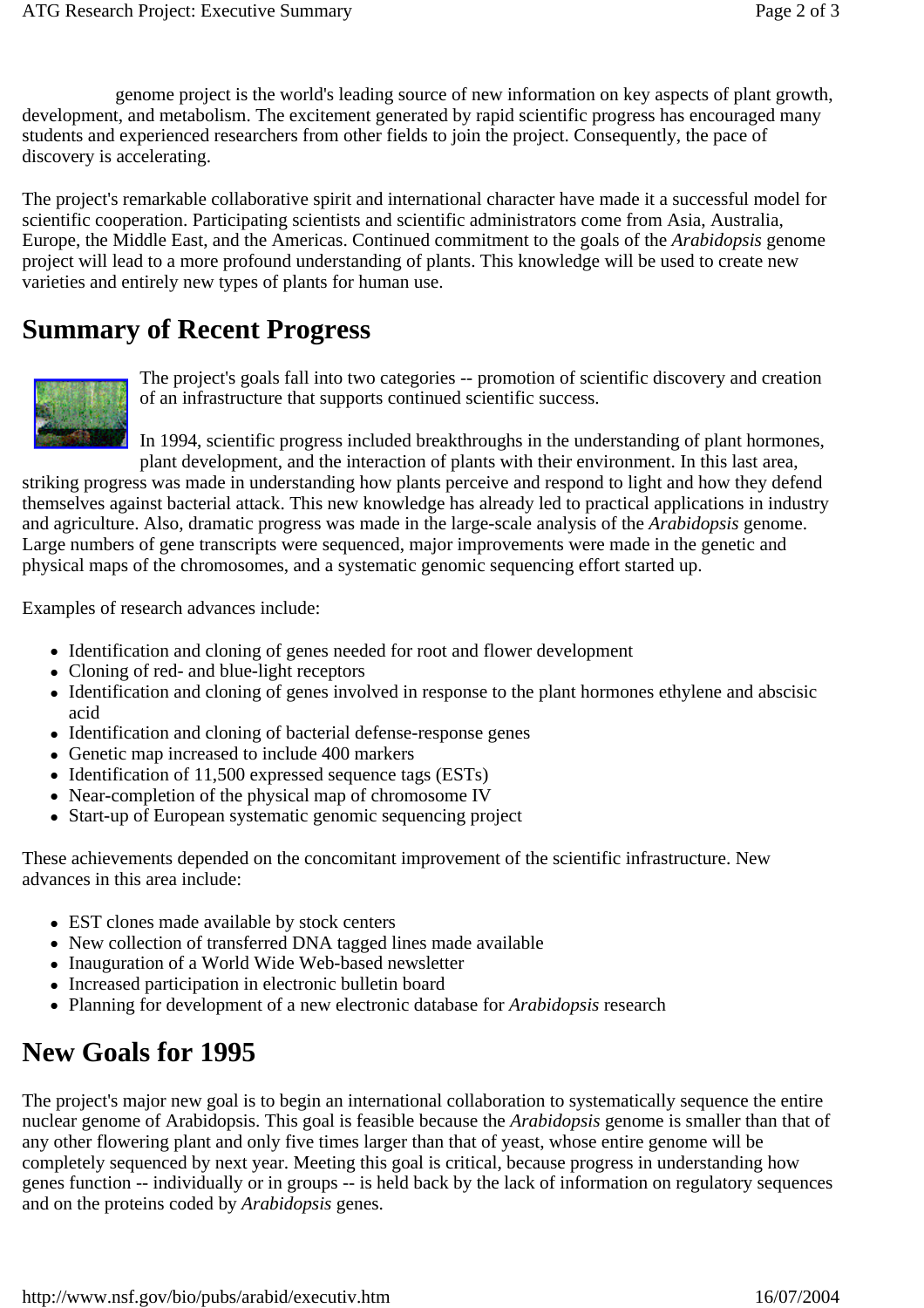genome project is the world's leading source of new information on key aspects of plant growth, development, and metabolism. The excitement generated by rapid scientific progress has encouraged many students and experienced researchers from other fields to join the project. Consequently, the pace of discovery is accelerating.

The project's remarkable collaborative spirit and international character have made it a successful model for scientific cooperation. Participating scientists and scientific administrators come from Asia, Australia, Europe, the Middle East, and the Americas. Continued commitment to the goals of the *Arabidopsis* genome project will lead to a more profound understanding of plants. This knowledge will be used to create new varieties and entirely new types of plants for human use.

## Summary of Recent Progress

The project's goals fall into two categories -- promotion of scientific discovery and creation of an infrastructure that supports continued scientific success.

In 1994, scientific progress included breakthroughs in the understanding of plant hormones, plant development, and the interaction of plants with their environment. In this last area, striking progress was made in understanding how plants perceive and respond to light and how they defend themselves against bacterial attack. This new knowledge has already led to practical applications in industry and agriculture. Also, dramatic progress was made in the large-scale analysis of the *Arabidopsis* genome. Large numbers of gene transcripts were sequenced, major improvements were made in the genetic and physical maps of the chromosomes, and a systematic genomic sequencing effort started up.

Examples of research advances include:

- Identification and cloning of genes needed for root and flower development
- Cloning of red- and blue-light receptors
- Identification and cloning of genes involved in response to the plant hormones ethylene and abscisic acid
- Identification and cloning of bacterial defense-response genes
- Genetic map increased to include 400 markers
- Identification of 11,500 expressed sequence tags (ESTs)
- Near-completion of the physical map of chromosome IV
- Start-up of European systematic genomic sequencing project

These achievements depended on the concomitant improvement of the scientific infrastructure. New advances in this area include:

- EST clones made available by stock centers
- New collection of transferred DNA tagged lines made available
- Inauguration of a World Wide Web-based newsletter
- Increased participation in electronic bulletin board
- Planning for development of a new electronic database for *Arabidopsis* research

## New Goals for 1995

The project's major new goal is to begin an international collaboration to systematically sequence the entire nuclear genome of Arabidopsis. This goal is feasible because the *Arabidopsis* genome is smaller than that of any other flowering plant and only five times larger than that of yeast, whose entire genome will be completely sequenced by next year. Meeting this goal is critical, because progress in understanding how genes function -- individually or in groups -- is held back by the lack of information on regulatory sequences and on the proteins coded by *Arabidopsis* genes.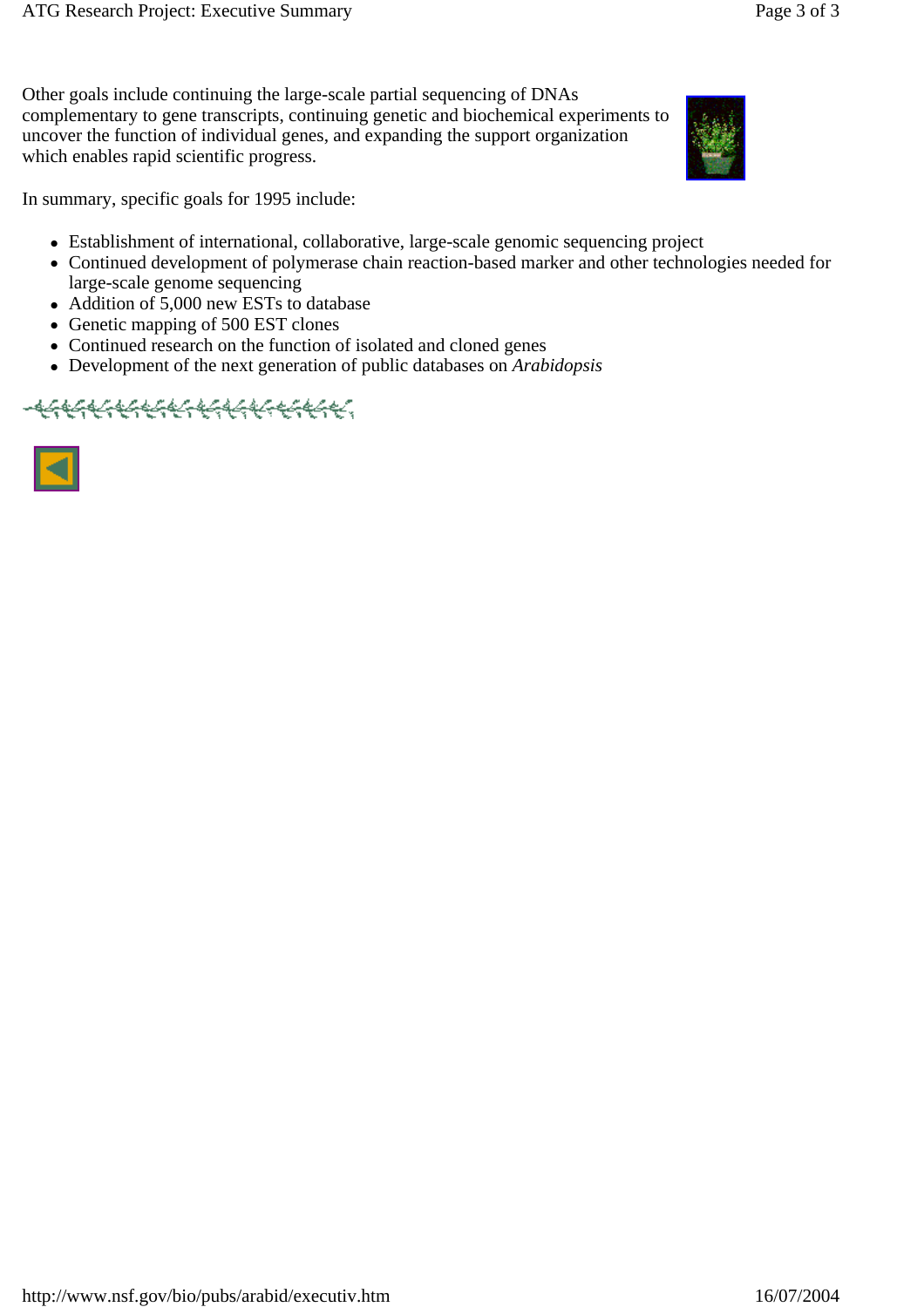Other goals include continuing the large-scale partial sequencing of DNAs complementary to gene transcripts, continuing genetic and biochemical experiments to uncover the function of individual genes, and expanding the support organization which enables rapid scientific progress.

In summary, specific goals for 1995 include:

- Establishment of international, collaborative, large-scale genomic sequencing project
- Continued development of polymerase chain reaction-based marker and other technologies needed for large-scale genome sequencing
- Addition of 5,000 new ESTs to database
- Genetic mapping of 500 EST clones
- Continued research on the function of isolated and cloned genes
- Development of the next generation of public databases on *Arabidopsis*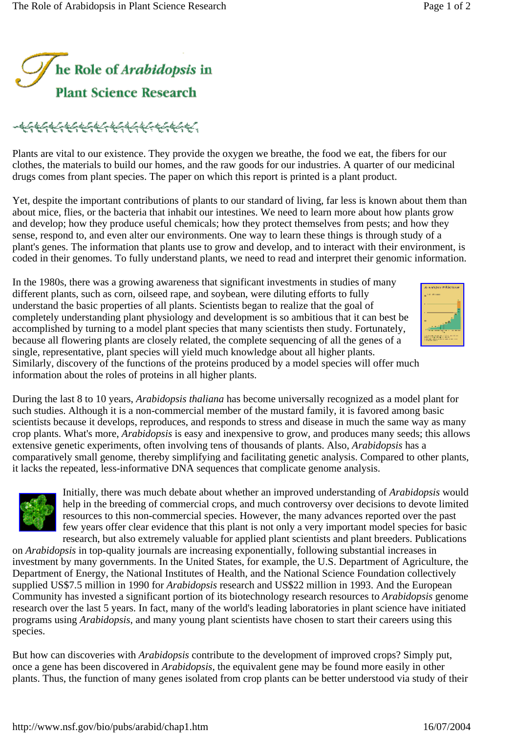# The Role of *Arabidopsis* in Plant Science Research

Plants are vital to our existence. They provide the oxygen we breathe, the food we eat, the fibers for our clothes, the materials to build our homes, and the raw goods for our industries. A quarter of our medicinal drugs comes from plant species. The paper on which this report is printed is a plant product.

Yet, despite the important contributions of plants to our standard of living, far less is known about them than about mice, flies, or the bacteria that inhabit our intestines. We need to learn more about how plants grow and develop; how they produce useful chemicals; how they protect themselves from pests; and how they sense, respond to, and even alter our environments. One way to learn these things is through study of a plant's genes. The information that plants use to grow and develop, and to interact with their environment, is coded in their genomes. To fully understand plants, we need to read and interpret their genomic information.

In the 1980s, there was a growing awareness that significant investments in studies of many different plants, such as corn, oilseed rape, and soybean, were diluting efforts to fully understand the basic properties of all plants. Scientists began to realize that the goal of completely understanding plant physiology and development is so ambitious that it can best be accomplished by turning to a model plant species that many scientists then study. Fortunately, because all flowering plants are closely related, the complete sequencing of all the genes of a single, representative, plant species will yield much knowledge about all higher plants. Similarly, discovery of the functions of the proteins produced by a model species will offer much information about the roles of proteins in all higher plants.

During the last 8 to 10 years, *Arabidopsis thaliana* has become universally recognized as a model plant for such studies. Although it is a non-commercial member of the mustard family, it is favored among basic scientists because it develops, reproduces, and responds to stress and disease in much the same way as many crop plants. What's more, *Arabidopsis* is easy and inexpensive to grow, and produces many seeds; this allows extensive genetic experiments, often involving tens of thousands of plants. Also, *Arabidopsis* has a comparatively small genome, thereby simplifying and facilitating genetic analysis. Compared to other plants, it lacks the repeated, less-informative DNA sequences that complicate genome analysis.

Initially, there was much debate about whether an improved understanding of *Arabidopsis* would help in the breeding of commercial crops, and much controversy over decisions to devote limited resources to this non-commercial species. However, the many advances reported over the past few years offer clear evidence that this plant is not only a very important model species for basic research, but also extremely valuable for applied plant scientists and plant breeders. Publications on *Arabidopsis* in top-quality journals are increasing exponentially, following substantial increases in investment by many governments. In the United States, for example, the U.S. Department of Agriculture, the Department of Energy, the National Institutes of Health, and the National Science Foundation collectively supplied US$7.5 million in 1990 for *Arabidopsis* research and US$22 million in 1993. And the European Community has invested a significant portion of its biotechnology research resources to *Arabidopsis* genome research over the last 5 years. In fact, many of the world's leading laboratories in plant science have initiated programs using *Arabidopsis*, and many young plant scientists have chosen to start their careers using this species.

But how can discoveries with *Arabidopsis* contribute to the development of improved crops? Simply put, once a gene has been discovered in *Arabidopsis*, the equivalent gene may be found more easily in other plants. Thus, the function of many genes isolated from crop plants can be better understood via study of their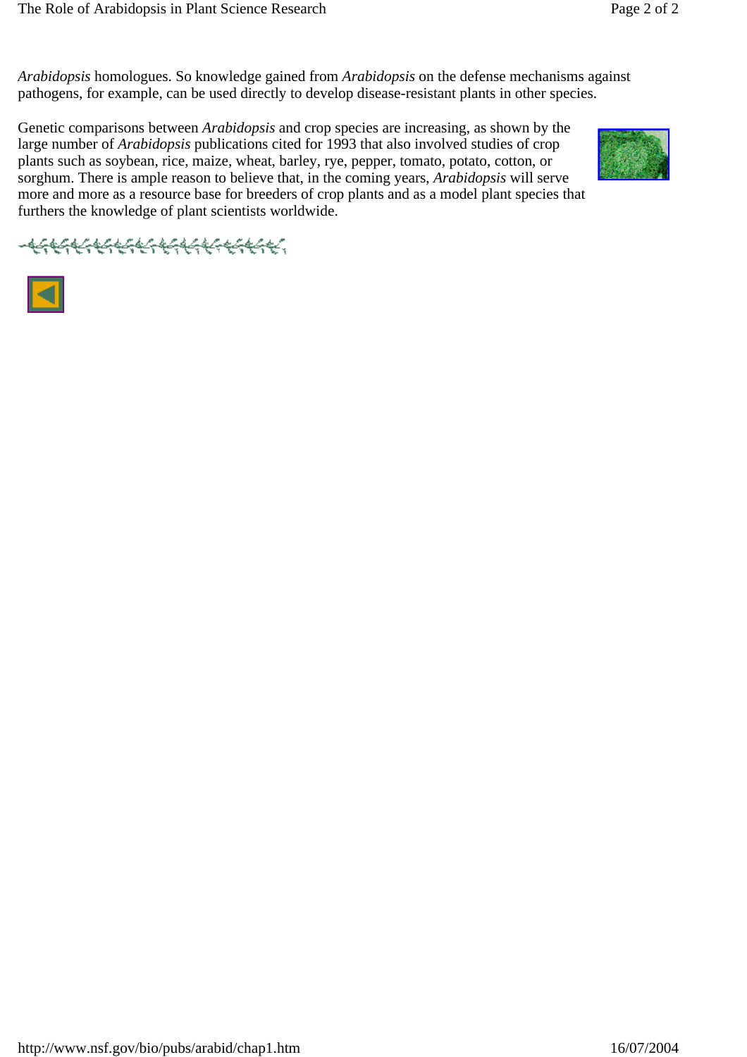*Arabidopsis* homologues. So knowledge gained from *Arabidopsis* on the defense mechanisms against pathogens, for example, can be used directly to develop disease-resistant plants in other species.

Genetic comparisons between *Arabidopsis* and crop species are increasing, as shown by the large number of *Arabidopsis* publications cited for 1993 that also involved studies of crop plants such as soybean, rice, maize, wheat, barley, rye, pepper, tomato, potato, cotton, or sorghum. There is ample reason to believe that, in the coming years, *Arabidopsis* will serve more and more as a resource base for breeders of crop plants and as a model plant species that furthers the knowledge of plant scientists worldwide.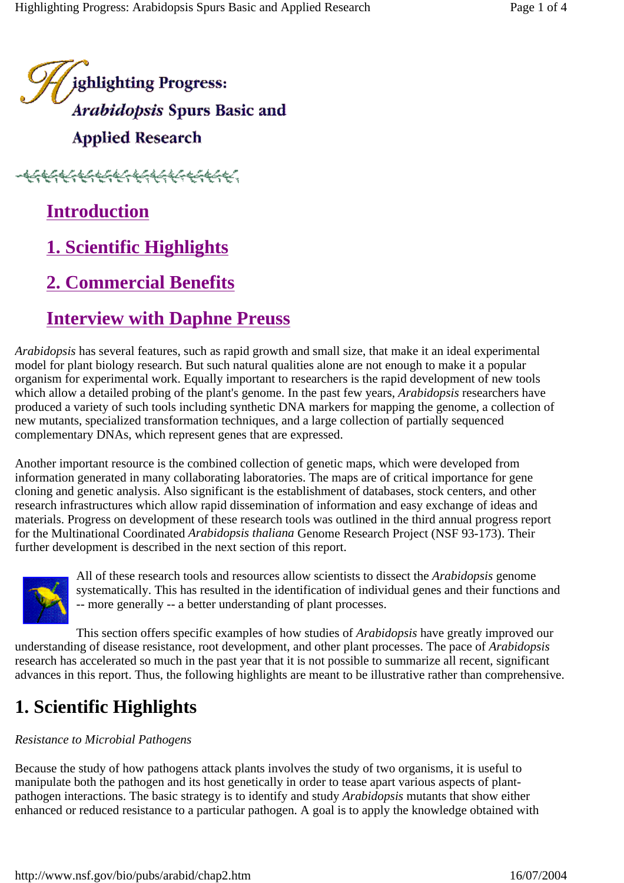# Highlighting Progress: *Arabidopsis* Spurs Basic and Applied Research

Introduction

1. Scientific Highlights

2. Commercial Benefits

Interview with Daphne Preuss

*Arabidopsis* has several features, such as rapid growth and small size, that make it an ideal experimental model for plant biology research. But such natural qualities alone are not enough to make it a popular organism for experimental work. Equally important to researchers is the rapid development of new tools which allow a detailed probing of the plant's genome. In the past few years, *Arabidopsis* researchers have produced a variety of such tools including synthetic DNA markers for mapping the genome, a collection of new mutants, specialized transformation techniques, and a large collection of partially sequenced complementary DNAs, which represent genes that are expressed.

Another important resource is the combined collection of genetic maps, which were developed from information generated in many collaborating laboratories. The maps are of critical importance for gene cloning and genetic analysis. Also significant is the establishment of databases, stock centers, and other research infrastructures which allow rapid dissemination of information and easy exchange of ideas and materials. Progress on development of these research tools was outlined in the third annual progress report for the Multinational Coordinated *Arabidopsis thaliana* Genome Research Project (NSF 93-173). Their further development is described in the next section of this report.

All of these research tools and resources allow scientists to dissect the *Arabidopsis* genome systematically. This has resulted in the identification of individual genes and their functions and -- more generally -- a better understanding of plant processes.

This section offers specific examples of how studies of *Arabidopsis* have greatly improved our understanding of disease resistance, root development, and other plant processes. The pace of *Arabidopsis* research has accelerated so much in the past year that it is not possible to summarize all recent, significant advances in this report. Thus, the following highlights are meant to be illustrative rather than comprehensive.

## 1. Scientific Highlights

*Resistance to Microbial Pathogens*

Because the study of how pathogens attack plants involves the study of two organisms, it is useful to manipulate both the pathogen and its host genetically in order to tease apart various aspects of plant-pathogen interactions. The basic strategy is to identify and study *Arabidopsis* mutants that show either enhanced or reduced resistance to a particular pathogen. A goal is to apply the knowledge obtained with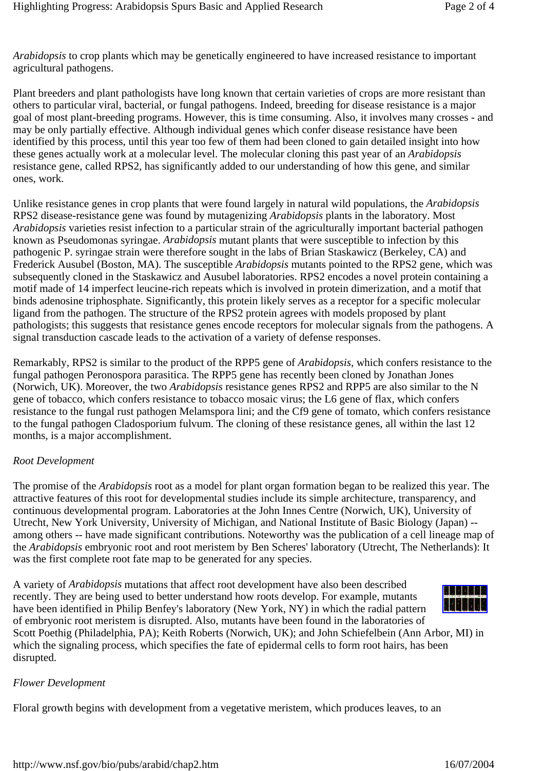*Arabidopsis* to crop plants which may be genetically engineered to have increased resistance to important agricultural pathogens.

Plant breeders and plant pathologists have long known that certain varieties of crops are more resistant than others to particular viral, bacterial, or fungal pathogens. Indeed, breeding for disease resistance is a major goal of most plant-breeding programs. However, this is time consuming. Also, it involves many crosses - and may be only partially effective. Although individual genes which confer disease resistance have been identified by this process, until this year too few of them had been cloned to gain detailed insight into how these genes actually work at a molecular level. The molecular cloning this past year of an *Arabidopsis* resistance gene, called RPS2, has significantly added to our understanding of how this gene, and similar ones, work.

Unlike resistance genes in crop plants that were found largely in natural wild populations, the *Arabidopsis* RPS2 disease-resistance gene was found by mutagenizing *Arabidopsis* plants in the laboratory. Most *Arabidopsis* varieties resist infection to a particular strain of the agriculturally important bacterial pathogen known as Pseudomonas syringae. *Arabidopsis* mutant plants that were susceptible to infection by this pathogenic P. syringae strain were therefore sought in the labs of Brian Staskawicz (Berkeley, CA) and Frederick Ausubel (Boston, MA). The susceptible *Arabidopsis* mutants pointed to the RPS2 gene, which was subsequently cloned in the Staskawicz and Ausubel laboratories. RPS2 encodes a novel protein containing a motif made of 14 imperfect leucine-rich repeats which is involved in protein dimerization, and a motif that binds adenosine triphosphate. Significantly, this protein likely serves as a receptor for a specific molecular ligand from the pathogen. The structure of the RPS2 protein agrees with models proposed by plant pathologists; this suggests that resistance genes encode receptors for molecular signals from the pathogens. A signal transduction cascade leads to the activation of a variety of defense responses.

Remarkably, RPS2 is similar to the product of the RPP5 gene of *Arabidopsis*, which confers resistance to the fungal pathogen Peronospora parasitica. The RPP5 gene has recently been cloned by Jonathan Jones (Norwich, UK). Moreover, the two *Arabidopsis* resistance genes RPS2 and RPP5 are also similar to the N gene of tobacco, which confers resistance to tobacco mosaic virus; the L6 gene of flax, which confers resistance to the fungal rust pathogen Melamspora lini; and the Cf9 gene of tomato, which confers resistance to the fungal pathogen Cladosporium fulvum. The cloning of these resistance genes, all within the last 12 months, is a major accomplishment.

*Root Development*

The promise of the *Arabidopsis* root as a model for plant organ formation began to be realized this year. The attractive features of this root for developmental studies include its simple architecture, transparency, and continuous developmental program. Laboratories at the John Innes Centre (Norwich, UK), University of Utrecht, New York University, University of Michigan, and National Institute of Basic Biology (Japan) -- among others -- have made significant contributions. Noteworthy was the publication of a cell lineage map of the *Arabidopsis* embryonic root and root meristem by Ben Scheres' laboratory (Utrecht, The Netherlands): It was the first complete root fate map to be generated for any species.

A variety of *Arabidopsis* mutations that affect root development have also been described recently. They are being used to better understand how roots develop. For example, mutants have been identified in Philip Benfey's laboratory (New York, NY) in which the radial pattern of embryonic root meristem is disrupted. Also, mutants have been found in the laboratories of Scott Poethig (Philadelphia, PA); Keith Roberts (Norwich, UK); and John Schiefelbein (Ann Arbor, MI) in which the signaling process, which specifies the fate of epidermal cells to form root hairs, has been disrupted.

*Flower Development*

Floral growth begins with development from a vegetative meristem, which produces leaves, to an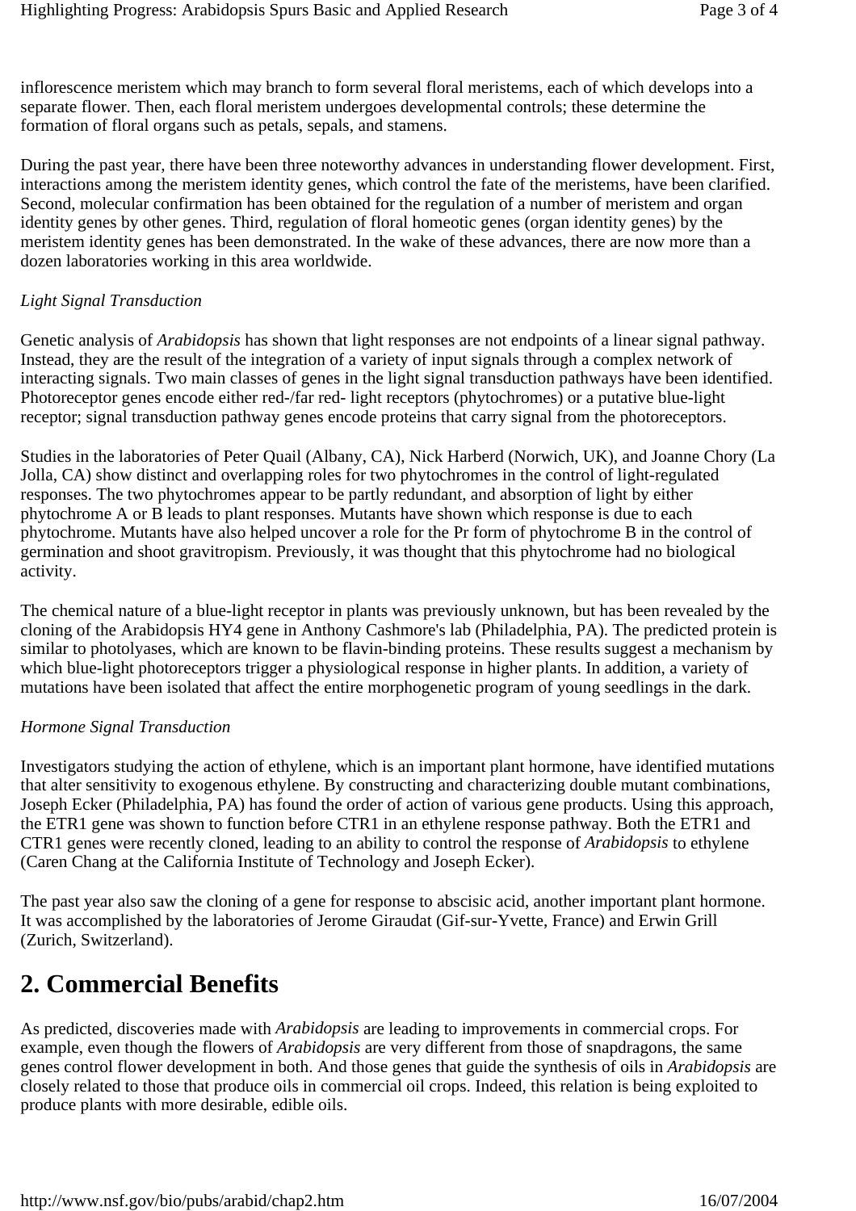inflorescence meristem which may branch to form several floral meristems, each of which develops into a separate flower. Then, each floral meristem undergoes developmental controls; these determine the formation of floral organs such as petals, sepals, and stamens.

During the past year, there have been three noteworthy advances in understanding flower development. First, interactions among the meristem identity genes, which control the fate of the meristems, have been clarified. Second, molecular confirmation has been obtained for the regulation of a number of meristem and organ identity genes by other genes. Third, regulation of floral homeotic genes (organ identity genes) by the meristem identity genes has been demonstrated. In the wake of these advances, there are now more than a dozen laboratories working in this area worldwide.

*Light Signal Transduction*

Genetic analysis of *Arabidopsis* has shown that light responses are not endpoints of a linear signal pathway. Instead, they are the result of the integration of a variety of input signals through a complex network of interacting signals. Two main classes of genes in the light signal transduction pathways have been identified. Photoreceptor genes encode either red-/far red- light receptors (phytochromes) or a putative blue-light receptor; signal transduction pathway genes encode proteins that carry signal from the photoreceptors.

Studies in the laboratories of Peter Quail (Albany, CA), Nick Harberd (Norwich, UK), and Joanne Chory (La Jolla, CA) show distinct and overlapping roles for two phytochromes in the control of light-regulated responses. The two phytochromes appear to be partly redundant, and absorption of light by either phytochrome A or B leads to plant responses. Mutants have shown which response is due to each phytochrome. Mutants have also helped uncover a role for the Pr form of phytochrome B in the control of germination and shoot gravitropism. Previously, it was thought that this phytochrome had no biological activity.

The chemical nature of a blue-light receptor in plants was previously unknown, but has been revealed by the cloning of the Arabidopsis HY4 gene in Anthony Cashmore's lab (Philadelphia, PA). The predicted protein is similar to photolyases, which are known to be flavin-binding proteins. These results suggest a mechanism by which blue-light photoreceptors trigger a physiological response in higher plants. In addition, a variety of mutations have been isolated that affect the entire morphogenetic program of young seedlings in the dark.

*Hormone Signal Transduction*

Investigators studying the action of ethylene, which is an important plant hormone, have identified mutations that alter sensitivity to exogenous ethylene. By constructing and characterizing double mutant combinations, Joseph Ecker (Philadelphia, PA) has found the order of action of various gene products. Using this approach, the ETR1 gene was shown to function before CTR1 in an ethylene response pathway. Both the ETR1 and CTR1 genes were recently cloned, leading to an ability to control the response of *Arabidopsis* to ethylene (Caren Chang at the California Institute of Technology and Joseph Ecker).

The past year also saw the cloning of a gene for response to abscisic acid, another important plant hormone. It was accomplished by the laboratories of Jerome Giraudat (Gif-sur-Yvette, France) and Erwin Grill (Zurich, Switzerland).

## 2. Commercial Benefits

As predicted, discoveries made with *Arabidopsis* are leading to improvements in commercial crops. For example, even though the flowers of *Arabidopsis* are very different from those of snapdragons, the same genes control flower development in both. And those genes that guide the synthesis of oils in *Arabidopsis* are closely related to those that produce oils in commercial oil crops. Indeed, this relation is being exploited to produce plants with more desirable, edible oils.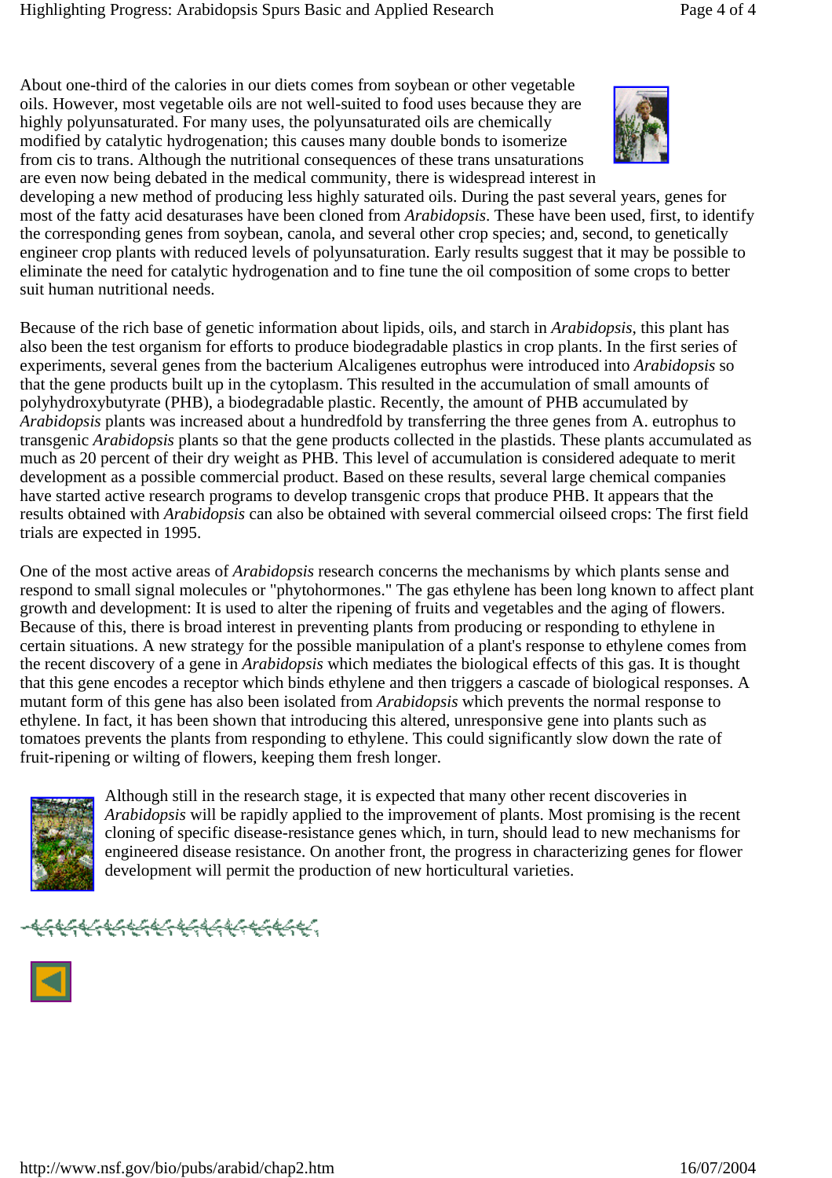About one-third of the calories in our diets comes from soybean or other vegetable oils. However, most vegetable oils are not well-suited to food uses because they are highly polyunsaturated. For many uses, the polyunsaturated oils are chemically modified by catalytic hydrogenation; this causes many double bonds to isomerize from cis to trans. Although the nutritional consequences of these trans unsaturations are even now being debated in the medical community, there is widespread interest in developing a new method of producing less highly saturated oils. During the past several years, genes for most of the fatty acid desaturases have been cloned from *Arabidopsis*. These have been used, first, to identify the corresponding genes from soybean, canola, and several other crop species; and, second, to genetically engineer crop plants with reduced levels of polyunsaturation. Early results suggest that it may be possible to eliminate the need for catalytic hydrogenation and to fine tune the oil composition of some crops to better suit human nutritional needs.

Because of the rich base of genetic information about lipids, oils, and starch in *Arabidopsis*, this plant has also been the test organism for efforts to produce biodegradable plastics in crop plants. In the first series of experiments, several genes from the bacterium Alcaligenes eutrophus were introduced into *Arabidopsis* so that the gene products built up in the cytoplasm. This resulted in the accumulation of small amounts of polyhydroxybutyrate (PHB), a biodegradable plastic. Recently, the amount of PHB accumulated by *Arabidopsis* plants was increased about a hundredfold by transferring the three genes from A. eutrophus to transgenic *Arabidopsis* plants so that the gene products collected in the plastids. These plants accumulated as much as 20 percent of their dry weight as PHB. This level of accumulation is considered adequate to merit development as a possible commercial product. Based on these results, several large chemical companies have started active research programs to develop transgenic crops that produce PHB. It appears that the results obtained with *Arabidopsis* can also be obtained with several commercial oilseed crops: The first field trials are expected in 1995.

One of the most active areas of *Arabidopsis* research concerns the mechanisms by which plants sense and respond to small signal molecules or "phytohormones." The gas ethylene has been long known to affect plant growth and development: It is used to alter the ripening of fruits and vegetables and the aging of flowers. Because of this, there is broad interest in preventing plants from producing or responding to ethylene in certain situations. A new strategy for the possible manipulation of a plant's response to ethylene comes from the recent discovery of a gene in *Arabidopsis* which mediates the biological effects of this gas. It is thought that this gene encodes a receptor which binds ethylene and then triggers a cascade of biological responses. A mutant form of this gene has also been isolated from *Arabidopsis* which prevents the normal response to ethylene. In fact, it has been shown that introducing this altered, unresponsive gene into plants such as tomatoes prevents the plants from responding to ethylene. This could significantly slow down the rate of fruit-ripening or wilting of flowers, keeping them fresh longer.

Although still in the research stage, it is expected that many other recent discoveries in *Arabidopsis* will be rapidly applied to the improvement of plants. Most promising is the recent cloning of specific disease-resistance genes which, in turn, should lead to new mechanisms for engineered disease resistance. On another front, the progress in characterizing genes for flower development will permit the production of new horticultural varieties.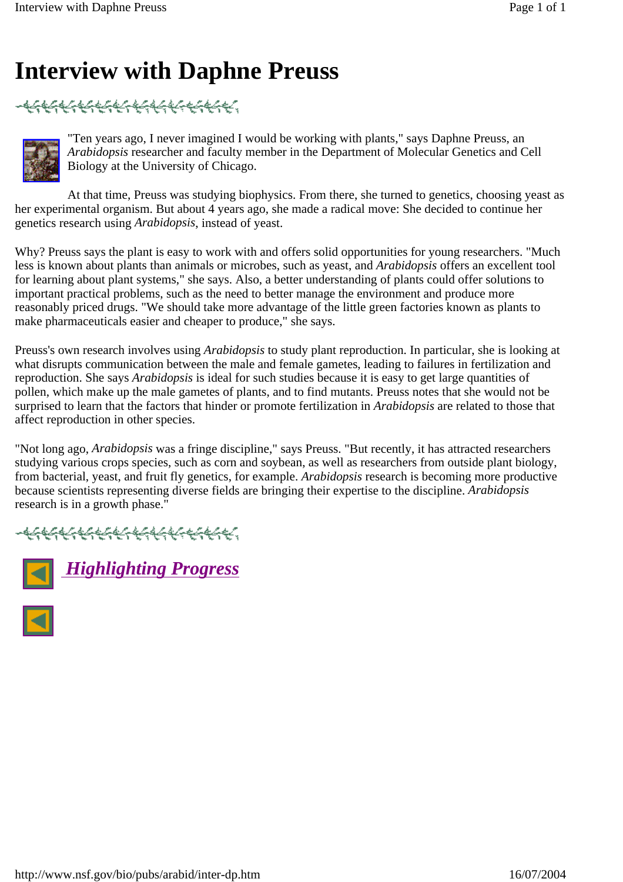# Interview with Daphne Preuss

"Ten years ago, I never imagined I would be working with plants," says Daphne Preuss, an *Arabidopsis* researcher and faculty member in the Department of Molecular Genetics and Cell Biology at the University of Chicago.

At that time, Preuss was studying biophysics. From there, she turned to genetics, choosing yeast as her experimental organism. But about 4 years ago, she made a radical move: She decided to continue her genetics research using *Arabidopsis*, instead of yeast.

Why? Preuss says the plant is easy to work with and offers solid opportunities for young researchers. "Much less is known about plants than animals or microbes, such as yeast, and *Arabidopsis* offers an excellent tool for learning about plant systems," she says. Also, a better understanding of plants could offer solutions to important practical problems, such as the need to better manage the environment and produce more reasonably priced drugs. "We should take more advantage of the little green factories known as plants to make pharmaceuticals easier and cheaper to produce," she says.

Preuss's own research involves using *Arabidopsis* to study plant reproduction. In particular, she is looking at what disrupts communication between the male and female gametes, leading to failures in fertilization and reproduction. She says *Arabidopsis* is ideal for such studies because it is easy to get large quantities of pollen, which make up the male gametes of plants, and to find mutants. Preuss notes that she would not be surprised to learn that the factors that hinder or promote fertilization in *Arabidopsis* are related to those that affect reproduction in other species.

"Not long ago, *Arabidopsis* was a fringe discipline," says Preuss. "But recently, it has attracted researchers studying various crops species, such as corn and soybean, as well as researchers from outside plant biology, from bacterial, yeast, and fruit fly genetics, for example. *Arabidopsis* research is becoming more productive because scientists representing diverse fields are bringing their expertise to the discipline. *Arabidopsis* research is in a growth phase."

***Highlighting Progress***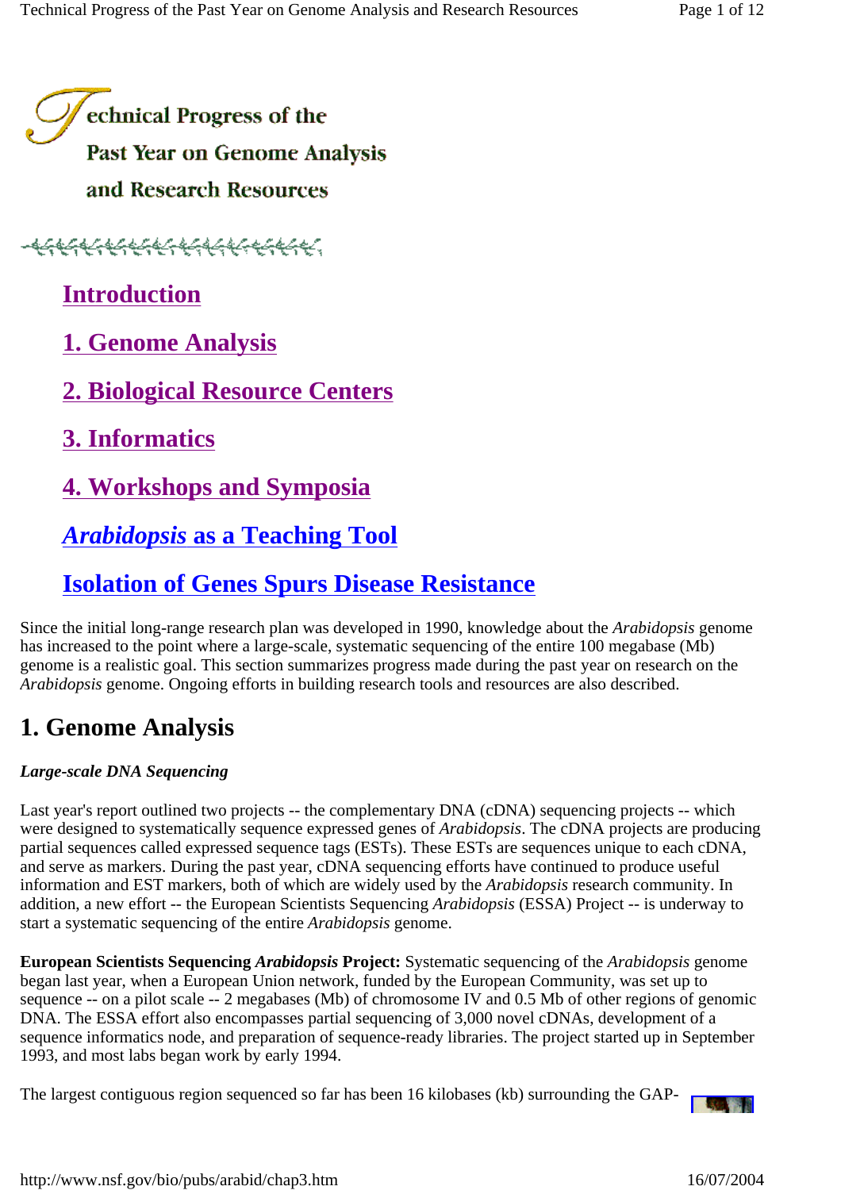# Technical Progress of the Past Year on Genome Analysis and Research Resources

[Introduction](#)

[1. Genome Analysis](#)

[2. Biological Resource Centers](#)

[3. Informatics](#)

[4. Workshops and Symposia](#)

[*Arabidopsis* as a Teaching Tool](#)

[Isolation of Genes Spurs Disease Resistance](#)

Since the initial long-range research plan was developed in 1990, knowledge about the *Arabidopsis* genome has increased to the point where a large-scale, systematic sequencing of the entire 100 megabase (Mb) genome is a realistic goal. This section summarizes progress made during the past year on research on the *Arabidopsis* genome. Ongoing efforts in building research tools and resources are also described.

## 1. Genome Analysis

***Large-scale DNA Sequencing***

Last year's report outlined two projects -- the complementary DNA (cDNA) sequencing projects -- which were designed to systematically sequence expressed genes of *Arabidopsis*. The cDNA projects are producing partial sequences called expressed sequence tags (ESTs). These ESTs are sequences unique to each cDNA, and serve as markers. During the past year, cDNA sequencing efforts have continued to produce useful information and EST markers, both of which are widely used by the *Arabidopsis* research community. In addition, a new effort -- the European Scientists Sequencing *Arabidopsis* (ESSA) Project -- is underway to start a systematic sequencing of the entire *Arabidopsis* genome.

**European Scientists Sequencing *Arabidopsis* Project:** Systematic sequencing of the *Arabidopsis* genome began last year, when a European Union network, funded by the European Community, was set up to sequence -- on a pilot scale -- 2 megabases (Mb) of chromosome IV and 0.5 Mb of other regions of genomic DNA. The ESSA effort also encompasses partial sequencing of 3,000 novel cDNAs, development of a sequence informatics node, and preparation of sequence-ready libraries. The project started up in September 1993, and most labs began work by early 1994.

The largest contiguous region sequenced so far has been 16 kilobases (kb) surrounding the GAP-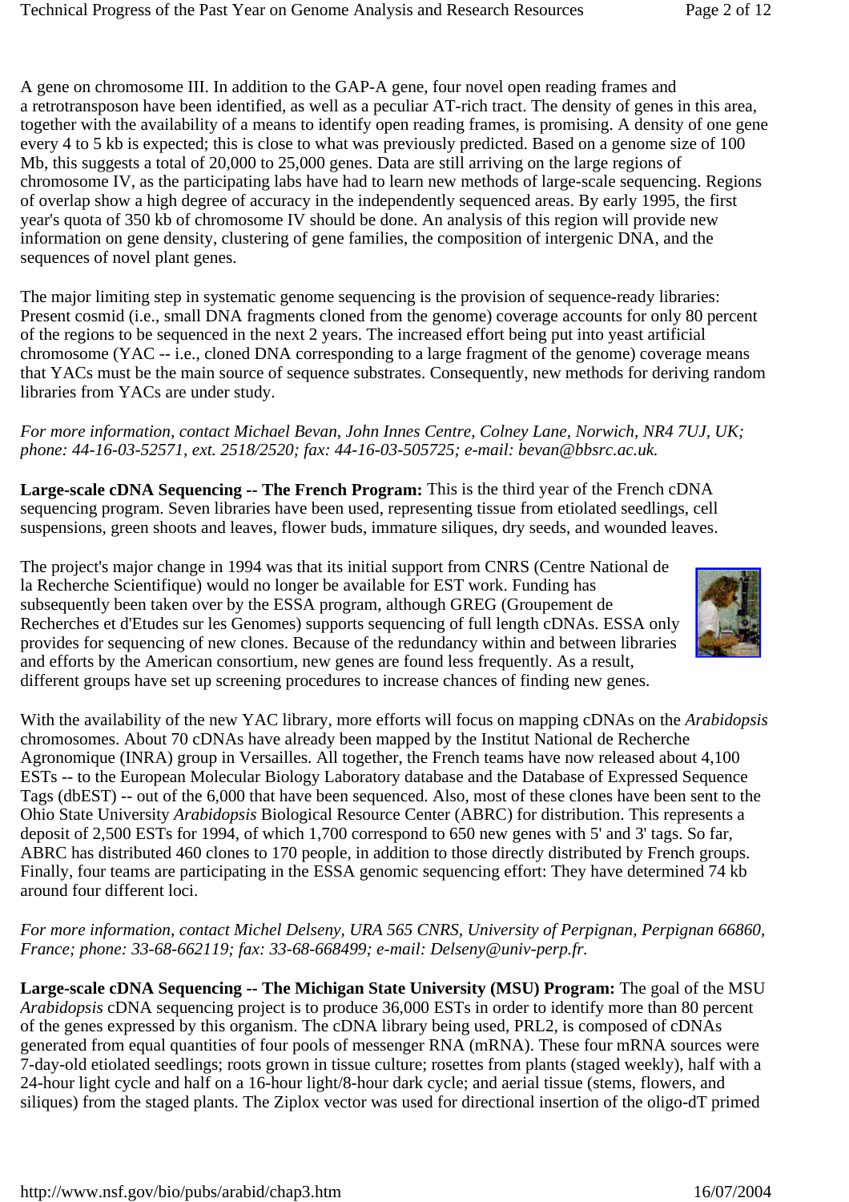A gene on chromosome III. In addition to the GAP-A gene, four novel open reading frames and a retrotransposon have been identified, as well as a peculiar AT-rich tract. The density of genes in this area, together with the availability of a means to identify open reading frames, is promising. A density of one gene every 4 to 5 kb is expected; this is close to what was previously predicted. Based on a genome size of 100 Mb, this suggests a total of 20,000 to 25,000 genes. Data are still arriving on the large regions of chromosome IV, as the participating labs have had to learn new methods of large-scale sequencing. Regions of overlap show a high degree of accuracy in the independently sequenced areas. By early 1995, the first year's quota of 350 kb of chromosome IV should be done. An analysis of this region will provide new information on gene density, clustering of gene families, the composition of intergenic DNA, and the sequences of novel plant genes.

The major limiting step in systematic genome sequencing is the provision of sequence-ready libraries: Present cosmid (i.e., small DNA fragments cloned from the genome) coverage accounts for only 80 percent of the regions to be sequenced in the next 2 years. The increased effort being put into yeast artificial chromosome (YAC -- i.e., cloned DNA corresponding to a large fragment of the genome) coverage means that YACs must be the main source of sequence substrates. Consequently, new methods for deriving random libraries from YACs are under study.

*For more information, contact Michael Bevan, John Innes Centre, Colney Lane, Norwich, NR4 7UJ, UK; phone: 44-16-03-52571, ext. 2518/2520; fax: 44-16-03-505725; e-mail: bevan@bbsrc.ac.uk.*

**Large-scale cDNA Sequencing -- The French Program:** This is the third year of the French cDNA sequencing program. Seven libraries have been used, representing tissue from etiolated seedlings, cell suspensions, green shoots and leaves, flower buds, immature siliques, dry seeds, and wounded leaves.

The project's major change in 1994 was that its initial support from CNRS (Centre National de la Recherche Scientifique) would no longer be available for EST work. Funding has subsequently been taken over by the ESSA program, although GREG (Groupement de Recherches et d'Etudes sur les Genomes) supports sequencing of full length cDNAs. ESSA only provides for sequencing of new clones. Because of the redundancy within and between libraries and efforts by the American consortium, new genes are found less frequently. As a result, different groups have set up screening procedures to increase chances of finding new genes.

With the availability of the new YAC library, more efforts will focus on mapping cDNAs on the *Arabidopsis* chromosomes. About 70 cDNAs have already been mapped by the Institut National de Recherche Agronomique (INRA) group in Versailles. All together, the French teams have now released about 4,100 ESTs -- to the European Molecular Biology Laboratory database and the Database of Expressed Sequence Tags (dbEST) -- out of the 6,000 that have been sequenced. Also, most of these clones have been sent to the Ohio State University *Arabidopsis* Biological Resource Center (ABRC) for distribution. This represents a deposit of 2,500 ESTs for 1994, of which 1,700 correspond to 650 new genes with 5' and 3' tags. So far, ABRC has distributed 460 clones to 170 people, in addition to those directly distributed by French groups. Finally, four teams are participating in the ESSA genomic sequencing effort: They have determined 74 kb around four different loci.

*For more information, contact Michel Delseny, URA 565 CNRS, University of Perpignan, Perpignan 66860, France; phone: 33-68-662119; fax: 33-68-668499; e-mail: Delseny@univ-perp.fr.*

**Large-scale cDNA Sequencing -- The Michigan State University (MSU) Program:** The goal of the MSU *Arabidopsis* cDNA sequencing project is to produce 36,000 ESTs in order to identify more than 80 percent of the genes expressed by this organism. The cDNA library being used, PRL2, is composed of cDNAs generated from equal quantities of four pools of messenger RNA (mRNA). These four mRNA sources were 7-day-old etiolated seedlings; roots grown in tissue culture; rosettes from plants (staged weekly), half with a 24-hour light cycle and half on a 16-hour light/8-hour dark cycle; and aerial tissue (stems, flowers, and siliques) from the staged plants. The Ziplox vector was used for directional insertion of the oligo-dT primed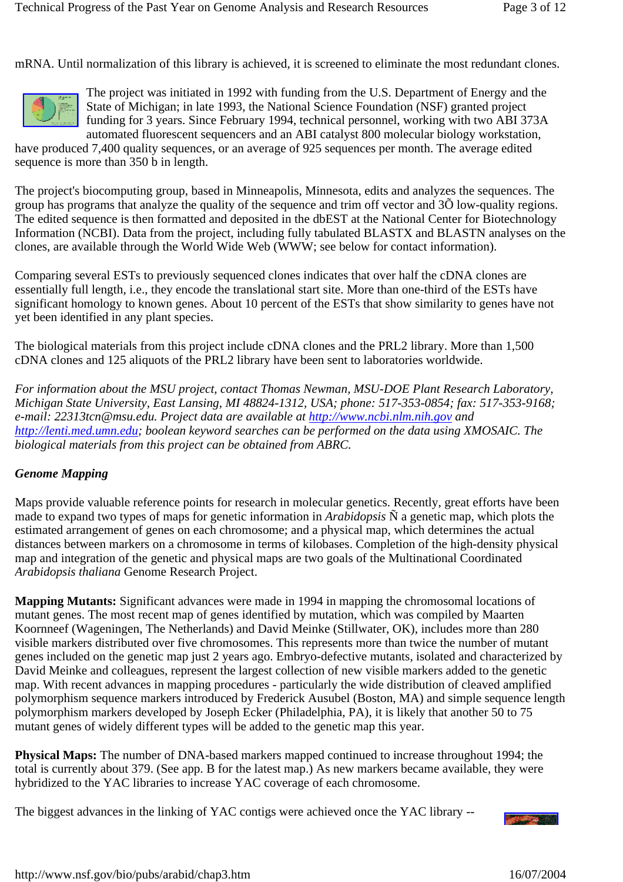mRNA. Until normalization of this library is achieved, it is screened to eliminate the most redundant clones.

The project was initiated in 1992 with funding from the U.S. Department of Energy and the State of Michigan; in late 1993, the National Science Foundation (NSF) granted project funding for 3 years. Since February 1994, technical personnel, working with two ABI 373A automated fluorescent sequencers and an ABI catalyst 800 molecular biology workstation, have produced 7,400 quality sequences, or an average of 925 sequences per month. The average edited sequence is more than 350 b in length.

The project's biocomputing group, based in Minneapolis, Minnesota, edits and analyzes the sequences. The group has programs that analyze the quality of the sequence and trim off vector and 3Õ low-quality regions. The edited sequence is then formatted and deposited in the dbEST at the National Center for Biotechnology Information (NCBI). Data from the project, including fully tabulated BLASTX and BLASTN analyses on the clones, are available through the World Wide Web (WWW; see below for contact information).

Comparing several ESTs to previously sequenced clones indicates that over half the cDNA clones are essentially full length, i.e., they encode the translational start site. More than one-third of the ESTs have significant homology to known genes. About 10 percent of the ESTs that show similarity to genes have not yet been identified in any plant species.

The biological materials from this project include cDNA clones and the PRL2 library. More than 1,500 cDNA clones and 125 aliquots of the PRL2 library have been sent to laboratories worldwide.

*For information about the MSU project, contact Thomas Newman, MSU-DOE Plant Research Laboratory, Michigan State University, East Lansing, MI 48824-1312, USA; phone: 517-353-0854; fax: 517-353-9168; e-mail: 22313tcn@msu.edu. Project data are available at [http://www.ncbi.nlm.nih.gov](http://www.ncbi.nlm.nih.gov) and [http://lenti.med.umn.edu](http://lenti.med.umn.edu); boolean keyword searches can be performed on the data using XMOSAIC. The biological materials from this project can be obtained from ABRC.*

### *Genome Mapping*

Maps provide valuable reference points for research in molecular genetics. Recently, great efforts have been made to expand two types of maps for genetic information in *Arabidopsis* Ñ a genetic map, which plots the estimated arrangement of genes on each chromosome; and a physical map, which determines the actual distances between markers on a chromosome in terms of kilobases. Completion of the high-density physical map and integration of the genetic and physical maps are two goals of the Multinational Coordinated *Arabidopsis thaliana* Genome Research Project.

**Mapping Mutants:** Significant advances were made in 1994 in mapping the chromosomal locations of mutant genes. The most recent map of genes identified by mutation, which was compiled by Maarten Koornneef (Wageningen, The Netherlands) and David Meinke (Stillwater, OK), includes more than 280 visible markers distributed over five chromosomes. This represents more than twice the number of mutant genes included on the genetic map just 2 years ago. Embryo-defective mutants, isolated and characterized by David Meinke and colleagues, represent the largest collection of new visible markers added to the genetic map. With recent advances in mapping procedures - particularly the wide distribution of cleaved amplified polymorphism sequence markers introduced by Frederick Ausubel (Boston, MA) and simple sequence length polymorphism markers developed by Joseph Ecker (Philadelphia, PA), it is likely that another 50 to 75 mutant genes of widely different types will be added to the genetic map this year.

**Physical Maps:** The number of DNA-based markers mapped continued to increase throughout 1994; the total is currently about 379. (See app. B for the latest map.) As new markers became available, they were hybridized to the YAC libraries to increase YAC coverage of each chromosome.

The biggest advances in the linking of YAC contigs were achieved once the YAC library --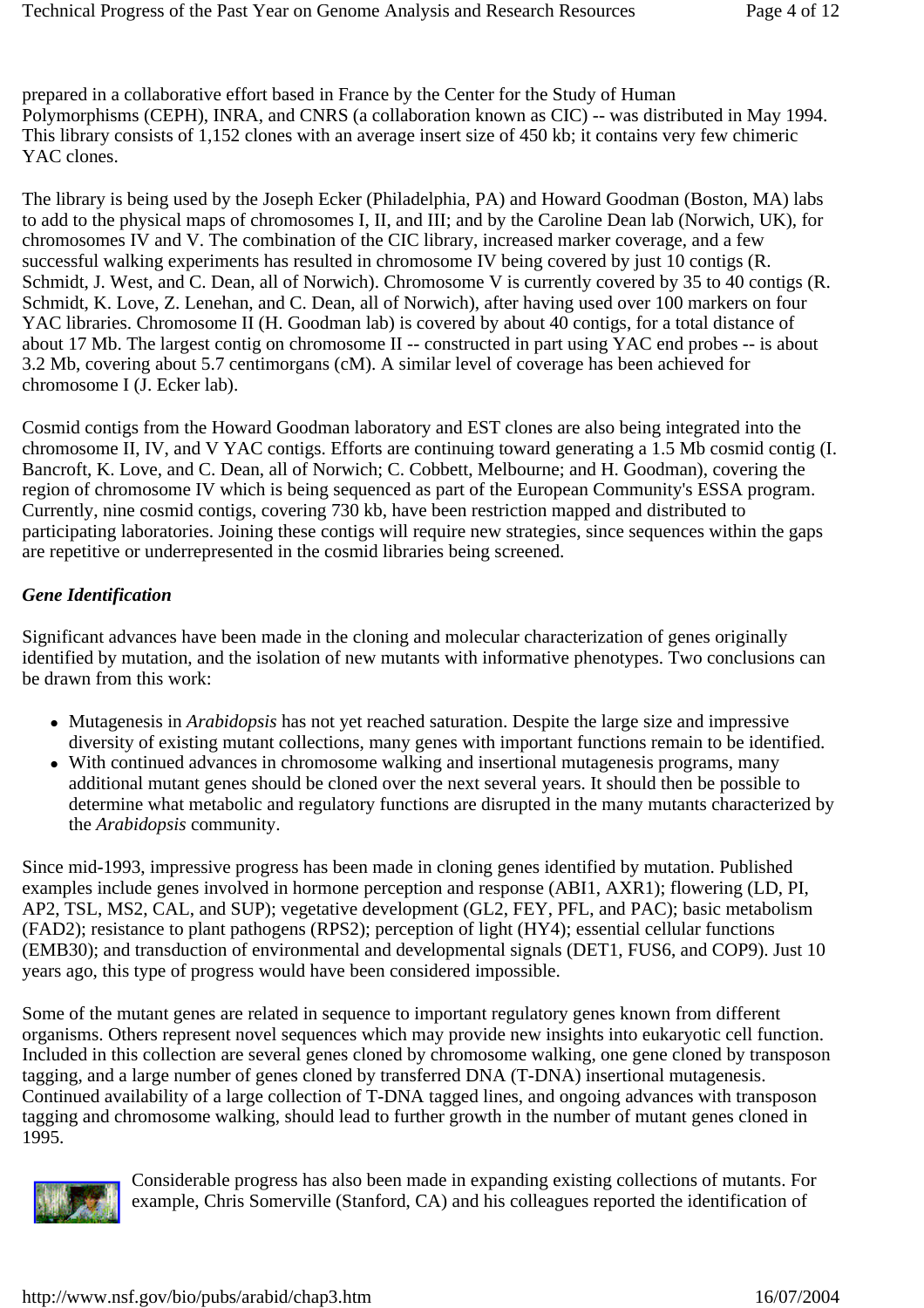prepared in a collaborative effort based in France by the Center for the Study of Human Polymorphisms (CEPH), INRA, and CNRS (a collaboration known as CIC) -- was distributed in May 1994. This library consists of 1,152 clones with an average insert size of 450 kb; it contains very few chimeric YAC clones.

The library is being used by the Joseph Ecker (Philadelphia, PA) and Howard Goodman (Boston, MA) labs to add to the physical maps of chromosomes I, II, and III; and by the Caroline Dean lab (Norwich, UK), for chromosomes IV and V. The combination of the CIC library, increased marker coverage, and a few successful walking experiments has resulted in chromosome IV being covered by just 10 contigs (R. Schmidt, J. West, and C. Dean, all of Norwich). Chromosome V is currently covered by 35 to 40 contigs (R. Schmidt, K. Love, Z. Lenehan, and C. Dean, all of Norwich), after having used over 100 markers on four YAC libraries. Chromosome II (H. Goodman lab) is covered by about 40 contigs, for a total distance of about 17 Mb. The largest contig on chromosome II -- constructed in part using YAC end probes -- is about 3.2 Mb, covering about 5.7 centimorgans (cM). A similar level of coverage has been achieved for chromosome I (J. Ecker lab).

Cosmid contigs from the Howard Goodman laboratory and EST clones are also being integrated into the chromosome II, IV, and V YAC contigs. Efforts are continuing toward generating a 1.5 Mb cosmid contig (I. Bancroft, K. Love, and C. Dean, all of Norwich; C. Cobbett, Melbourne; and H. Goodman), covering the region of chromosome IV which is being sequenced as part of the European Community's ESSA program. Currently, nine cosmid contigs, covering 730 kb, have been restriction mapped and distributed to participating laboratories. Joining these contigs will require new strategies, since sequences within the gaps are repetitive or underrepresented in the cosmid libraries being screened.

### *Gene Identification*

Significant advances have been made in the cloning and molecular characterization of genes originally identified by mutation, and the isolation of new mutants with informative phenotypes. Two conclusions can be drawn from this work:

- Mutagenesis in *Arabidopsis* has not yet reached saturation. Despite the large size and impressive diversity of existing mutant collections, many genes with important functions remain to be identified.
- With continued advances in chromosome walking and insertional mutagenesis programs, many additional mutant genes should be cloned over the next several years. It should then be possible to determine what metabolic and regulatory functions are disrupted in the many mutants characterized by the *Arabidopsis* community.

Since mid-1993, impressive progress has been made in cloning genes identified by mutation. Published examples include genes involved in hormone perception and response (ABI1, AXR1); flowering (LD, PI, AP2, TSL, MS2, CAL, and SUP); vegetative development (GL2, FEY, PFL, and PAC); basic metabolism (FAD2); resistance to plant pathogens (RPS2); perception of light (HY4); essential cellular functions (EMB30); and transduction of environmental and developmental signals (DET1, FUS6, and COP9). Just 10 years ago, this type of progress would have been considered impossible.

Some of the mutant genes are related in sequence to important regulatory genes known from different organisms. Others represent novel sequences which may provide new insights into eukaryotic cell function. Included in this collection are several genes cloned by chromosome walking, one gene cloned by transposon tagging, and a large number of genes cloned by transferred DNA (T-DNA) insertional mutagenesis. Continued availability of a large collection of T-DNA tagged lines, and ongoing advances with transposon tagging and chromosome walking, should lead to further growth in the number of mutant genes cloned in 1995.

Considerable progress has also been made in expanding existing collections of mutants. For example, Chris Somerville (Stanford, CA) and his colleagues reported the identification of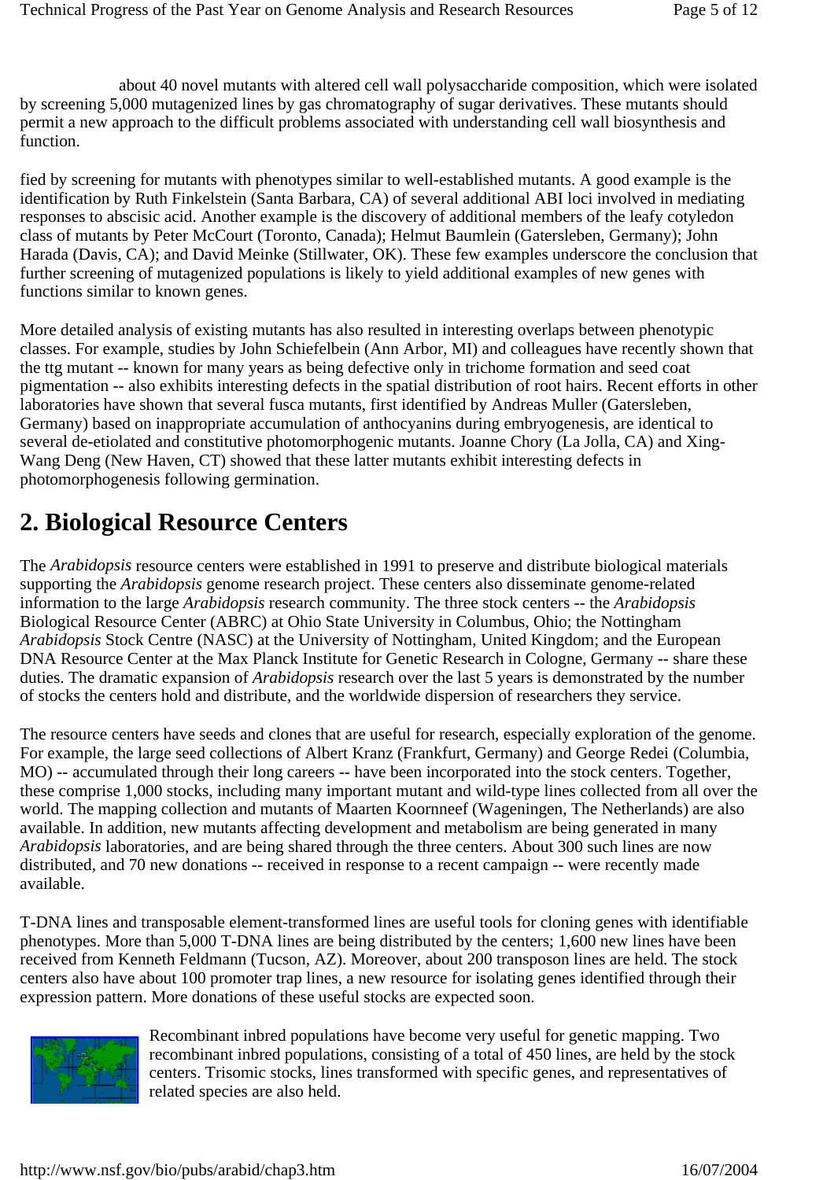about 40 novel mutants with altered cell wall polysaccharide composition, which were isolated by screening 5,000 mutagenized lines by gas chromatography of sugar derivatives. These mutants should permit a new approach to the difficult problems associated with understanding cell wall biosynthesis and function.

fied by screening for mutants with phenotypes similar to well-established mutants. A good example is the identification by Ruth Finkelstein (Santa Barbara, CA) of several additional ABI loci involved in mediating responses to abscisic acid. Another example is the discovery of additional members of the leafy cotyledon class of mutants by Peter McCourt (Toronto, Canada); Helmut Baumlein (Gatersleben, Germany); John Harada (Davis, CA); and David Meinke (Stillwater, OK). These few examples underscore the conclusion that further screening of mutagenized populations is likely to yield additional examples of new genes with functions similar to known genes.

More detailed analysis of existing mutants has also resulted in interesting overlaps between phenotypic classes. For example, studies by John Schiefelbein (Ann Arbor, MI) and colleagues have recently shown that the ttg mutant -- known for many years as being defective only in trichome formation and seed coat pigmentation -- also exhibits interesting defects in the spatial distribution of root hairs. Recent efforts in other laboratories have shown that several fusca mutants, first identified by Andreas Muller (Gatersleben, Germany) based on inappropriate accumulation of anthocyanins during embryogenesis, are identical to several de-etiolated and constitutive photomorphogenic mutants. Joanne Chory (La Jolla, CA) and Xing-Wang Deng (New Haven, CT) showed that these latter mutants exhibit interesting defects in photomorphogenesis following germination.

## 2. Biological Resource Centers

The *Arabidopsis* resource centers were established in 1991 to preserve and distribute biological materials supporting the *Arabidopsis* genome research project. These centers also disseminate genome-related information to the large *Arabidopsis* research community. The three stock centers -- the *Arabidopsis* Biological Resource Center (ABRC) at Ohio State University in Columbus, Ohio; the Nottingham *Arabidopsis* Stock Centre (NASC) at the University of Nottingham, United Kingdom; and the European DNA Resource Center at the Max Planck Institute for Genetic Research in Cologne, Germany -- share these duties. The dramatic expansion of *Arabidopsis* research over the last 5 years is demonstrated by the number of stocks the centers hold and distribute, and the worldwide dispersion of researchers they service.

The resource centers have seeds and clones that are useful for research, especially exploration of the genome. For example, the large seed collections of Albert Kranz (Frankfurt, Germany) and George Redei (Columbia, MO) -- accumulated through their long careers -- have been incorporated into the stock centers. Together, these comprise 1,000 stocks, including many important mutant and wild-type lines collected from all over the world. The mapping collection and mutants of Maarten Koornneef (Wageningen, The Netherlands) are also available. In addition, new mutants affecting development and metabolism are being generated in many *Arabidopsis* laboratories, and are being shared through the three centers. About 300 such lines are now distributed, and 70 new donations -- received in response to a recent campaign -- were recently made available.

T-DNA lines and transposable element-transformed lines are useful tools for cloning genes with identifiable phenotypes. More than 5,000 T-DNA lines are being distributed by the centers; 1,600 new lines have been received from Kenneth Feldmann (Tucson, AZ). Moreover, about 200 transposon lines are held. The stock centers also have about 100 promoter trap lines, a new resource for isolating genes identified through their expression pattern. More donations of these useful stocks are expected soon.

Recombinant inbred populations have become very useful for genetic mapping. Two recombinant inbred populations, consisting of a total of 450 lines, are held by the stock centers. Trisomic stocks, lines transformed with specific genes, and representatives of related species are also held.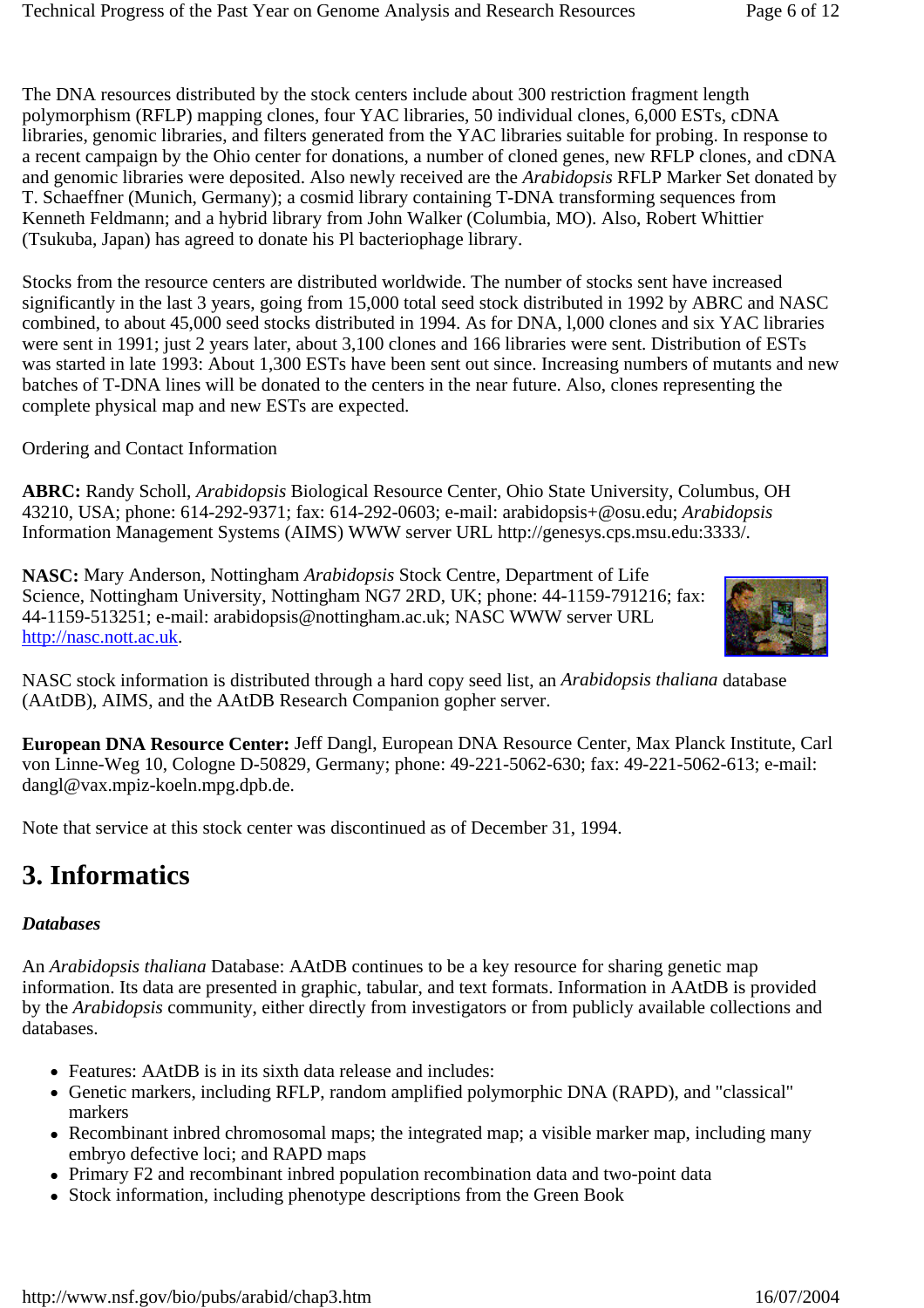The DNA resources distributed by the stock centers include about 300 restriction fragment length polymorphism (RFLP) mapping clones, four YAC libraries, 50 individual clones, 6,000 ESTs, cDNA libraries, genomic libraries, and filters generated from the YAC libraries suitable for probing. In response to a recent campaign by the Ohio center for donations, a number of cloned genes, new RFLP clones, and cDNA and genomic libraries were deposited. Also newly received are the *Arabidopsis* RFLP Marker Set donated by T. Schaeffner (Munich, Germany); a cosmid library containing T-DNA transforming sequences from Kenneth Feldmann; and a hybrid library from John Walker (Columbia, MO). Also, Robert Whittier (Tsukuba, Japan) has agreed to donate his Pl bacteriophage library.

Stocks from the resource centers are distributed worldwide. The number of stocks sent have increased significantly in the last 3 years, going from 15,000 total seed stock distributed in 1992 by ABRC and NASC combined, to about 45,000 seed stocks distributed in 1994. As for DNA, l,000 clones and six YAC libraries were sent in 1991; just 2 years later, about 3,100 clones and 166 libraries were sent. Distribution of ESTs was started in late 1993: About 1,300 ESTs have been sent out since. Increasing numbers of mutants and new batches of T-DNA lines will be donated to the centers in the near future. Also, clones representing the complete physical map and new ESTs are expected.

Ordering and Contact Information

**ABRC:** Randy Scholl, *Arabidopsis* Biological Resource Center, Ohio State University, Columbus, OH 43210, USA; phone: 614-292-9371; fax: 614-292-0603; e-mail: arabidopsis+@osu.edu; *Arabidopsis* Information Management Systems (AIMS) WWW server URL http://genesys.cps.msu.edu:3333/.

**NASC:** Mary Anderson, Nottingham *Arabidopsis* Stock Centre, Department of Life Science, Nottingham University, Nottingham NG7 2RD, UK; phone: 44-1159-791216; fax: 44-1159-513251; e-mail: arabidopsis@nottingham.ac.uk; NASC WWW server URL http://nasc.nott.ac.uk.

NASC stock information is distributed through a hard copy seed list, an *Arabidopsis thaliana* database (AAtDB), AIMS, and the AAtDB Research Companion gopher server.

**European DNA Resource Center:** Jeff Dangl, European DNA Resource Center, Max Planck Institute, Carl von Linne-Weg 10, Cologne D-50829, Germany; phone: 49-221-5062-630; fax: 49-221-5062-613; e-mail: dangl@vax.mpiz-koeln.mpg.dpb.de.

Note that service at this stock center was discontinued as of December 31, 1994.

# 3. Informatics

***Databases***

An *Arabidopsis thaliana* Database: AAtDB continues to be a key resource for sharing genetic map information. Its data are presented in graphic, tabular, and text formats. Information in AAtDB is provided by the *Arabidopsis* community, either directly from investigators or from publicly available collections and databases.

- Features: AAtDB is in its sixth data release and includes:
- Genetic markers, including RFLP, random amplified polymorphic DNA (RAPD), and "classical" markers
- Recombinant inbred chromosomal maps; the integrated map; a visible marker map, including many embryo defective loci; and RAPD maps
- Primary F2 and recombinant inbred population recombination data and two-point data
- Stock information, including phenotype descriptions from the Green Book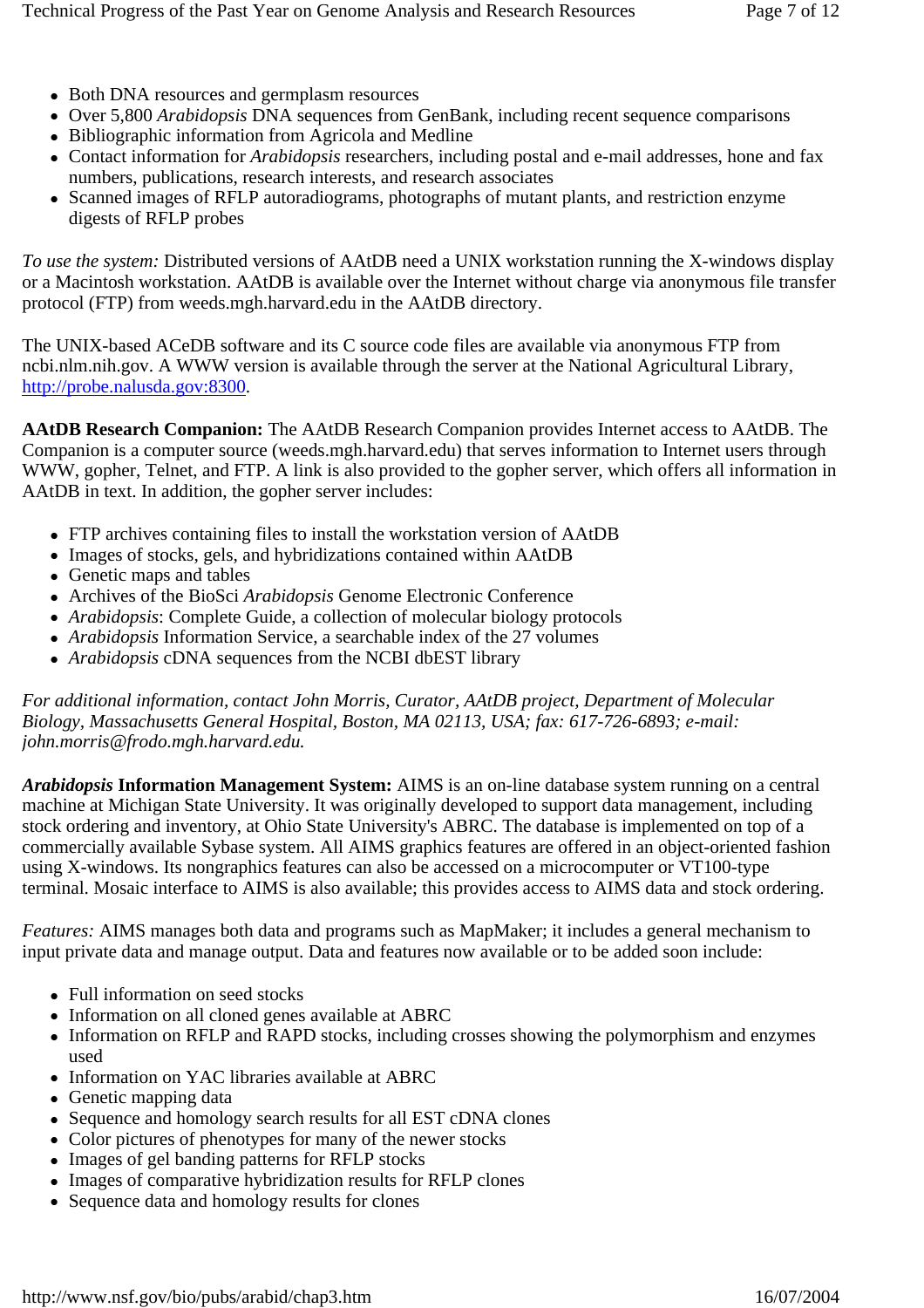- Both DNA resources and germplasm resources
- Over 5,800 *Arabidopsis* DNA sequences from GenBank, including recent sequence comparisons
- Bibliographic information from Agricola and Medline
- Contact information for *Arabidopsis* researchers, including postal and e-mail addresses, hone and fax numbers, publications, research interests, and research associates
- Scanned images of RFLP autoradiograms, photographs of mutant plants, and restriction enzyme digests of RFLP probes

*To use the system:* Distributed versions of AAtDB need a UNIX workstation running the X-windows display or a Macintosh workstation. AAtDB is available over the Internet without charge via anonymous file transfer protocol (FTP) from weeds.mgh.harvard.edu in the AAtDB directory.

The UNIX-based ACeDB software and its C source code files are available via anonymous FTP from ncbi.nlm.nih.gov. A WWW version is available through the server at the National Agricultural Library, http://probe.nalusda.gov:8300.

**AAtDB Research Companion:** The AAtDB Research Companion provides Internet access to AAtDB. The Companion is a computer source (weeds.mgh.harvard.edu) that serves information to Internet users through WWW, gopher, Telnet, and FTP. A link is also provided to the gopher server, which offers all information in AAtDB in text. In addition, the gopher server includes:

- FTP archives containing files to install the workstation version of AAtDB
- Images of stocks, gels, and hybridizations contained within AAtDB
- Genetic maps and tables
- Archives of the BioSci *Arabidopsis* Genome Electronic Conference
- *Arabidopsis*: Complete Guide, a collection of molecular biology protocols
- *Arabidopsis* Information Service, a searchable index of the 27 volumes
- *Arabidopsis* cDNA sequences from the NCBI dbEST library

*For additional information, contact John Morris, Curator, AAtDB project, Department of Molecular Biology, Massachusetts General Hospital, Boston, MA 02113, USA; fax: 617-726-6893; e-mail: john.morris@frodo.mgh.harvard.edu.*

***Arabidopsis* Information Management System:** AIMS is an on-line database system running on a central machine at Michigan State University. It was originally developed to support data management, including stock ordering and inventory, at Ohio State University's ABRC. The database is implemented on top of a commercially available Sybase system. All AIMS graphics features are offered in an object-oriented fashion using X-windows. Its nongraphics features can also be accessed on a microcomputer or VT100-type terminal. Mosaic interface to AIMS is also available; this provides access to AIMS data and stock ordering.

*Features:* AIMS manages both data and programs such as MapMaker; it includes a general mechanism to input private data and manage output. Data and features now available or to be added soon include:

- Full information on seed stocks
- Information on all cloned genes available at ABRC
- Information on RFLP and RAPD stocks, including crosses showing the polymorphism and enzymes used
- Information on YAC libraries available at ABRC
- Genetic mapping data
- Sequence and homology search results for all EST cDNA clones
- Color pictures of phenotypes for many of the newer stocks
- Images of gel banding patterns for RFLP stocks
- Images of comparative hybridization results for RFLP clones
- Sequence data and homology results for clones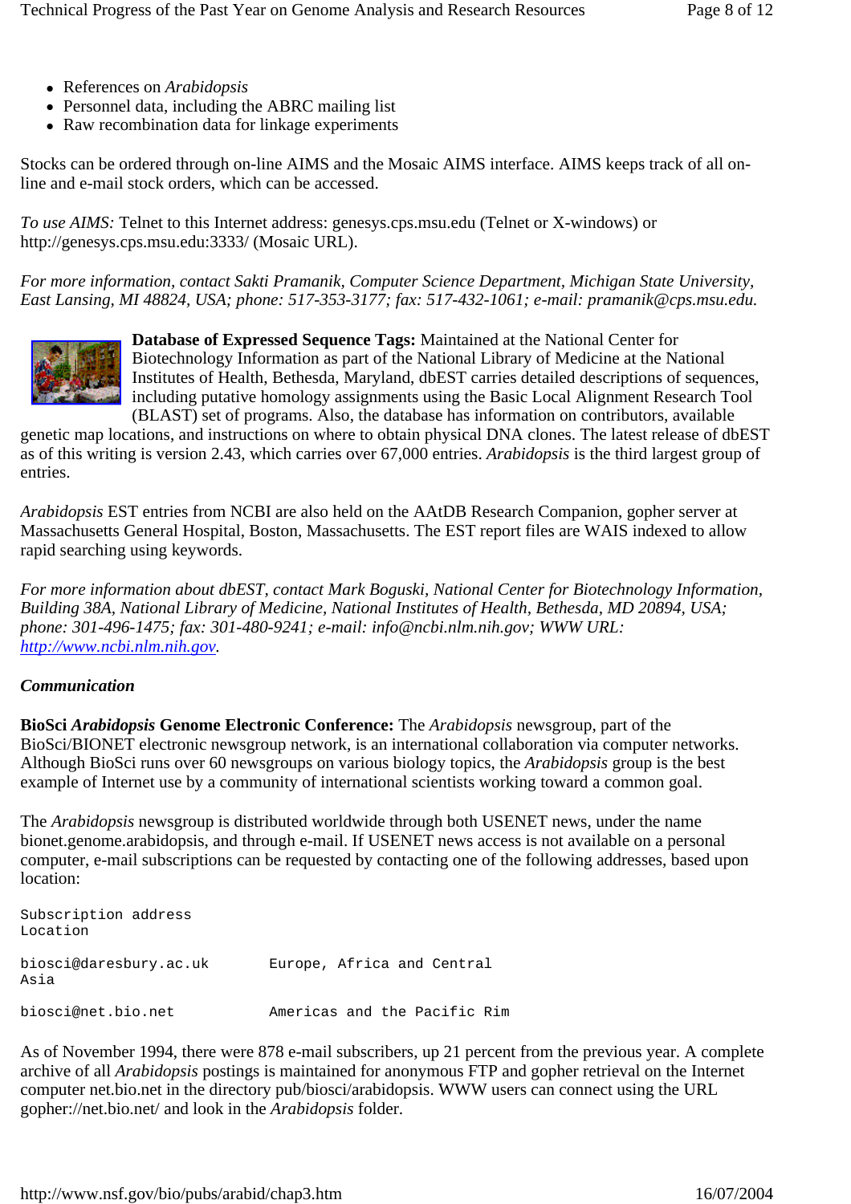- References on *Arabidopsis*
- Personnel data, including the ABRC mailing list
- Raw recombination data for linkage experiments

Stocks can be ordered through on-line AIMS and the Mosaic AIMS interface. AIMS keeps track of all on-line and e-mail stock orders, which can be accessed.

*To use AIMS:* Telnet to this Internet address: genesys.cps.msu.edu (Telnet or X-windows) or http://genesys.cps.msu.edu:3333/ (Mosaic URL).

*For more information, contact Sakti Pramanik, Computer Science Department, Michigan State University, East Lansing, MI 48824, USA; phone: 517-353-3177; fax: 517-432-1061; e-mail: pramanik@cps.msu.edu.*

**Database of Expressed Sequence Tags:** Maintained at the National Center for Biotechnology Information as part of the National Library of Medicine at the National Institutes of Health, Bethesda, Maryland, dbEST carries detailed descriptions of sequences, including putative homology assignments using the Basic Local Alignment Research Tool (BLAST) set of programs. Also, the database has information on contributors, available genetic map locations, and instructions on where to obtain physical DNA clones. The latest release of dbEST as of this writing is version 2.43, which carries over 67,000 entries. *Arabidopsis* is the third largest group of entries.

*Arabidopsis* EST entries from NCBI are also held on the AAtDB Research Companion, gopher server at Massachusetts General Hospital, Boston, Massachusetts. The EST report files are WAIS indexed to allow rapid searching using keywords.

*For more information about dbEST, contact Mark Boguski, National Center for Biotechnology Information, Building 38A, National Library of Medicine, National Institutes of Health, Bethesda, MD 20894, USA; phone: 301-496-1475; fax: 301-480-9241; e-mail: info@ncbi.nlm.nih.gov; WWW URL: http://www.ncbi.nlm.nih.gov.*

### *Communication*

**BioSci *Arabidopsis* Genome Electronic Conference:** The *Arabidopsis* newsgroup, part of the BioSci/BIONET electronic newsgroup network, is an international collaboration via computer networks. Although BioSci runs over 60 newsgroups on various biology topics, the *Arabidopsis* group is the best example of Internet use by a community of international scientists working toward a common goal.

The *Arabidopsis* newsgroup is distributed worldwide through both USENET news, under the name bionet.genome.arabidopsis, and through e-mail. If USENET news access is not available on a personal computer, e-mail subscriptions can be requested by contacting one of the following addresses, based upon location:

| Subscription address | Location |
|---|---|
| biosci@daresbury.ac.uk | Europe, Africa and Central Asia |
| biosci@net.bio.net | Americas and the Pacific Rim |

As of November 1994, there were 878 e-mail subscribers, up 21 percent from the previous year. A complete archive of all *Arabidopsis* postings is maintained for anonymous FTP and gopher retrieval on the Internet computer net.bio.net in the directory pub/biosci/arabidopsis. WWW users can connect using the URL gopher://net.bio.net/ and look in the *Arabidopsis* folder.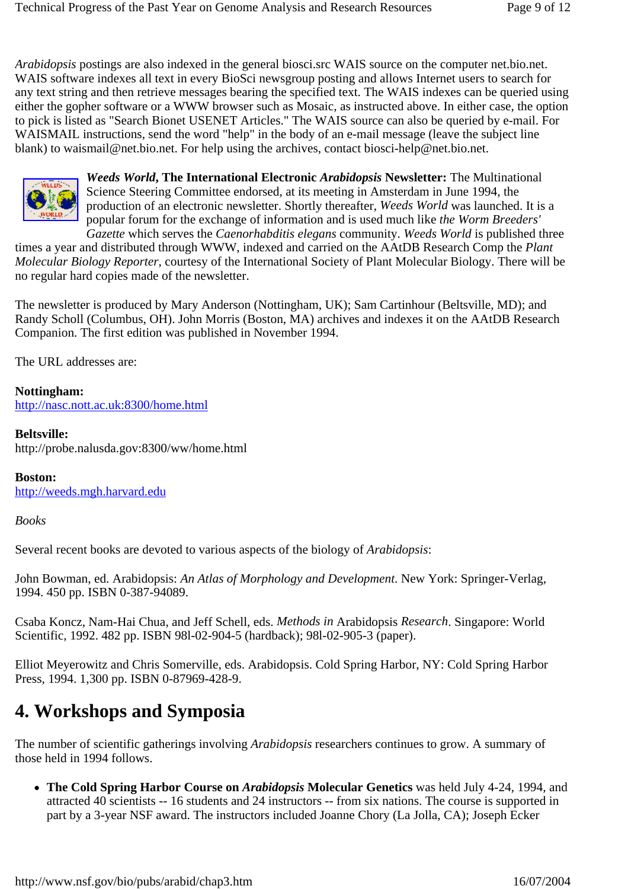*Arabidopsis* postings are also indexed in the general biosci.src WAIS source on the computer net.bio.net. WAIS software indexes all text in every BioSci newsgroup posting and allows Internet users to search for any text string and then retrieve messages bearing the specified text. The WAIS indexes can be queried using either the gopher software or a WWW browser such as Mosaic, as instructed above. In either case, the option to pick is listed as "Search Bionet USENET Articles." The WAIS source can also be queried by e-mail. For WAISMAIL instructions, send the word "help" in the body of an e-mail message (leave the subject line blank) to waismail@net.bio.net. For help using the archives, contact biosci-help@net.bio.net.

***Weeds World*, The International Electronic *Arabidopsis* Newsletter:** The Multinational Science Steering Committee endorsed, at its meeting in Amsterdam in June 1994, the production of an electronic newsletter. Shortly thereafter, *Weeds World* was launched. It is a popular forum for the exchange of information and is used much like *the Worm Breeders' Gazette* which serves the *Caenorhabditis elegans* community. *Weeds World* is published three times a year and distributed through WWW, indexed and carried on the AAtDB Research Comp the *Plant Molecular Biology Reporter*, courtesy of the International Society of Plant Molecular Biology. There will be no regular hard copies made of the newsletter.

The newsletter is produced by Mary Anderson (Nottingham, UK); Sam Cartinhour (Beltsville, MD); and Randy Scholl (Columbus, OH). John Morris (Boston, MA) archives and indexes it on the AAtDB Research Companion. The first edition was published in November 1994.

The URL addresses are:

**Nottingham:**
http://nasc.nott.ac.uk:8300/home.html

**Beltsville:**
http://probe.nalusda.gov:8300/ww/home.html

**Boston:**
http://weeds.mgh.harvard.edu

*Books*

Several recent books are devoted to various aspects of the biology of *Arabidopsis*:

John Bowman, ed. Arabidopsis: *An Atlas of Morphology and Development*. New York: Springer-Verlag, 1994. 450 pp. ISBN 0-387-94089.

Csaba Koncz, Nam-Hai Chua, and Jeff Schell, eds. *Methods in* Arabidopsis *Research*. Singapore: World Scientific, 1992. 482 pp. ISBN 98l-02-904-5 (hardback); 98l-02-905-3 (paper).

Elliot Meyerowitz and Chris Somerville, eds. Arabidopsis. Cold Spring Harbor, NY: Cold Spring Harbor Press, 1994. 1,300 pp. ISBN 0-87969-428-9.

## 4. Workshops and Symposia

The number of scientific gatherings involving *Arabidopsis* researchers continues to grow. A summary of those held in 1994 follows.

- **The Cold Spring Harbor Course on *Arabidopsis* Molecular Genetics** was held July 4-24, 1994, and attracted 40 scientists -- 16 students and 24 instructors -- from six nations. The course is supported in part by a 3-year NSF award. The instructors included Joanne Chory (La Jolla, CA); Joseph Ecker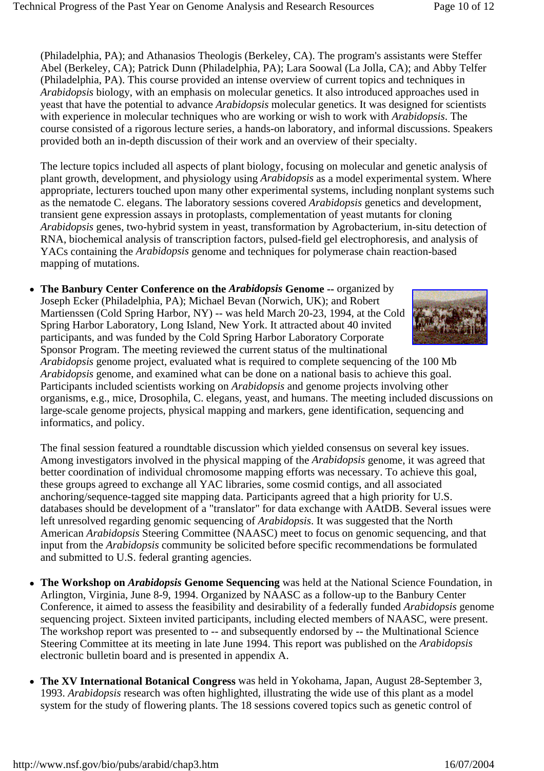(Philadelphia, PA); and Athanasios Theologis (Berkeley, CA). The program's assistants were Steffer Abel (Berkeley, CA); Patrick Dunn (Philadelphia, PA); Lara Soowal (La Jolla, CA); and Abby Telfer (Philadelphia, PA). This course provided an intense overview of current topics and techniques in *Arabidopsis* biology, with an emphasis on molecular genetics. It also introduced approaches used in yeast that have the potential to advance *Arabidopsis* molecular genetics. It was designed for scientists with experience in molecular techniques who are working or wish to work with *Arabidopsis*. The course consisted of a rigorous lecture series, a hands-on laboratory, and informal discussions. Speakers provided both an in-depth discussion of their work and an overview of their specialty.

The lecture topics included all aspects of plant biology, focusing on molecular and genetic analysis of plant growth, development, and physiology using *Arabidopsis* as a model experimental system. Where appropriate, lecturers touched upon many other experimental systems, including nonplant systems such as the nematode C. elegans. The laboratory sessions covered *Arabidopsis* genetics and development, transient gene expression assays in protoplasts, complementation of yeast mutants for cloning *Arabidopsis* genes, two-hybrid system in yeast, transformation by Agrobacterium, in-situ detection of RNA, biochemical analysis of transcription factors, pulsed-field gel electrophoresis, and analysis of YACs containing the *Arabidopsis* genome and techniques for polymerase chain reaction-based mapping of mutations.

- **The Banbury Center Conference on the *Arabidopsis* Genome --** organized by Joseph Ecker (Philadelphia, PA); Michael Bevan (Norwich, UK); and Robert Martienssen (Cold Spring Harbor, NY) -- was held March 20-23, 1994, at the Cold Spring Harbor Laboratory, Long Island, New York. It attracted about 40 invited participants, and was funded by the Cold Spring Harbor Laboratory Corporate Sponsor Program. The meeting reviewed the current status of the multinational *Arabidopsis* genome project, evaluated what is required to complete sequencing of the 100 Mb *Arabidopsis* genome, and examined what can be done on a national basis to achieve this goal. Participants included scientists working on *Arabidopsis* and genome projects involving other organisms, e.g., mice, Drosophila, C. elegans, yeast, and humans. The meeting included discussions on large-scale genome projects, physical mapping and markers, gene identification, sequencing and informatics, and policy.

  The final session featured a roundtable discussion which yielded consensus on several key issues. Among investigators involved in the physical mapping of the *Arabidopsis* genome, it was agreed that better coordination of individual chromosome mapping efforts was necessary. To achieve this goal, these groups agreed to exchange all YAC libraries, some cosmid contigs, and all associated anchoring/sequence-tagged site mapping data. Participants agreed that a high priority for U.S. databases should be development of a "translator" for data exchange with AAtDB. Several issues were left unresolved regarding genomic sequencing of *Arabidopsis*. It was suggested that the North American *Arabidopsis* Steering Committee (NAASC) meet to focus on genomic sequencing, and that input from the *Arabidopsis* community be solicited before specific recommendations be formulated and submitted to U.S. federal granting agencies.

- **The Workshop on *Arabidopsis* Genome Sequencing** was held at the National Science Foundation, in Arlington, Virginia, June 8-9, 1994. Organized by NAASC as a follow-up to the Banbury Center Conference, it aimed to assess the feasibility and desirability of a federally funded *Arabidopsis* genome sequencing project. Sixteen invited participants, including elected members of NAASC, were present. The workshop report was presented to -- and subsequently endorsed by -- the Multinational Science Steering Committee at its meeting in late June 1994. This report was published on the *Arabidopsis* electronic bulletin board and is presented in appendix A.

- **The XV International Botanical Congress** was held in Yokohama, Japan, August 28-September 3, 1993. *Arabidopsis* research was often highlighted, illustrating the wide use of this plant as a model system for the study of flowering plants. The 18 sessions covered topics such as genetic control of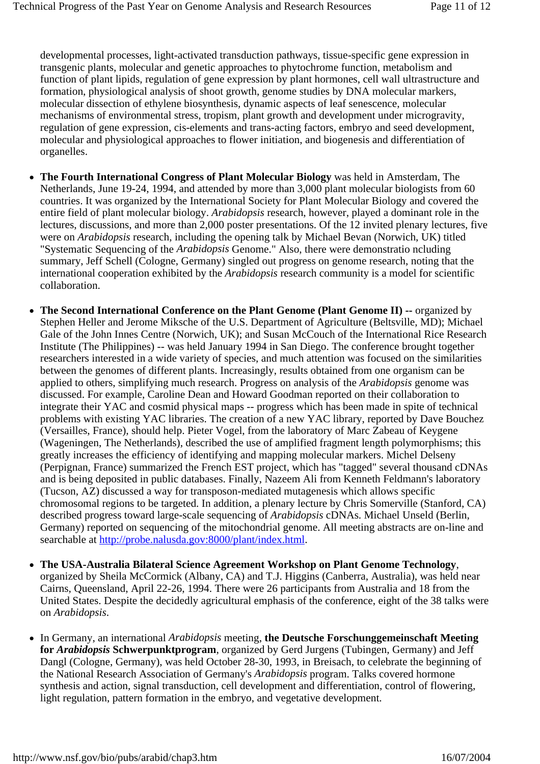developmental processes, light-activated transduction pathways, tissue-specific gene expression in transgenic plants, molecular and genetic approaches to phytochrome function, metabolism and function of plant lipids, regulation of gene expression by plant hormones, cell wall ultrastructure and formation, physiological analysis of shoot growth, genome studies by DNA molecular markers, molecular dissection of ethylene biosynthesis, dynamic aspects of leaf senescence, molecular mechanisms of environmental stress, tropism, plant growth and development under microgravity, regulation of gene expression, cis-elements and trans-acting factors, embryo and seed development, molecular and physiological approaches to flower initiation, and biogenesis and differentiation of organelles.

- **The Fourth International Congress of Plant Molecular Biology** was held in Amsterdam, The Netherlands, June 19-24, 1994, and attended by more than 3,000 plant molecular biologists from 60 countries. It was organized by the International Society for Plant Molecular Biology and covered the entire field of plant molecular biology. *Arabidopsis* research, however, played a dominant role in the lectures, discussions, and more than 2,000 poster presentations. Of the 12 invited plenary lectures, five were on *Arabidopsis* research, including the opening talk by Michael Bevan (Norwich, UK) titled "Systematic Sequencing of the *Arabidopsis* Genome." Also, there were demonstratio ncluding summary, Jeff Schell (Cologne, Germany) singled out progress on genome research, noting that the international cooperation exhibited by the *Arabidopsis* research community is a model for scientific collaboration.

- **The Second International Conference on the Plant Genome (Plant Genome II) --** organized by Stephen Heller and Jerome Miksche of the U.S. Department of Agriculture (Beltsville, MD); Michael Gale of the John Innes Centre (Norwich, UK); and Susan McCouch of the International Rice Research Institute (The Philippines) -- was held January 1994 in San Diego. The conference brought together researchers interested in a wide variety of species, and much attention was focused on the similarities between the genomes of different plants. Increasingly, results obtained from one organism can be applied to others, simplifying much research. Progress on analysis of the *Arabidopsis* genome was discussed. For example, Caroline Dean and Howard Goodman reported on their collaboration to integrate their YAC and cosmid physical maps -- progress which has been made in spite of technical problems with existing YAC libraries. The creation of a new YAC library, reported by Dave Bouchez (Versailles, France), should help. Pieter Vogel, from the laboratory of Marc Zabeau of Keygene (Wageningen, The Netherlands), described the use of amplified fragment length polymorphisms; this greatly increases the efficiency of identifying and mapping molecular markers. Michel Delseny (Perpignan, France) summarized the French EST project, which has "tagged" several thousand cDNAs and is being deposited in public databases. Finally, Nazeem Ali from Kenneth Feldmann's laboratory (Tucson, AZ) discussed a way for transposon-mediated mutagenesis which allows specific chromosomal regions to be targeted. In addition, a plenary lecture by Chris Somerville (Stanford, CA) described progress toward large-scale sequencing of *Arabidopsis* cDNAs. Michael Unseld (Berlin, Germany) reported on sequencing of the mitochondrial genome. All meeting abstracts are on-line and searchable at http://probe.nalusda.gov:8000/plant/index.html.

- **The USA-Australia Bilateral Science Agreement Workshop on Plant Genome Technology**, organized by Sheila McCormick (Albany, CA) and T.J. Higgins (Canberra, Australia), was held near Cairns, Queensland, April 22-26, 1994. There were 26 participants from Australia and 18 from the United States. Despite the decidedly agricultural emphasis of the conference, eight of the 38 talks were on *Arabidopsis*.

- In Germany, an international *Arabidopsis* meeting, **the Deutsche Forschunggemeinschaft Meeting for *Arabidopsis* Schwerpunktprogram**, organized by Gerd Jurgens (Tubingen, Germany) and Jeff Dangl (Cologne, Germany), was held October 28-30, 1993, in Breisach, to celebrate the beginning of the National Research Association of Germany's *Arabidopsis* program. Talks covered hormone synthesis and action, signal transduction, cell development and differentiation, control of flowering, light regulation, pattern formation in the embryo, and vegetative development.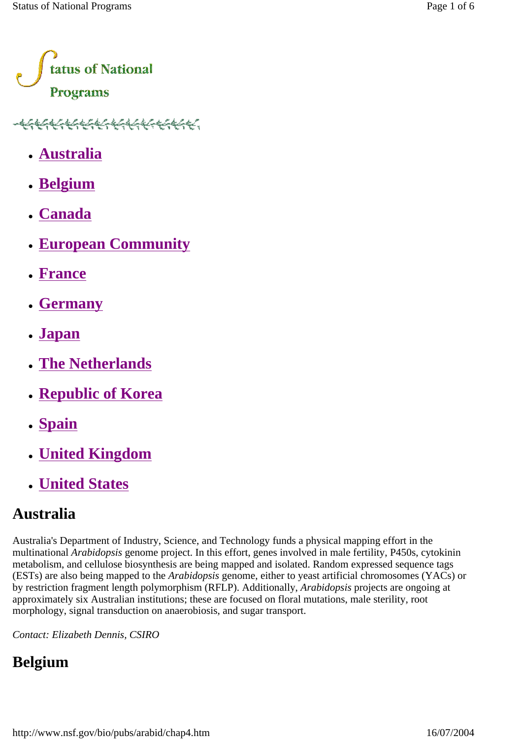# Status of National Programs

- Australia
- Belgium
- Canada
- European Community
- France
- Germany
- Japan
- The Netherlands
- Republic of Korea
- Spain
- United Kingdom
- United States

## Australia

Australia's Department of Industry, Science, and Technology funds a physical mapping effort in the multinational *Arabidopsis* genome project. In this effort, genes involved in male fertility, P450s, cytokinin metabolism, and cellulose biosynthesis are being mapped and isolated. Random expressed sequence tags (ESTs) are also being mapped to the *Arabidopsis* genome, either to yeast artificial chromosomes (YACs) or by restriction fragment length polymorphism (RFLP). Additionally, *Arabidopsis* projects are ongoing at approximately six Australian institutions; these are focused on floral mutations, male sterility, root morphology, signal transduction on anaerobiosis, and sugar transport.

*Contact: Elizabeth Dennis, CSIRO*

## Belgium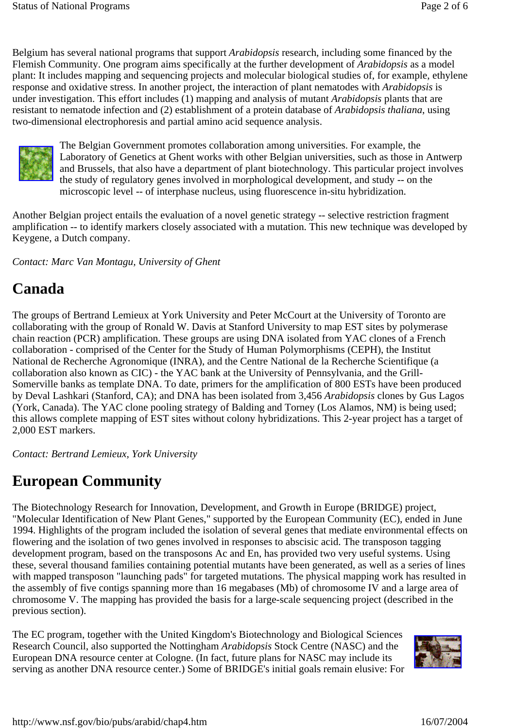Belgium has several national programs that support *Arabidopsis* research, including some financed by the Flemish Community. One program aims specifically at the further development of *Arabidopsis* as a model plant: It includes mapping and sequencing projects and molecular biological studies of, for example, ethylene response and oxidative stress. In another project, the interaction of plant nematodes with *Arabidopsis* is under investigation. This effort includes (1) mapping and analysis of mutant *Arabidopsis* plants that are resistant to nematode infection and (2) establishment of a protein database of *Arabidopsis thaliana*, using two-dimensional electrophoresis and partial amino acid sequence analysis.

The Belgian Government promotes collaboration among universities. For example, the Laboratory of Genetics at Ghent works with other Belgian universities, such as those in Antwerp and Brussels, that also have a department of plant biotechnology. This particular project involves the study of regulatory genes involved in morphological development, and study -- on the microscopic level -- of interphase nucleus, using fluorescence in-situ hybridization.

Another Belgian project entails the evaluation of a novel genetic strategy -- selective restriction fragment amplification -- to identify markers closely associated with a mutation. This new technique was developed by Keygene, a Dutch company.

*Contact: Marc Van Montagu, University of Ghent*

## Canada

The groups of Bertrand Lemieux at York University and Peter McCourt at the University of Toronto are collaborating with the group of Ronald W. Davis at Stanford University to map EST sites by polymerase chain reaction (PCR) amplification. These groups are using DNA isolated from YAC clones of a French collaboration - comprised of the Center for the Study of Human Polymorphisms (CEPH), the Institut National de Recherche Agronomique (INRA), and the Centre National de la Recherche Scientifique (a collaboration also known as CIC) - the YAC bank at the University of Pennsylvania, and the Grill-Somerville banks as template DNA. To date, primers for the amplification of 800 ESTs have been produced by Deval Lashkari (Stanford, CA); and DNA has been isolated from 3,456 *Arabidopsis* clones by Gus Lagos (York, Canada). The YAC clone pooling strategy of Balding and Torney (Los Alamos, NM) is being used; this allows complete mapping of EST sites without colony hybridizations. This 2-year project has a target of 2,000 EST markers.

*Contact: Bertrand Lemieux, York University*

## European Community

The Biotechnology Research for Innovation, Development, and Growth in Europe (BRIDGE) project, "Molecular Identification of New Plant Genes," supported by the European Community (EC), ended in June 1994. Highlights of the program included the isolation of several genes that mediate environmental effects on flowering and the isolation of two genes involved in responses to abscisic acid. The transposon tagging development program, based on the transposons Ac and En, has provided two very useful systems. Using these, several thousand families containing potential mutants have been generated, as well as a series of lines with mapped transposon "launching pads" for targeted mutations. The physical mapping work has resulted in the assembly of five contigs spanning more than 16 megabases (Mb) of chromosome IV and a large area of chromosome V. The mapping has provided the basis for a large-scale sequencing project (described in the previous section).

The EC program, together with the United Kingdom's Biotechnology and Biological Sciences Research Council, also supported the Nottingham *Arabidopsis* Stock Centre (NASC) and the European DNA resource center at Cologne. (In fact, future plans for NASC may include its serving as another DNA resource center.) Some of BRIDGE's initial goals remain elusive: For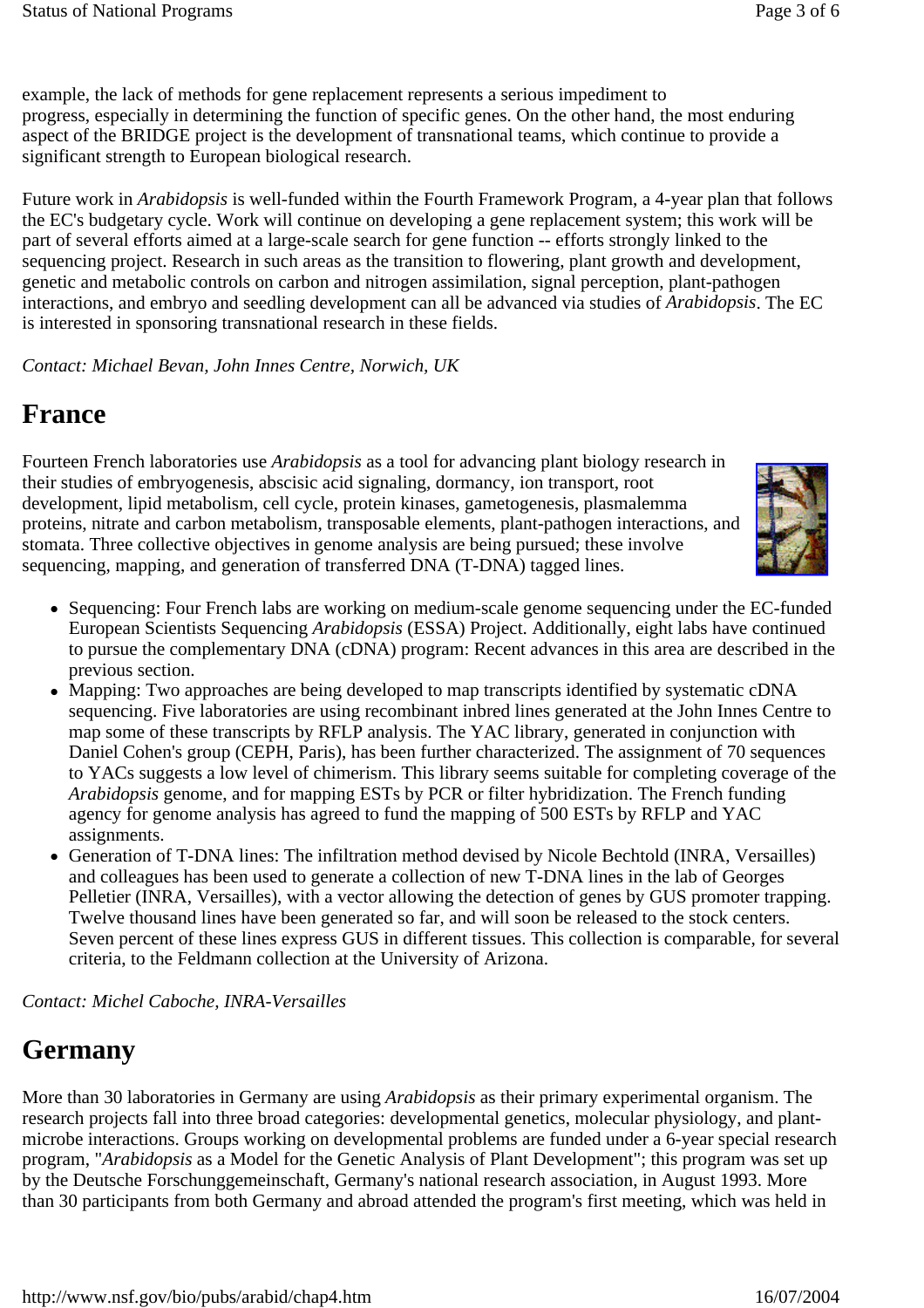example, the lack of methods for gene replacement represents a serious impediment to progress, especially in determining the function of specific genes. On the other hand, the most enduring aspect of the BRIDGE project is the development of transnational teams, which continue to provide a significant strength to European biological research.

Future work in *Arabidopsis* is well-funded within the Fourth Framework Program, a 4-year plan that follows the EC's budgetary cycle. Work will continue on developing a gene replacement system; this work will be part of several efforts aimed at a large-scale search for gene function -- efforts strongly linked to the sequencing project. Research in such areas as the transition to flowering, plant growth and development, genetic and metabolic controls on carbon and nitrogen assimilation, signal perception, plant-pathogen interactions, and embryo and seedling development can all be advanced via studies of *Arabidopsis*. The EC is interested in sponsoring transnational research in these fields.

*Contact: Michael Bevan, John Innes Centre, Norwich, UK*

## France

Fourteen French laboratories use *Arabidopsis* as a tool for advancing plant biology research in their studies of embryogenesis, abscisic acid signaling, dormancy, ion transport, root development, lipid metabolism, cell cycle, protein kinases, gametogenesis, plasmalemma proteins, nitrate and carbon metabolism, transposable elements, plant-pathogen interactions, and stomata. Three collective objectives in genome analysis are being pursued; these involve sequencing, mapping, and generation of transferred DNA (T-DNA) tagged lines.

- Sequencing: Four French labs are working on medium-scale genome sequencing under the EC-funded European Scientists Sequencing *Arabidopsis* (ESSA) Project. Additionally, eight labs have continued to pursue the complementary DNA (cDNA) program: Recent advances in this area are described in the previous section.
- Mapping: Two approaches are being developed to map transcripts identified by systematic cDNA sequencing. Five laboratories are using recombinant inbred lines generated at the John Innes Centre to map some of these transcripts by RFLP analysis. The YAC library, generated in conjunction with Daniel Cohen's group (CEPH, Paris), has been further characterized. The assignment of 70 sequences to YACs suggests a low level of chimerism. This library seems suitable for completing coverage of the *Arabidopsis* genome, and for mapping ESTs by PCR or filter hybridization. The French funding agency for genome analysis has agreed to fund the mapping of 500 ESTs by RFLP and YAC assignments.
- Generation of T-DNA lines: The infiltration method devised by Nicole Bechtold (INRA, Versailles) and colleagues has been used to generate a collection of new T-DNA lines in the lab of Georges Pelletier (INRA, Versailles), with a vector allowing the detection of genes by GUS promoter trapping. Twelve thousand lines have been generated so far, and will soon be released to the stock centers. Seven percent of these lines express GUS in different tissues. This collection is comparable, for several criteria, to the Feldmann collection at the University of Arizona.

*Contact: Michel Caboche, INRA-Versailles*

## Germany

More than 30 laboratories in Germany are using *Arabidopsis* as their primary experimental organism. The research projects fall into three broad categories: developmental genetics, molecular physiology, and plant-microbe interactions. Groups working on developmental problems are funded under a 6-year special research program, "*Arabidopsis* as a Model for the Genetic Analysis of Plant Development"; this program was set up by the Deutsche Forschunggemeinschaft, Germany's national research association, in August 1993. More than 30 participants from both Germany and abroad attended the program's first meeting, which was held in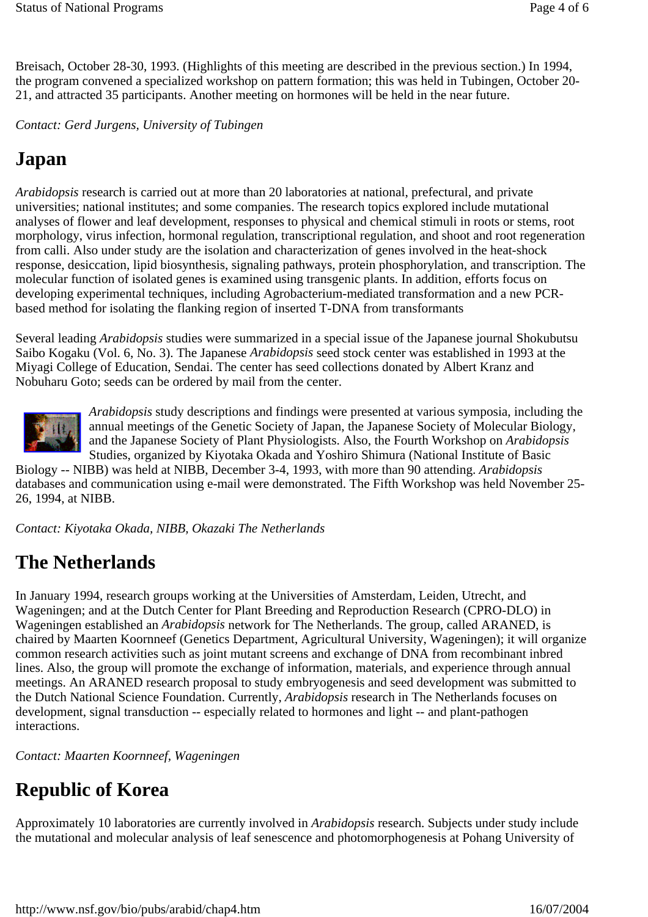Breisach, October 28-30, 1993. (Highlights of this meeting are described in the previous section.) In 1994, the program convened a specialized workshop on pattern formation; this was held in Tubingen, October 20-21, and attracted 35 participants. Another meeting on hormones will be held in the near future.

*Contact: Gerd Jurgens, University of Tubingen*

## Japan

*Arabidopsis* research is carried out at more than 20 laboratories at national, prefectural, and private universities; national institutes; and some companies. The research topics explored include mutational analyses of flower and leaf development, responses to physical and chemical stimuli in roots or stems, root morphology, virus infection, hormonal regulation, transcriptional regulation, and shoot and root regeneration from calli. Also under study are the isolation and characterization of genes involved in the heat-shock response, desiccation, lipid biosynthesis, signaling pathways, protein phosphorylation, and transcription. The molecular function of isolated genes is examined using transgenic plants. In addition, efforts focus on developing experimental techniques, including Agrobacterium-mediated transformation and a new PCR-based method for isolating the flanking region of inserted T-DNA from transformants

Several leading *Arabidopsis* studies were summarized in a special issue of the Japanese journal Shokubutsu Saibo Kogaku (Vol. 6, No. 3). The Japanese *Arabidopsis* seed stock center was established in 1993 at the Miyagi College of Education, Sendai. The center has seed collections donated by Albert Kranz and Nobuharu Goto; seeds can be ordered by mail from the center.

*Arabidopsis* study descriptions and findings were presented at various symposia, including the annual meetings of the Genetic Society of Japan, the Japanese Society of Molecular Biology, and the Japanese Society of Plant Physiologists. Also, the Fourth Workshop on *Arabidopsis* Studies, organized by Kiyotaka Okada and Yoshiro Shimura (National Institute of Basic Biology -- NIBB) was held at NIBB, December 3-4, 1993, with more than 90 attending. *Arabidopsis* databases and communication using e-mail were demonstrated. The Fifth Workshop was held November 25-26, 1994, at NIBB.

*Contact: Kiyotaka Okada, NIBB, Okazaki The Netherlands*

## The Netherlands

In January 1994, research groups working at the Universities of Amsterdam, Leiden, Utrecht, and Wageningen; and at the Dutch Center for Plant Breeding and Reproduction Research (CPRO-DLO) in Wageningen established an *Arabidopsis* network for The Netherlands. The group, called ARANED, is chaired by Maarten Koornneef (Genetics Department, Agricultural University, Wageningen); it will organize common research activities such as joint mutant screens and exchange of DNA from recombinant inbred lines. Also, the group will promote the exchange of information, materials, and experience through annual meetings. An ARANED research proposal to study embryogenesis and seed development was submitted to the Dutch National Science Foundation. Currently, *Arabidopsis* research in The Netherlands focuses on development, signal transduction -- especially related to hormones and light -- and plant-pathogen interactions.

*Contact: Maarten Koornneef, Wageningen*

## Republic of Korea

Approximately 10 laboratories are currently involved in *Arabidopsis* research. Subjects under study include the mutational and molecular analysis of leaf senescence and photomorphogenesis at Pohang University of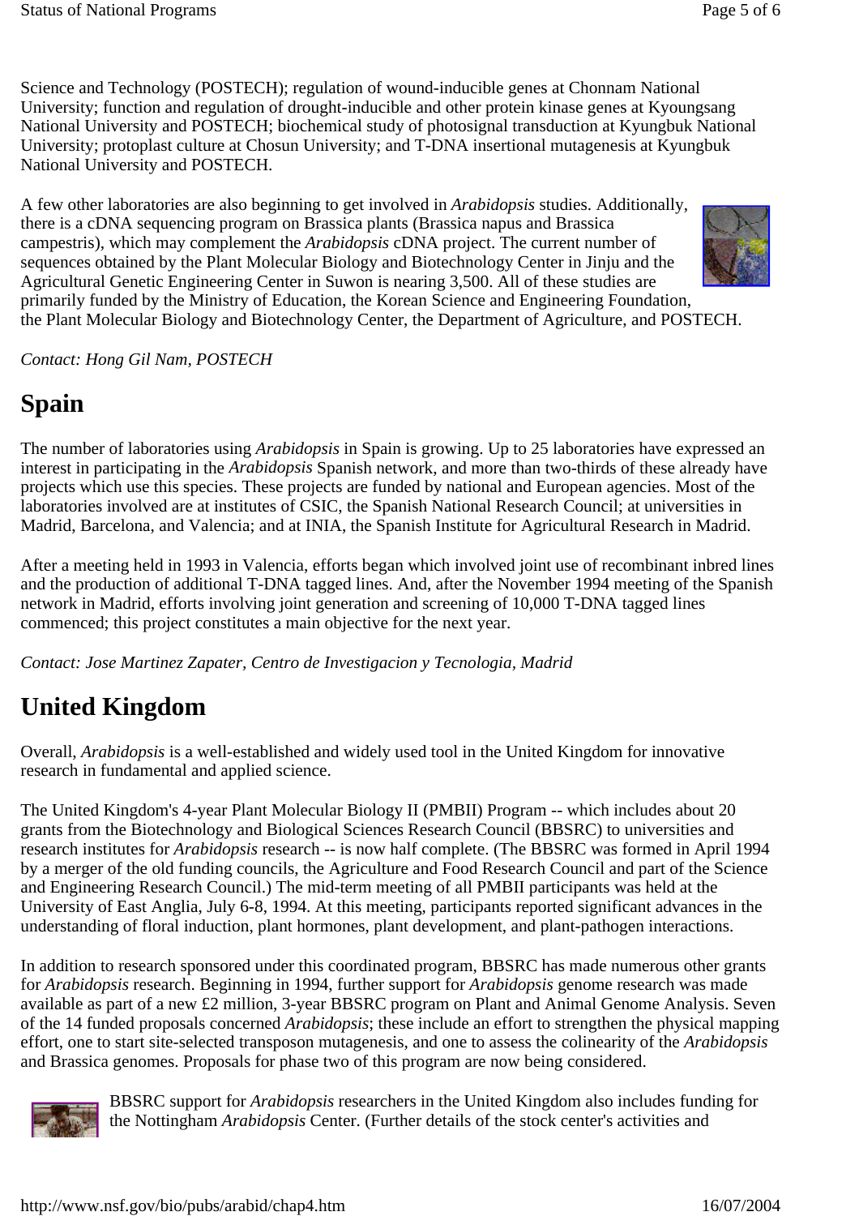Science and Technology (POSTECH); regulation of wound-inducible genes at Chonnam National University; function and regulation of drought-inducible and other protein kinase genes at Kyoungsang National University and POSTECH; biochemical study of photosignal transduction at Kyungbuk National University; protoplast culture at Chosun University; and T-DNA insertional mutagenesis at Kyungbuk National University and POSTECH.

A few other laboratories are also beginning to get involved in *Arabidopsis* studies. Additionally, there is a cDNA sequencing program on Brassica plants (Brassica napus and Brassica campestris), which may complement the *Arabidopsis* cDNA project. The current number of sequences obtained by the Plant Molecular Biology and Biotechnology Center in Jinju and the Agricultural Genetic Engineering Center in Suwon is nearing 3,500. All of these studies are primarily funded by the Ministry of Education, the Korean Science and Engineering Foundation, the Plant Molecular Biology and Biotechnology Center, the Department of Agriculture, and POSTECH.

*Contact: Hong Gil Nam, POSTECH*

# Spain

The number of laboratories using *Arabidopsis* in Spain is growing. Up to 25 laboratories have expressed an interest in participating in the *Arabidopsis* Spanish network, and more than two-thirds of these already have projects which use this species. These projects are funded by national and European agencies. Most of the laboratories involved are at institutes of CSIC, the Spanish National Research Council; at universities in Madrid, Barcelona, and Valencia; and at INIA, the Spanish Institute for Agricultural Research in Madrid.

After a meeting held in 1993 in Valencia, efforts began which involved joint use of recombinant inbred lines and the production of additional T-DNA tagged lines. And, after the November 1994 meeting of the Spanish network in Madrid, efforts involving joint generation and screening of 10,000 T-DNA tagged lines commenced; this project constitutes a main objective for the next year.

*Contact: Jose Martinez Zapater, Centro de Investigacion y Tecnologia, Madrid*

# United Kingdom

Overall, *Arabidopsis* is a well-established and widely used tool in the United Kingdom for innovative research in fundamental and applied science.

The United Kingdom's 4-year Plant Molecular Biology II (PMBII) Program -- which includes about 20 grants from the Biotechnology and Biological Sciences Research Council (BBSRC) to universities and research institutes for *Arabidopsis* research -- is now half complete. (The BBSRC was formed in April 1994 by a merger of the old funding councils, the Agriculture and Food Research Council and part of the Science and Engineering Research Council.) The mid-term meeting of all PMBII participants was held at the University of East Anglia, July 6-8, 1994. At this meeting, participants reported significant advances in the understanding of floral induction, plant hormones, plant development, and plant-pathogen interactions.

In addition to research sponsored under this coordinated program, BBSRC has made numerous other grants for *Arabidopsis* research. Beginning in 1994, further support for *Arabidopsis* genome research was made available as part of a new £2 million, 3-year BBSRC program on Plant and Animal Genome Analysis. Seven of the 14 funded proposals concerned *Arabidopsis*; these include an effort to strengthen the physical mapping effort, one to start site-selected transposon mutagenesis, and one to assess the colinearity of the *Arabidopsis* and Brassica genomes. Proposals for phase two of this program are now being considered.

BBSRC support for *Arabidopsis* researchers in the United Kingdom also includes funding for the Nottingham *Arabidopsis* Center. (Further details of the stock center's activities and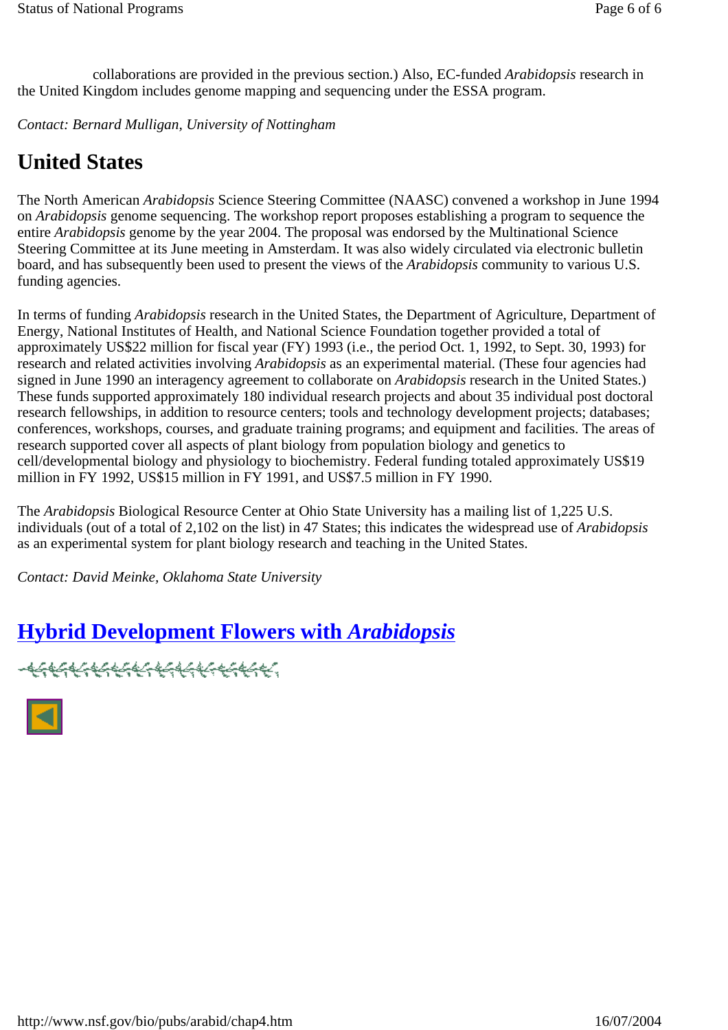collaborations are provided in the previous section.) Also, EC-funded *Arabidopsis* research in the United Kingdom includes genome mapping and sequencing under the ESSA program.

*Contact: Bernard Mulligan, University of Nottingham*

## United States

The North American *Arabidopsis* Science Steering Committee (NAASC) convened a workshop in June 1994 on *Arabidopsis* genome sequencing. The workshop report proposes establishing a program to sequence the entire *Arabidopsis* genome by the year 2004. The proposal was endorsed by the Multinational Science Steering Committee at its June meeting in Amsterdam. It was also widely circulated via electronic bulletin board, and has subsequently been used to present the views of the *Arabidopsis* community to various U.S. funding agencies.

In terms of funding *Arabidopsis* research in the United States, the Department of Agriculture, Department of Energy, National Institutes of Health, and National Science Foundation together provided a total of approximately US$22 million for fiscal year (FY) 1993 (i.e., the period Oct. 1, 1992, to Sept. 30, 1993) for research and related activities involving *Arabidopsis* as an experimental material. (These four agencies had signed in June 1990 an interagency agreement to collaborate on *Arabidopsis* research in the United States.) These funds supported approximately 180 individual research projects and about 35 individual post doctoral research fellowships, in addition to resource centers; tools and technology development projects; databases; conferences, workshops, courses, and graduate training programs; and equipment and facilities. The areas of research supported cover all aspects of plant biology from population biology and genetics to cell/developmental biology and physiology to biochemistry. Federal funding totaled approximately US$19 million in FY 1992, US$15 million in FY 1991, and US$7.5 million in FY 1990.

The *Arabidopsis* Biological Resource Center at Ohio State University has a mailing list of 1,225 U.S. individuals (out of a total of 2,102 on the list) in 47 States; this indicates the widespread use of *Arabidopsis* as an experimental system for plant biology research and teaching in the United States.

*Contact: David Meinke, Oklahoma State University*

## Hybrid Development Flowers with *Arabidopsis*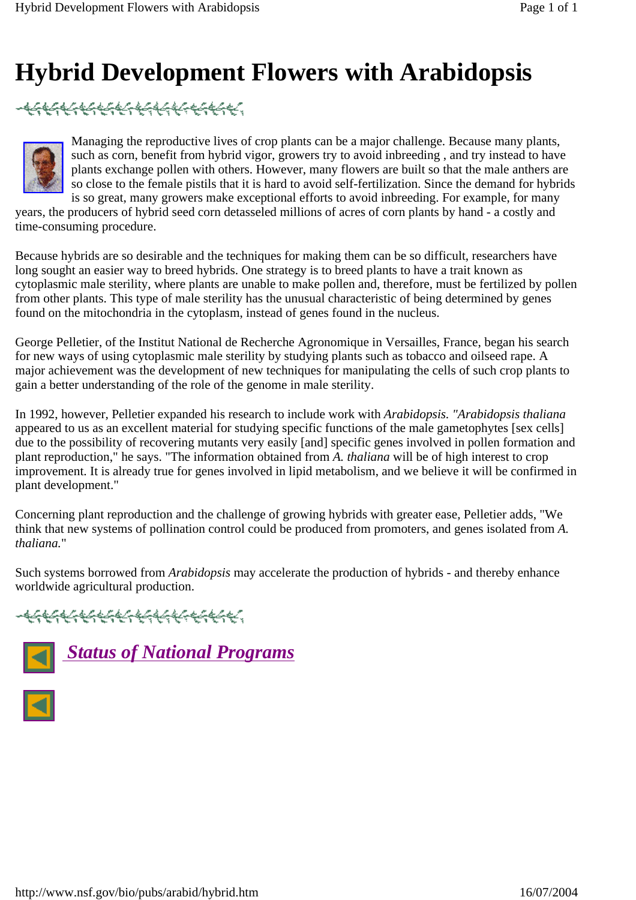# Hybrid Development Flowers with Arabidopsis

Managing the reproductive lives of crop plants can be a major challenge. Because many plants, such as corn, benefit from hybrid vigor, growers try to avoid inbreeding , and try instead to have plants exchange pollen with others. However, many flowers are built so that the male anthers are so close to the female pistils that it is hard to avoid self-fertilization. Since the demand for hybrids is so great, many growers make exceptional efforts to avoid inbreeding. For example, for many years, the producers of hybrid seed corn detasseled millions of acres of corn plants by hand - a costly and time-consuming procedure.

Because hybrids are so desirable and the techniques for making them can be so difficult, researchers have long sought an easier way to breed hybrids. One strategy is to breed plants to have a trait known as cytoplasmic male sterility, where plants are unable to make pollen and, therefore, must be fertilized by pollen from other plants. This type of male sterility has the unusual characteristic of being determined by genes found on the mitochondria in the cytoplasm, instead of genes found in the nucleus.

George Pelletier, of the Institut National de Recherche Agronomique in Versailles, France, began his search for new ways of using cytoplasmic male sterility by studying plants such as tobacco and oilseed rape. A major achievement was the development of new techniques for manipulating the cells of such crop plants to gain a better understanding of the role of the genome in male sterility.

In 1992, however, Pelletier expanded his research to include work with *Arabidopsis. "Arabidopsis thaliana* appeared to us as an excellent material for studying specific functions of the male gametophytes [sex cells] due to the possibility of recovering mutants very easily [and] specific genes involved in pollen formation and plant reproduction," he says. "The information obtained from *A. thaliana* will be of high interest to crop improvement. It is already true for genes involved in lipid metabolism, and we believe it will be confirmed in plant development."

Concerning plant reproduction and the challenge of growing hybrids with greater ease, Pelletier adds, "We think that new systems of pollination control could be produced from promoters, and genes isolated from *A. thaliana.*"

Such systems borrowed from *Arabidopsis* may accelerate the production of hybrids - and thereby enhance worldwide agricultural production.

*Status of National Programs*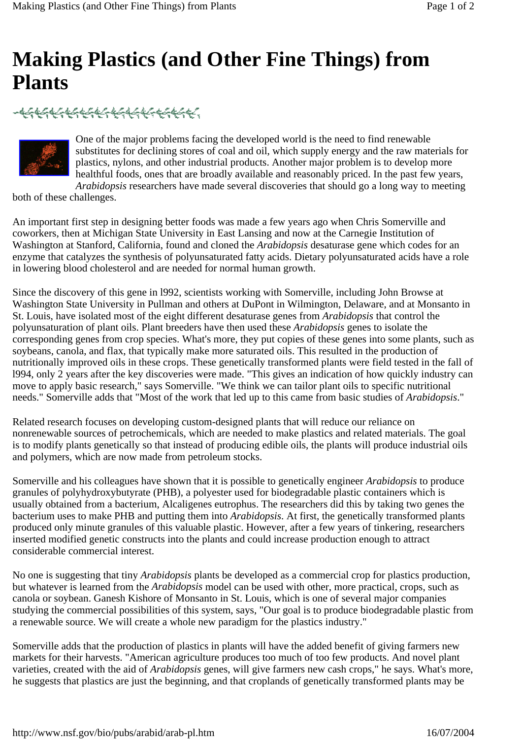# Making Plastics (and Other Fine Things) from Plants

One of the major problems facing the developed world is the need to find renewable substitutes for declining stores of coal and oil, which supply energy and the raw materials for plastics, nylons, and other industrial products. Another major problem is to develop more healthful foods, ones that are broadly available and reasonably priced. In the past few years, *Arabidopsis* researchers have made several discoveries that should go a long way to meeting both of these challenges.

An important first step in designing better foods was made a few years ago when Chris Somerville and coworkers, then at Michigan State University in East Lansing and now at the Carnegie Institution of Washington at Stanford, California, found and cloned the *Arabidopsis* desaturase gene which codes for an enzyme that catalyzes the synthesis of polyunsaturated fatty acids. Dietary polyunsaturated acids have a role in lowering blood cholesterol and are needed for normal human growth.

Since the discovery of this gene in l992, scientists working with Somerville, including John Browse at Washington State University in Pullman and others at DuPont in Wilmington, Delaware, and at Monsanto in St. Louis, have isolated most of the eight different desaturase genes from *Arabidopsis* that control the polyunsaturation of plant oils. Plant breeders have then used these *Arabidopsis* genes to isolate the corresponding genes from crop species. What's more, they put copies of these genes into some plants, such as soybeans, canola, and flax, that typically make more saturated oils. This resulted in the production of nutritionally improved oils in these crops. These genetically transformed plants were field tested in the fall of l994, only 2 years after the key discoveries were made. "This gives an indication of how quickly industry can move to apply basic research," says Somerville. "We think we can tailor plant oils to specific nutritional needs." Somerville adds that "Most of the work that led up to this came from basic studies of *Arabidopsis*."

Related research focuses on developing custom-designed plants that will reduce our reliance on nonrenewable sources of petrochemicals, which are needed to make plastics and related materials. The goal is to modify plants genetically so that instead of producing edible oils, the plants will produce industrial oils and polymers, which are now made from petroleum stocks.

Somerville and his colleagues have shown that it is possible to genetically engineer *Arabidopsis* to produce granules of polyhydroxybutyrate (PHB), a polyester used for biodegradable plastic containers which is usually obtained from a bacterium, Alcaligenes eutrophus. The researchers did this by taking two genes the bacterium uses to make PHB and putting them into *Arabidopsis*. At first, the genetically transformed plants produced only minute granules of this valuable plastic. However, after a few years of tinkering, researchers inserted modified genetic constructs into the plants and could increase production enough to attract considerable commercial interest.

No one is suggesting that tiny *Arabidopsis* plants be developed as a commercial crop for plastics production, but whatever is learned from the *Arabidopsis* model can be used with other, more practical, crops, such as canola or soybean. Ganesh Kishore of Monsanto in St. Louis, which is one of several major companies studying the commercial possibilities of this system, says, "Our goal is to produce biodegradable plastic from a renewable source. We will create a whole new paradigm for the plastics industry."

Somerville adds that the production of plastics in plants will have the added benefit of giving farmers new markets for their harvests. "American agriculture produces too much of too few products. And novel plant varieties, created with the aid of *Arabidopsis* genes, will give farmers new cash crops," he says. What's more, he suggests that plastics are just the beginning, and that croplands of genetically transformed plants may be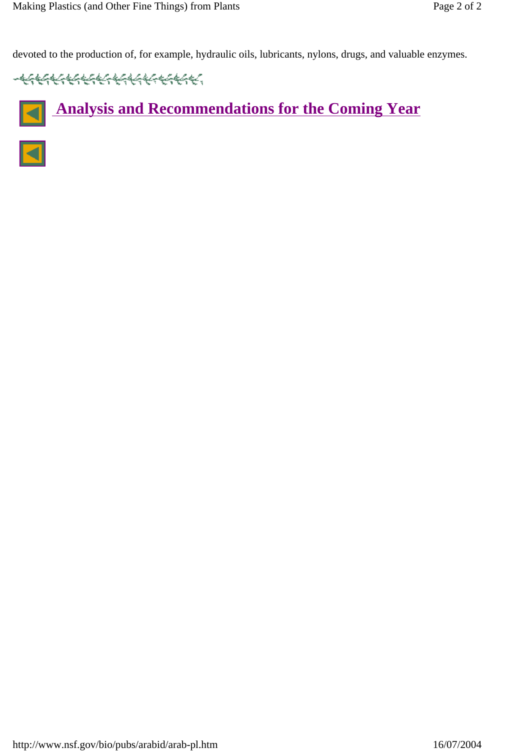devoted to the production of, for example, hydraulic oils, lubricants, nylons, drugs, and valuable enzymes.

## Analysis and Recommendations for the Coming Year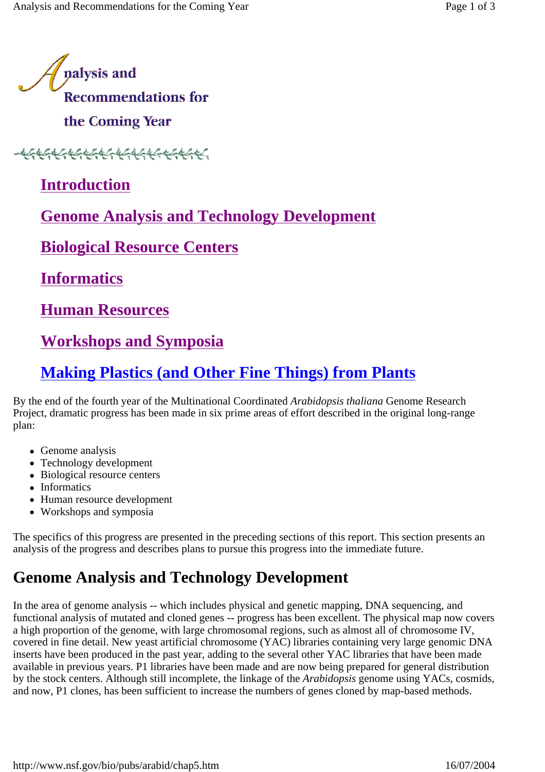# Analysis and Recommendations for the Coming Year

Introduction

Genome Analysis and Technology Development

Biological Resource Centers

Informatics

Human Resources

Workshops and Symposia

Making Plastics (and Other Fine Things) from Plants

By the end of the fourth year of the Multinational Coordinated *Arabidopsis thaliana* Genome Research Project, dramatic progress has been made in six prime areas of effort described in the original long-range plan:

- Genome analysis
- Technology development
- Biological resource centers
- Informatics
- Human resource development
- Workshops and symposia

The specifics of this progress are presented in the preceding sections of this report. This section presents an analysis of the progress and describes plans to pursue this progress into the immediate future.

## Genome Analysis and Technology Development

In the area of genome analysis -- which includes physical and genetic mapping, DNA sequencing, and functional analysis of mutated and cloned genes -- progress has been excellent. The physical map now covers a high proportion of the genome, with large chromosomal regions, such as almost all of chromosome IV, covered in fine detail. New yeast artificial chromosome (YAC) libraries containing very large genomic DNA inserts have been produced in the past year, adding to the several other YAC libraries that have been made available in previous years. P1 libraries have been made and are now being prepared for general distribution by the stock centers. Although still incomplete, the linkage of the *Arabidopsis* genome using YACs, cosmids, and now, P1 clones, has been sufficient to increase the numbers of genes cloned by map-based methods.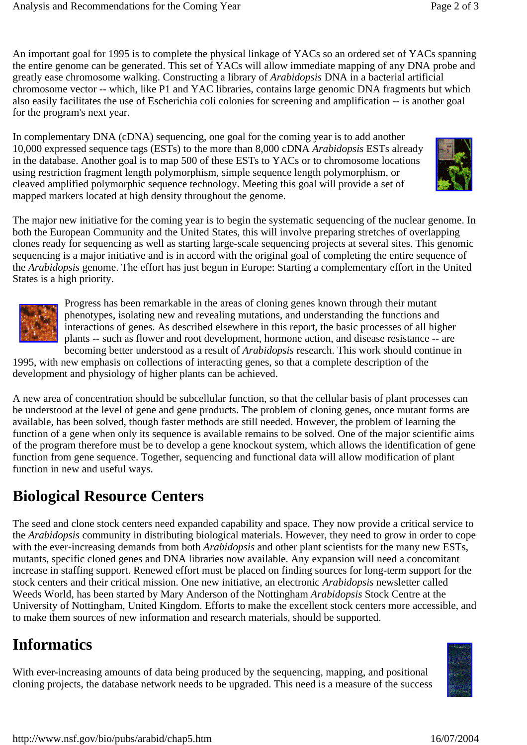An important goal for 1995 is to complete the physical linkage of YACs so an ordered set of YACs spanning the entire genome can be generated. This set of YACs will allow immediate mapping of any DNA probe and greatly ease chromosome walking. Constructing a library of *Arabidopsis* DNA in a bacterial artificial chromosome vector -- which, like P1 and YAC libraries, contains large genomic DNA fragments but which also easily facilitates the use of Escherichia coli colonies for screening and amplification -- is another goal for the program's next year.

In complementary DNA (cDNA) sequencing, one goal for the coming year is to add another 10,000 expressed sequence tags (ESTs) to the more than 8,000 cDNA *Arabidopsis* ESTs already in the database. Another goal is to map 500 of these ESTs to YACs or to chromosome locations using restriction fragment length polymorphism, simple sequence length polymorphism, or cleaved amplified polymorphic sequence technology. Meeting this goal will provide a set of mapped markers located at high density throughout the genome.

The major new initiative for the coming year is to begin the systematic sequencing of the nuclear genome. In both the European Community and the United States, this will involve preparing stretches of overlapping clones ready for sequencing as well as starting large-scale sequencing projects at several sites. This genomic sequencing is a major initiative and is in accord with the original goal of completing the entire sequence of the *Arabidopsis* genome. The effort has just begun in Europe: Starting a complementary effort in the United States is a high priority.

Progress has been remarkable in the areas of cloning genes known through their mutant phenotypes, isolating new and revealing mutations, and understanding the functions and interactions of genes. As described elsewhere in this report, the basic processes of all higher plants -- such as flower and root development, hormone action, and disease resistance -- are becoming better understood as a result of *Arabidopsis* research. This work should continue in 1995, with new emphasis on collections of interacting genes, so that a complete description of the development and physiology of higher plants can be achieved.

A new area of concentration should be subcellular function, so that the cellular basis of plant processes can be understood at the level of gene and gene products. The problem of cloning genes, once mutant forms are available, has been solved, though faster methods are still needed. However, the problem of learning the function of a gene when only its sequence is available remains to be solved. One of the major scientific aims of the program therefore must be to develop a gene knockout system, which allows the identification of gene function from gene sequence. Together, sequencing and functional data will allow modification of plant function in new and useful ways.

## Biological Resource Centers

The seed and clone stock centers need expanded capability and space. They now provide a critical service to the *Arabidopsis* community in distributing biological materials. However, they need to grow in order to cope with the ever-increasing demands from both *Arabidopsis* and other plant scientists for the many new ESTs, mutants, specific cloned genes and DNA libraries now available. Any expansion will need a concomitant increase in staffing support. Renewed effort must be placed on finding sources for long-term support for the stock centers and their critical mission. One new initiative, an electronic *Arabidopsis* newsletter called Weeds World, has been started by Mary Anderson of the Nottingham *Arabidopsis* Stock Centre at the University of Nottingham, United Kingdom. Efforts to make the excellent stock centers more accessible, and to make them sources of new information and research materials, should be supported.

## Informatics

With ever-increasing amounts of data being produced by the sequencing, mapping, and positional cloning projects, the database network needs to be upgraded. This need is a measure of the success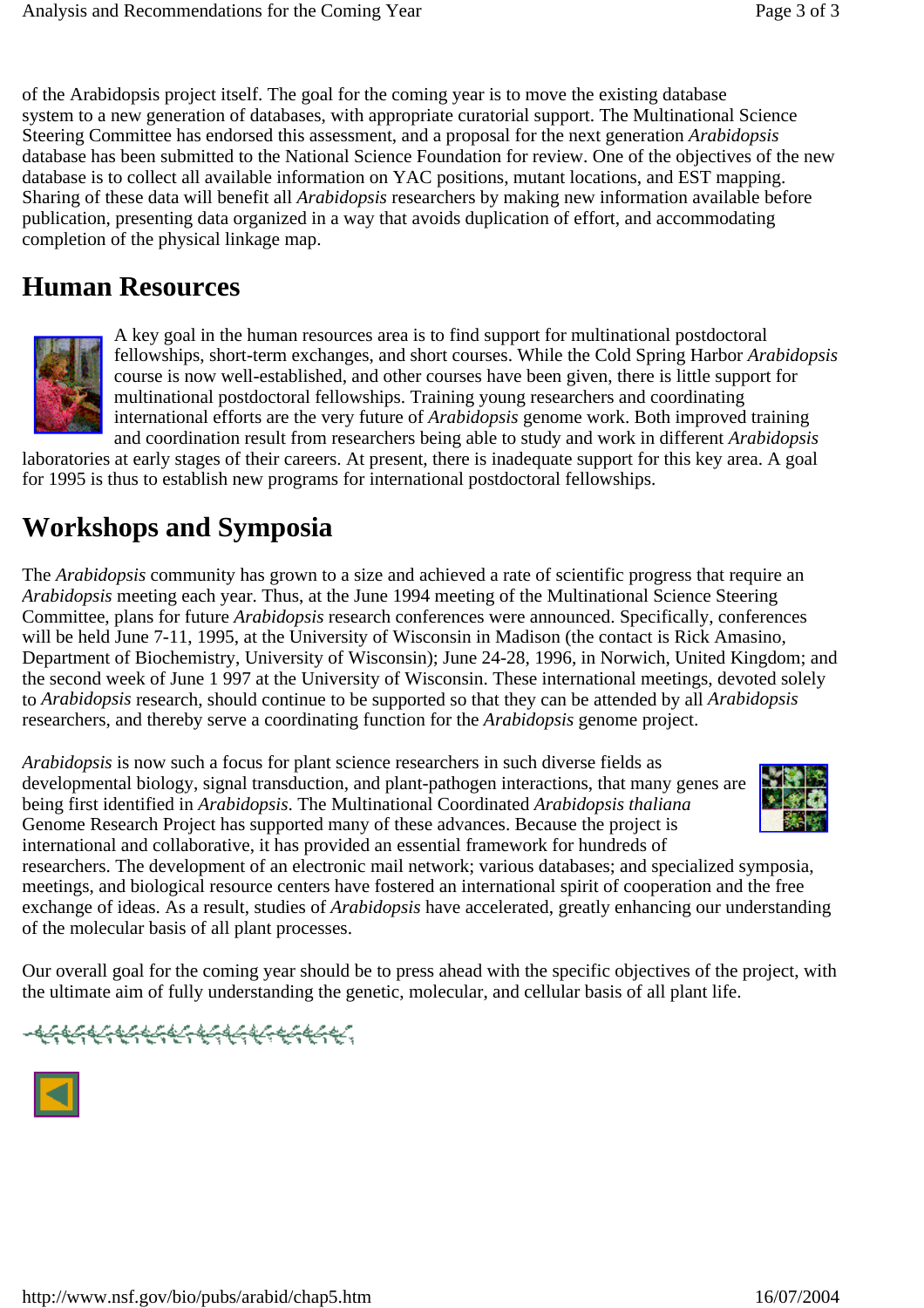of the Arabidopsis project itself. The goal for the coming year is to move the existing database system to a new generation of databases, with appropriate curatorial support. The Multinational Science Steering Committee has endorsed this assessment, and a proposal for the next generation *Arabidopsis* database has been submitted to the National Science Foundation for review. One of the objectives of the new database is to collect all available information on YAC positions, mutant locations, and EST mapping. Sharing of these data will benefit all *Arabidopsis* researchers by making new information available before publication, presenting data organized in a way that avoids duplication of effort, and accommodating completion of the physical linkage map.

## Human Resources

A key goal in the human resources area is to find support for multinational postdoctoral fellowships, short-term exchanges, and short courses. While the Cold Spring Harbor *Arabidopsis* course is now well-established, and other courses have been given, there is little support for multinational postdoctoral fellowships. Training young researchers and coordinating international efforts are the very future of *Arabidopsis* genome work. Both improved training and coordination result from researchers being able to study and work in different *Arabidopsis* laboratories at early stages of their careers. At present, there is inadequate support for this key area. A goal for 1995 is thus to establish new programs for international postdoctoral fellowships.

## Workshops and Symposia

The *Arabidopsis* community has grown to a size and achieved a rate of scientific progress that require an *Arabidopsis* meeting each year. Thus, at the June 1994 meeting of the Multinational Science Steering Committee, plans for future *Arabidopsis* research conferences were announced. Specifically, conferences will be held June 7-11, 1995, at the University of Wisconsin in Madison (the contact is Rick Amasino, Department of Biochemistry, University of Wisconsin); June 24-28, 1996, in Norwich, United Kingdom; and the second week of June 1 997 at the University of Wisconsin. These international meetings, devoted solely to *Arabidopsis* research, should continue to be supported so that they can be attended by all *Arabidopsis* researchers, and thereby serve a coordinating function for the *Arabidopsis* genome project.

*Arabidopsis* is now such a focus for plant science researchers in such diverse fields as developmental biology, signal transduction, and plant-pathogen interactions, that many genes are being first identified in *Arabidopsis*. The Multinational Coordinated *Arabidopsis thaliana* Genome Research Project has supported many of these advances. Because the project is international and collaborative, it has provided an essential framework for hundreds of researchers. The development of an electronic mail network; various databases; and specialized symposia, meetings, and biological resource centers have fostered an international spirit of cooperation and the free exchange of ideas. As a result, studies of *Arabidopsis* have accelerated, greatly enhancing our understanding of the molecular basis of all plant processes.

Our overall goal for the coming year should be to press ahead with the specific objectives of the project, with the ultimate aim of fully understanding the genetic, molecular, and cellular basis of all plant life.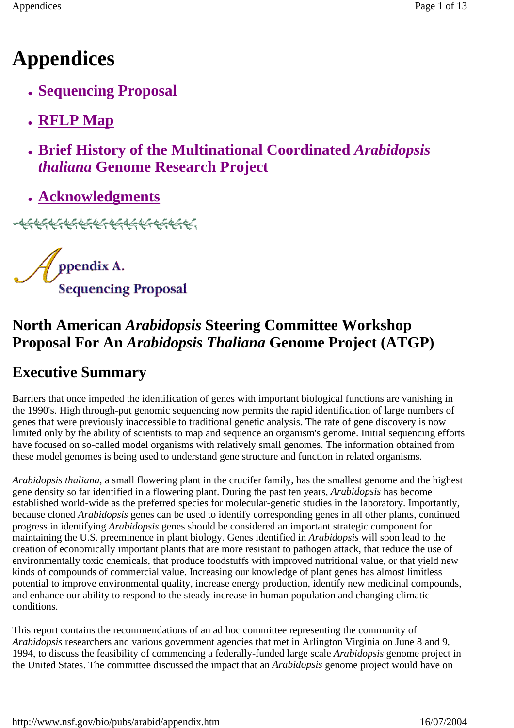# Appendices

- **Sequencing Proposal**
- **RFLP Map**
- **Brief History of the Multinational Coordinated *Arabidopsis thaliana* Genome Research Project**
- **Acknowledgments**

## Appendix A.
## Sequencing Proposal

## North American *Arabidopsis* Steering Committee Workshop Proposal For An *Arabidopsis Thaliana* Genome Project (ATGP)

## Executive Summary

Barriers that once impeded the identification of genes with important biological functions are vanishing in the 1990's. High through-put genomic sequencing now permits the rapid identification of large numbers of genes that were previously inaccessible to traditional genetic analysis. The rate of gene discovery is now limited only by the ability of scientists to map and sequence an organism's genome. Initial sequencing efforts have focused on so-called model organisms with relatively small genomes. The information obtained from these model genomes is being used to understand gene structure and function in related organisms.

*Arabidopsis thaliana*, a small flowering plant in the crucifer family, has the smallest genome and the highest gene density so far identified in a flowering plant. During the past ten years, *Arabidopsis* has become established world-wide as the preferred species for molecular-genetic studies in the laboratory. Importantly, because cloned *Arabidopsis* genes can be used to identify corresponding genes in all other plants, continued progress in identifying *Arabidopsis* genes should be considered an important strategic component for maintaining the U.S. preeminence in plant biology. Genes identified in *Arabidopsis* will soon lead to the creation of economically important plants that are more resistant to pathogen attack, that reduce the use of environmentally toxic chemicals, that produce foodstuffs with improved nutritional value, or that yield new kinds of compounds of commercial value. Increasing our knowledge of plant genes has almost limitless potential to improve environmental quality, increase energy production, identify new medicinal compounds, and enhance our ability to respond to the steady increase in human population and changing climatic conditions.

This report contains the recommendations of an ad hoc committee representing the community of *Arabidopsis* researchers and various government agencies that met in Arlington Virginia on June 8 and 9, 1994, to discuss the feasibility of commencing a federally-funded large scale *Arabidopsis* genome project in the United States. The committee discussed the impact that an *Arabidopsis* genome project would have on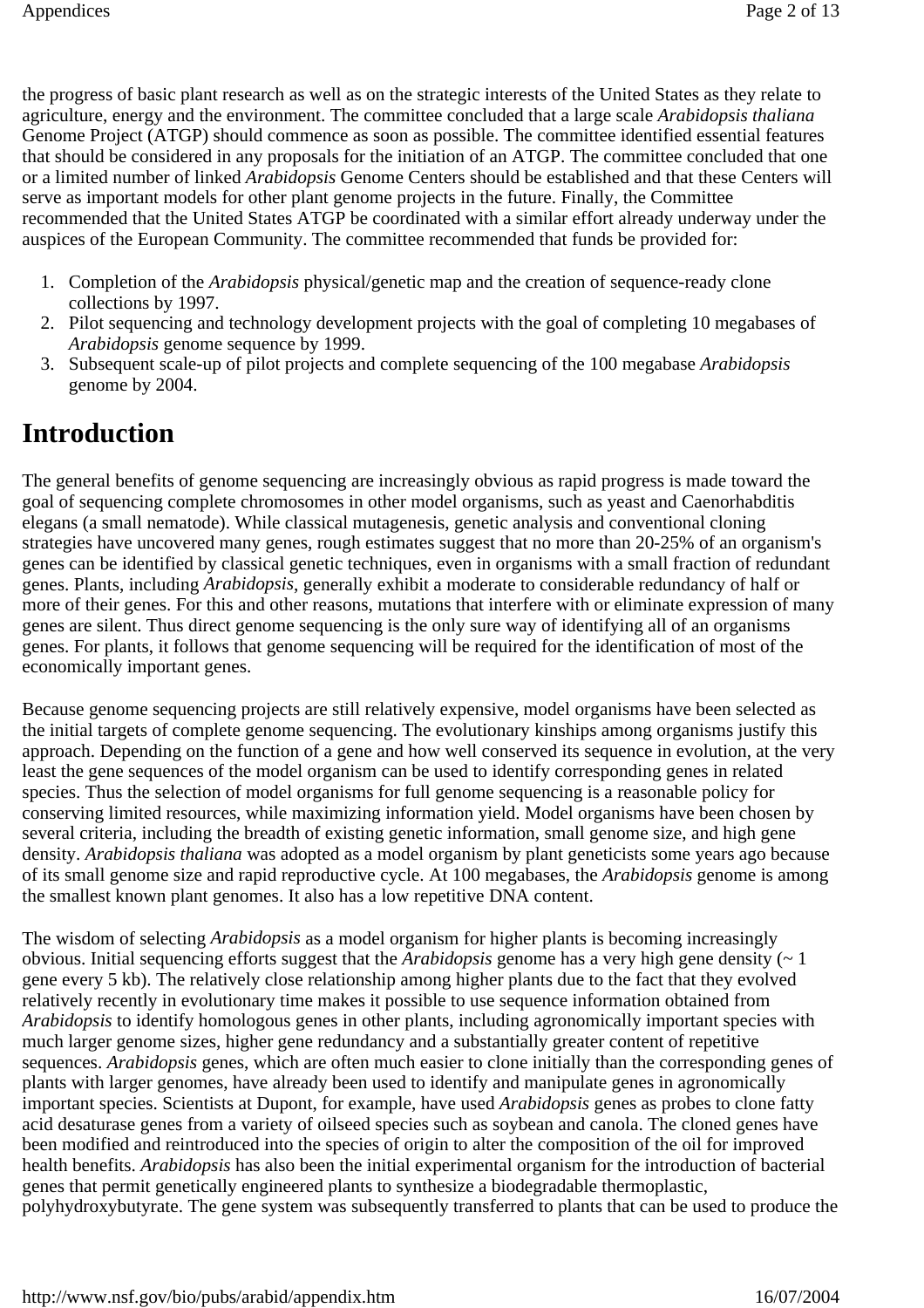the progress of basic plant research as well as on the strategic interests of the United States as they relate to agriculture, energy and the environment. The committee concluded that a large scale *Arabidopsis thaliana* Genome Project (ATGP) should commence as soon as possible. The committee identified essential features that should be considered in any proposals for the initiation of an ATGP. The committee concluded that one or a limited number of linked *Arabidopsis* Genome Centers should be established and that these Centers will serve as important models for other plant genome projects in the future. Finally, the Committee recommended that the United States ATGP be coordinated with a similar effort already underway under the auspices of the European Community. The committee recommended that funds be provided for:

1. Completion of the *Arabidopsis* physical/genetic map and the creation of sequence-ready clone collections by 1997.
2. Pilot sequencing and technology development projects with the goal of completing 10 megabases of *Arabidopsis* genome sequence by 1999.
3. Subsequent scale-up of pilot projects and complete sequencing of the 100 megabase *Arabidopsis* genome by 2004.

# Introduction

The general benefits of genome sequencing are increasingly obvious as rapid progress is made toward the goal of sequencing complete chromosomes in other model organisms, such as yeast and Caenorhabditis elegans (a small nematode). While classical mutagenesis, genetic analysis and conventional cloning strategies have uncovered many genes, rough estimates suggest that no more than 20-25% of an organism's genes can be identified by classical genetic techniques, even in organisms with a small fraction of redundant genes. Plants, including *Arabidopsis*, generally exhibit a moderate to considerable redundancy of half or more of their genes. For this and other reasons, mutations that interfere with or eliminate expression of many genes are silent. Thus direct genome sequencing is the only sure way of identifying all of an organisms genes. For plants, it follows that genome sequencing will be required for the identification of most of the economically important genes.

Because genome sequencing projects are still relatively expensive, model organisms have been selected as the initial targets of complete genome sequencing. The evolutionary kinships among organisms justify this approach. Depending on the function of a gene and how well conserved its sequence in evolution, at the very least the gene sequences of the model organism can be used to identify corresponding genes in related species. Thus the selection of model organisms for full genome sequencing is a reasonable policy for conserving limited resources, while maximizing information yield. Model organisms have been chosen by several criteria, including the breadth of existing genetic information, small genome size, and high gene density. *Arabidopsis thaliana* was adopted as a model organism by plant geneticists some years ago because of its small genome size and rapid reproductive cycle. At 100 megabases, the *Arabidopsis* genome is among the smallest known plant genomes. It also has a low repetitive DNA content.

The wisdom of selecting *Arabidopsis* as a model organism for higher plants is becoming increasingly obvious. Initial sequencing efforts suggest that the *Arabidopsis* genome has a very high gene density (~ 1 gene every 5 kb). The relatively close relationship among higher plants due to the fact that they evolved relatively recently in evolutionary time makes it possible to use sequence information obtained from *Arabidopsis* to identify homologous genes in other plants, including agronomically important species with much larger genome sizes, higher gene redundancy and a substantially greater content of repetitive sequences. *Arabidopsis* genes, which are often much easier to clone initially than the corresponding genes of plants with larger genomes, have already been used to identify and manipulate genes in agronomically important species. Scientists at Dupont, for example, have used *Arabidopsis* genes as probes to clone fatty acid desaturase genes from a variety of oilseed species such as soybean and canola. The cloned genes have been modified and reintroduced into the species of origin to alter the composition of the oil for improved health benefits. *Arabidopsis* has also been the initial experimental organism for the introduction of bacterial genes that permit genetically engineered plants to synthesize a biodegradable thermoplastic, polyhydroxybutyrate. The gene system was subsequently transferred to plants that can be used to produce the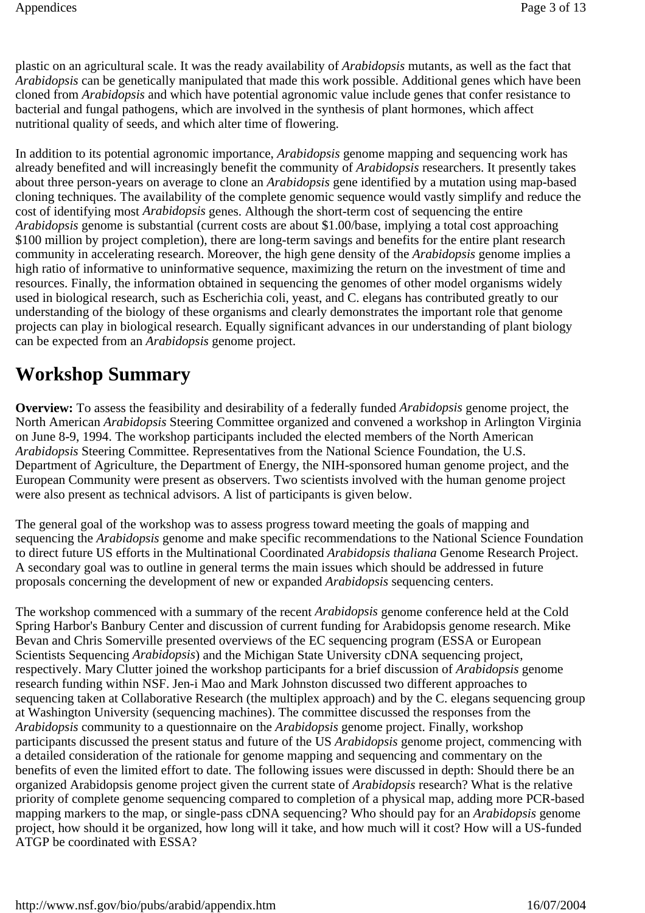plastic on an agricultural scale. It was the ready availability of *Arabidopsis* mutants, as well as the fact that *Arabidopsis* can be genetically manipulated that made this work possible. Additional genes which have been cloned from *Arabidopsis* and which have potential agronomic value include genes that confer resistance to bacterial and fungal pathogens, which are involved in the synthesis of plant hormones, which affect nutritional quality of seeds, and which alter time of flowering.

In addition to its potential agronomic importance, *Arabidopsis* genome mapping and sequencing work has already benefited and will increasingly benefit the community of *Arabidopsis* researchers. It presently takes about three person-years on average to clone an *Arabidopsis* gene identified by a mutation using map-based cloning techniques. The availability of the complete genomic sequence would vastly simplify and reduce the cost of identifying most *Arabidopsis* genes. Although the short-term cost of sequencing the entire *Arabidopsis* genome is substantial (current costs are about $1.00/base, implying a total cost approaching $100 million by project completion), there are long-term savings and benefits for the entire plant research community in accelerating research. Moreover, the high gene density of the *Arabidopsis* genome implies a high ratio of informative to uninformative sequence, maximizing the return on the investment of time and resources. Finally, the information obtained in sequencing the genomes of other model organisms widely used in biological research, such as Escherichia coli, yeast, and C. elegans has contributed greatly to our understanding of the biology of these organisms and clearly demonstrates the important role that genome projects can play in biological research. Equally significant advances in our understanding of plant biology can be expected from an *Arabidopsis* genome project.

# Workshop Summary

**Overview:** To assess the feasibility and desirability of a federally funded *Arabidopsis* genome project, the North American *Arabidopsis* Steering Committee organized and convened a workshop in Arlington Virginia on June 8-9, 1994. The workshop participants included the elected members of the North American *Arabidopsis* Steering Committee. Representatives from the National Science Foundation, the U.S. Department of Agriculture, the Department of Energy, the NIH-sponsored human genome project, and the European Community were present as observers. Two scientists involved with the human genome project were also present as technical advisors. A list of participants is given below.

The general goal of the workshop was to assess progress toward meeting the goals of mapping and sequencing the *Arabidopsis* genome and make specific recommendations to the National Science Foundation to direct future US efforts in the Multinational Coordinated *Arabidopsis thaliana* Genome Research Project. A secondary goal was to outline in general terms the main issues which should be addressed in future proposals concerning the development of new or expanded *Arabidopsis* sequencing centers.

The workshop commenced with a summary of the recent *Arabidopsis* genome conference held at the Cold Spring Harbor's Banbury Center and discussion of current funding for Arabidopsis genome research. Mike Bevan and Chris Somerville presented overviews of the EC sequencing program (ESSA or European Scientists Sequencing *Arabidopsis*) and the Michigan State University cDNA sequencing project, respectively. Mary Clutter joined the workshop participants for a brief discussion of *Arabidopsis* genome research funding within NSF. Jen-i Mao and Mark Johnston discussed two different approaches to sequencing taken at Collaborative Research (the multiplex approach) and by the C. elegans sequencing group at Washington University (sequencing machines). The committee discussed the responses from the *Arabidopsis* community to a questionnaire on the *Arabidopsis* genome project. Finally, workshop participants discussed the present status and future of the US *Arabidopsis* genome project, commencing with a detailed consideration of the rationale for genome mapping and sequencing and commentary on the benefits of even the limited effort to date. The following issues were discussed in depth: Should there be an organized Arabidopsis genome project given the current state of *Arabidopsis* research? What is the relative priority of complete genome sequencing compared to completion of a physical map, adding more PCR-based mapping markers to the map, or single-pass cDNA sequencing? Who should pay for an *Arabidopsis* genome project, how should it be organized, how long will it take, and how much will it cost? How will a US-funded ATGP be coordinated with ESSA?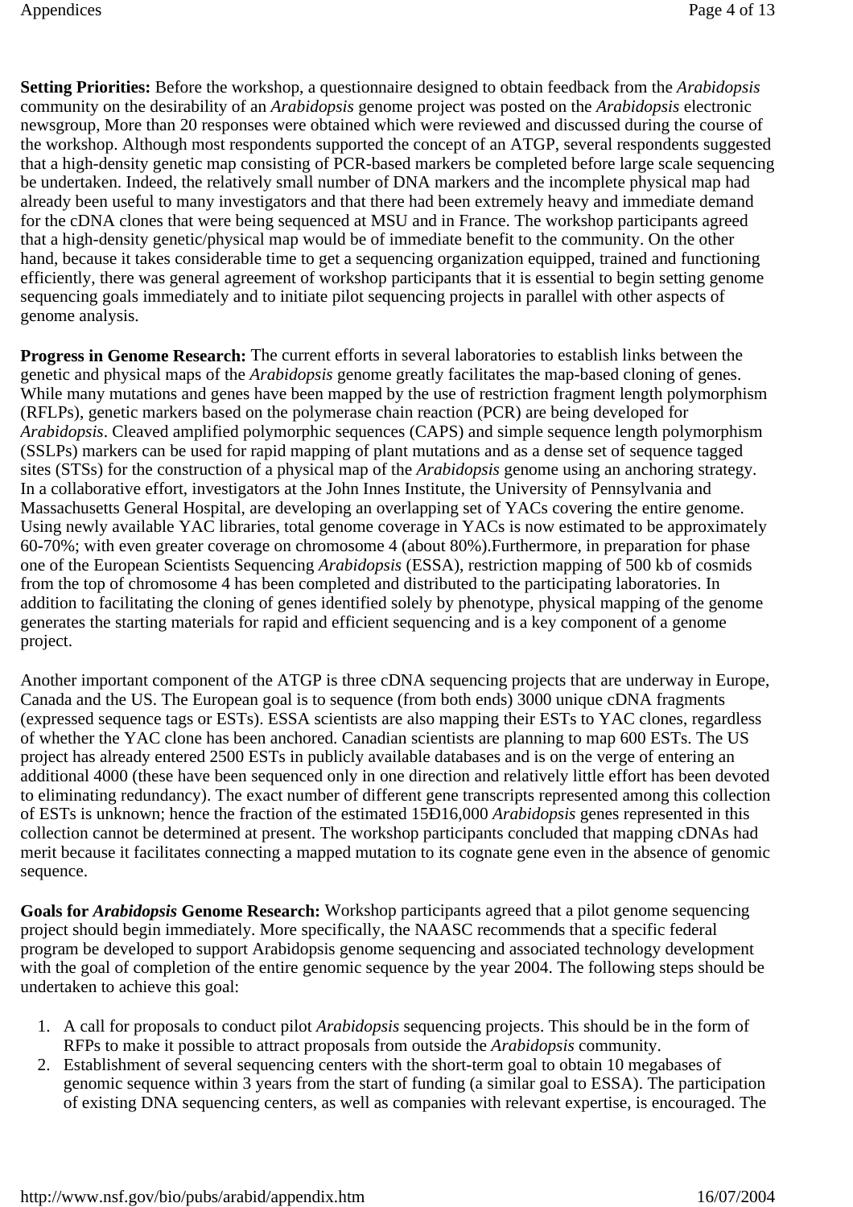**Setting Priorities:** Before the workshop, a questionnaire designed to obtain feedback from the *Arabidopsis* community on the desirability of an *Arabidopsis* genome project was posted on the *Arabidopsis* electronic newsgroup, More than 20 responses were obtained which were reviewed and discussed during the course of the workshop. Although most respondents supported the concept of an ATGP, several respondents suggested that a high-density genetic map consisting of PCR-based markers be completed before large scale sequencing be undertaken. Indeed, the relatively small number of DNA markers and the incomplete physical map had already been useful to many investigators and that there had been extremely heavy and immediate demand for the cDNA clones that were being sequenced at MSU and in France. The workshop participants agreed that a high-density genetic/physical map would be of immediate benefit to the community. On the other hand, because it takes considerable time to get a sequencing organization equipped, trained and functioning efficiently, there was general agreement of workshop participants that it is essential to begin setting genome sequencing goals immediately and to initiate pilot sequencing projects in parallel with other aspects of genome analysis.

**Progress in Genome Research:** The current efforts in several laboratories to establish links between the genetic and physical maps of the *Arabidopsis* genome greatly facilitates the map-based cloning of genes. While many mutations and genes have been mapped by the use of restriction fragment length polymorphism (RFLPs), genetic markers based on the polymerase chain reaction (PCR) are being developed for *Arabidopsis*. Cleaved amplified polymorphic sequences (CAPS) and simple sequence length polymorphism (SSLPs) markers can be used for rapid mapping of plant mutations and as a dense set of sequence tagged sites (STSs) for the construction of a physical map of the *Arabidopsis* genome using an anchoring strategy. In a collaborative effort, investigators at the John Innes Institute, the University of Pennsylvania and Massachusetts General Hospital, are developing an overlapping set of YACs covering the entire genome. Using newly available YAC libraries, total genome coverage in YACs is now estimated to be approximately 60-70%; with even greater coverage on chromosome 4 (about 80%).Furthermore, in preparation for phase one of the European Scientists Sequencing *Arabidopsis* (ESSA), restriction mapping of 500 kb of cosmids from the top of chromosome 4 has been completed and distributed to the participating laboratories. In addition to facilitating the cloning of genes identified solely by phenotype, physical mapping of the genome generates the starting materials for rapid and efficient sequencing and is a key component of a genome project.

Another important component of the ATGP is three cDNA sequencing projects that are underway in Europe, Canada and the US. The European goal is to sequence (from both ends) 3000 unique cDNA fragments (expressed sequence tags or ESTs). ESSA scientists are also mapping their ESTs to YAC clones, regardless of whether the YAC clone has been anchored. Canadian scientists are planning to map 600 ESTs. The US project has already entered 2500 ESTs in publicly available databases and is on the verge of entering an additional 4000 (these have been sequenced only in one direction and relatively little effort has been devoted to eliminating redundancy). The exact number of different gene transcripts represented among this collection of ESTs is unknown; hence the fraction of the estimated 15Ð16,000 *Arabidopsis* genes represented in this collection cannot be determined at present. The workshop participants concluded that mapping cDNAs had merit because it facilitates connecting a mapped mutation to its cognate gene even in the absence of genomic sequence.

**Goals for *Arabidopsis* Genome Research:** Workshop participants agreed that a pilot genome sequencing project should begin immediately. More specifically, the NAASC recommends that a specific federal program be developed to support Arabidopsis genome sequencing and associated technology development with the goal of completion of the entire genomic sequence by the year 2004. The following steps should be undertaken to achieve this goal:

1. A call for proposals to conduct pilot *Arabidopsis* sequencing projects. This should be in the form of RFPs to make it possible to attract proposals from outside the *Arabidopsis* community.
2. Establishment of several sequencing centers with the short-term goal to obtain 10 megabases of genomic sequence within 3 years from the start of funding (a similar goal to ESSA). The participation of existing DNA sequencing centers, as well as companies with relevant expertise, is encouraged. The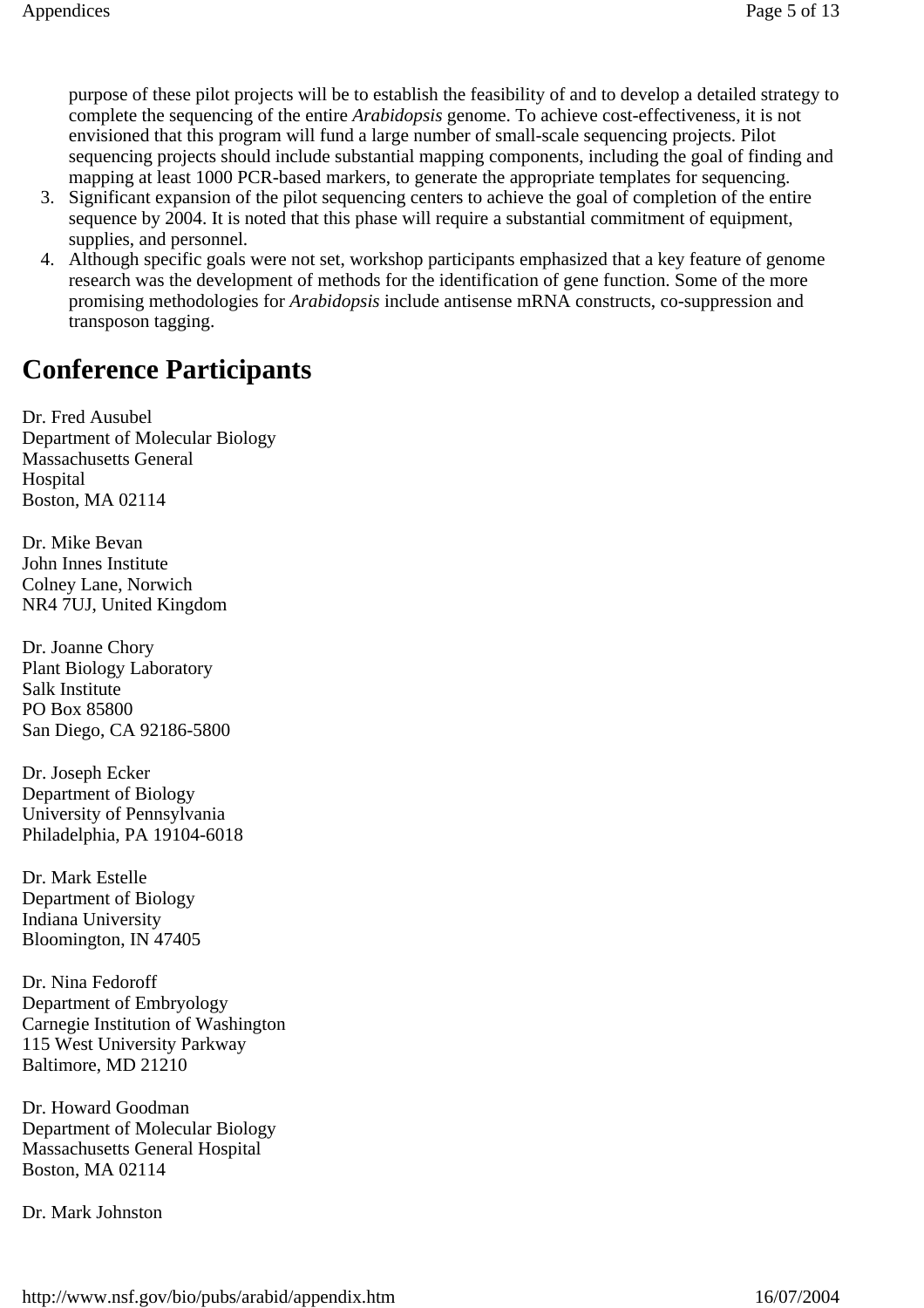purpose of these pilot projects will be to establish the feasibility of and to develop a detailed strategy to complete the sequencing of the entire *Arabidopsis* genome. To achieve cost-effectiveness, it is not envisioned that this program will fund a large number of small-scale sequencing projects. Pilot sequencing projects should include substantial mapping components, including the goal of finding and mapping at least 1000 PCR-based markers, to generate the appropriate templates for sequencing.

3. Significant expansion of the pilot sequencing centers to achieve the goal of completion of the entire sequence by 2004. It is noted that this phase will require a substantial commitment of equipment, supplies, and personnel.
4. Although specific goals were not set, workshop participants emphasized that a key feature of genome research was the development of methods for the identification of gene function. Some of the more promising methodologies for *Arabidopsis* include antisense mRNA constructs, co-suppression and transposon tagging.

## Conference Participants

Dr. Fred Ausubel
Department of Molecular Biology
Massachusetts General
Hospital
Boston, MA 02114

Dr. Mike Bevan
John Innes Institute
Colney Lane, Norwich
NR4 7UJ, United Kingdom

Dr. Joanne Chory
Plant Biology Laboratory
Salk Institute
PO Box 85800
San Diego, CA 92186-5800

Dr. Joseph Ecker
Department of Biology
University of Pennsylvania
Philadelphia, PA 19104-6018

Dr. Mark Estelle
Department of Biology
Indiana University
Bloomington, IN 47405

Dr. Nina Fedoroff
Department of Embryology
Carnegie Institution of Washington
115 West University Parkway
Baltimore, MD 21210

Dr. Howard Goodman
Department of Molecular Biology
Massachusetts General Hospital
Boston, MA 02114

Dr. Mark Johnston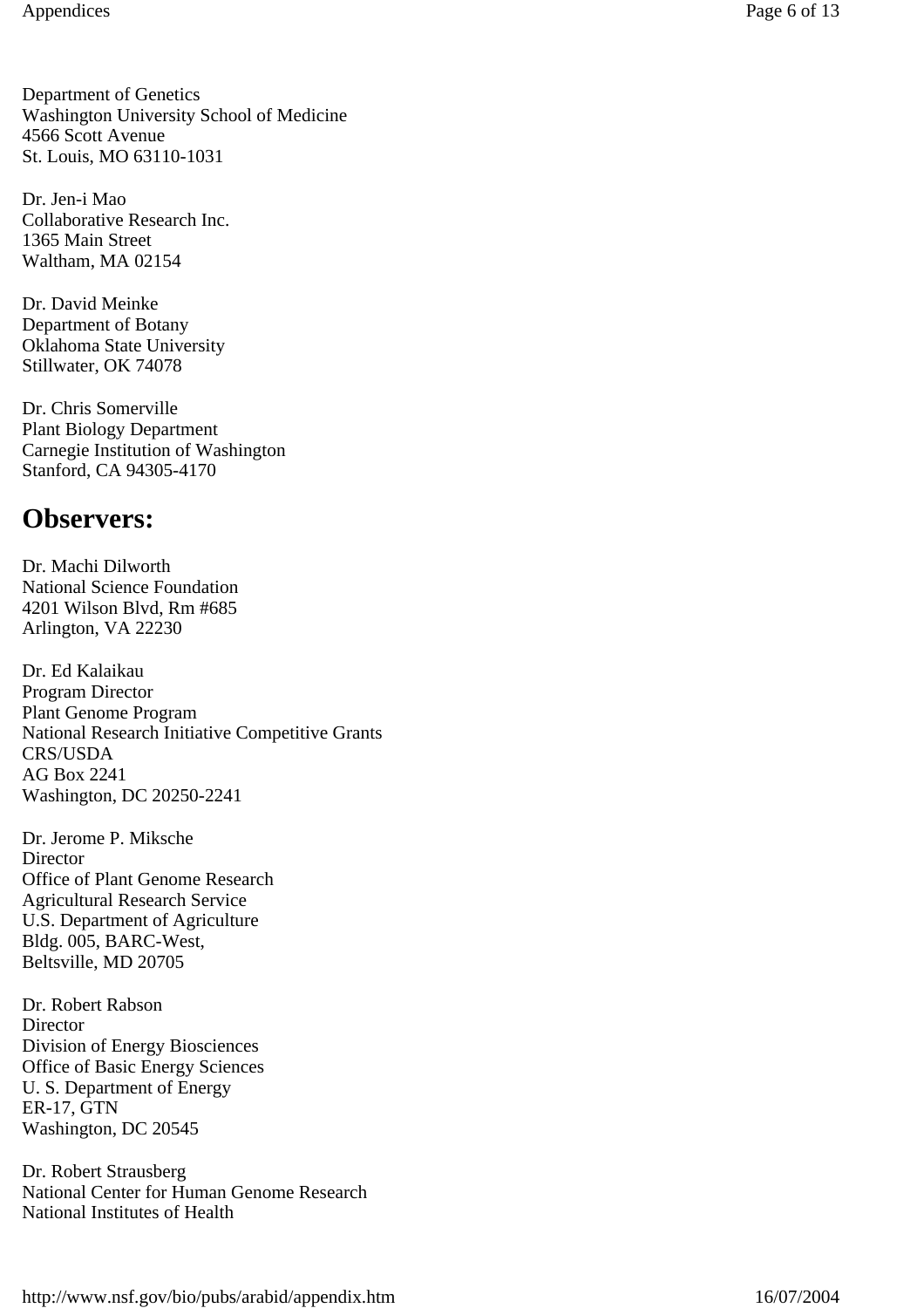Department of Genetics
Washington University School of Medicine
4566 Scott Avenue
St. Louis, MO 63110-1031

Dr. Jen-i Mao
Collaborative Research Inc.
1365 Main Street
Waltham, MA 02154

Dr. David Meinke
Department of Botany
Oklahoma State University
Stillwater, OK 74078

Dr. Chris Somerville
Plant Biology Department
Carnegie Institution of Washington
Stanford, CA 94305-4170

## Observers:

Dr. Machi Dilworth
National Science Foundation
4201 Wilson Blvd, Rm #685
Arlington, VA 22230

Dr. Ed Kalaikau
Program Director
Plant Genome Program
National Research Initiative Competitive Grants
CRS/USDA
AG Box 2241
Washington, DC 20250-2241

Dr. Jerome P. Miksche
Director
Office of Plant Genome Research
Agricultural Research Service
U.S. Department of Agriculture
Bldg. 005, BARC-West,
Beltsville, MD 20705

Dr. Robert Rabson
Director
Division of Energy Biosciences
Office of Basic Energy Sciences
U. S. Department of Energy
ER-17, GTN
Washington, DC 20545

Dr. Robert Strausberg
National Center for Human Genome Research
National Institutes of Health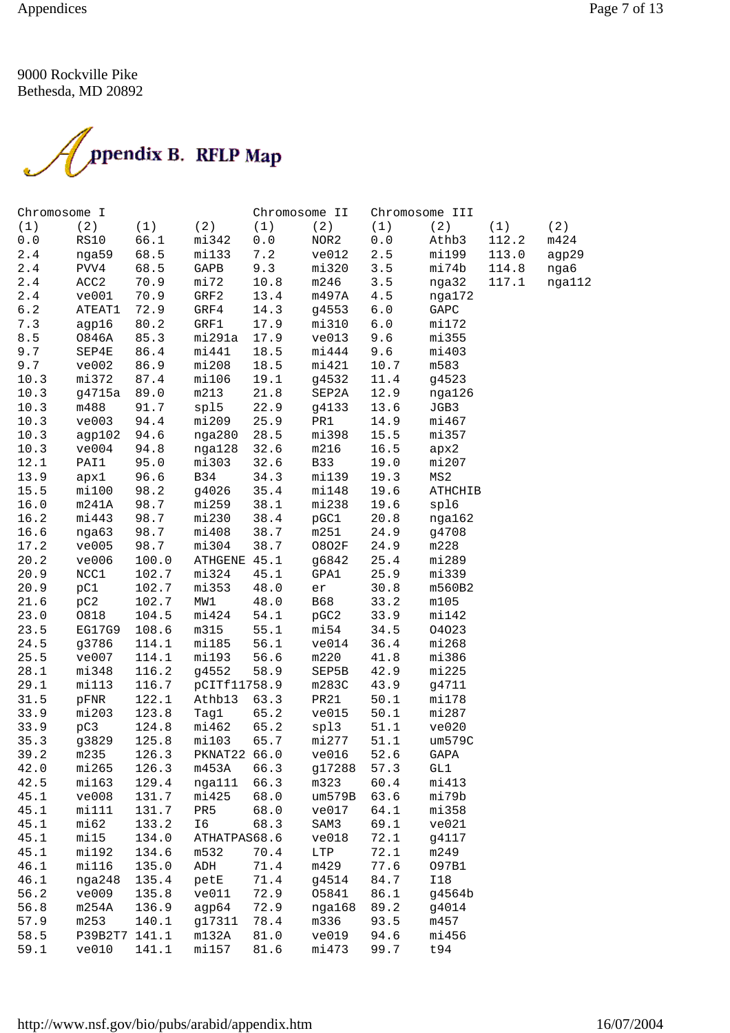9000 Rockville Pike
Bethesda, MD 20892

# Appendix B. RFLP Map

| Chromosome I | | | | Chromosome II | | Chromosome III | | | |
|---|---|---|---|---|---|---|---|---|---|
| (1) | (2) | (1) | (2) | (1) | (2) | (1) | (2) | (1) | (2) |
| 0.0 | RS10 | 66.1 | mi342 | 0.0 | NOR2 | 0.0 | Athb3 | 112.2 | m424 |
| 2.4 | nga59 | 68.5 | mi133 | 7.2 | ve012 | 2.5 | mi199 | 113.0 | agp29 |
| 2.4 | PVV4 | 68.5 | GAPB | 9.3 | mi320 | 3.5 | mi74b | 114.8 | nga6 |
| 2.4 | ACC2 | 70.9 | mi72 | 10.8 | m246 | 3.5 | nga32 | 117.1 | nga112 |
| 2.4 | ve001 | 70.9 | GRF2 | 13.4 | m497A | 4.5 | nga172 | | |
| 6.2 | ATEAT1 | 72.9 | GRF4 | 14.3 | g4553 | 6.0 | GAPC | | |
| 7.3 | agp16 | 80.2 | GRF1 | 17.9 | mi310 | 6.0 | mi172 | | |
| 8.5 | O846A | 85.3 | mi291a | 17.9 | ve013 | 9.6 | mi355 | | |
| 9.7 | SEP4E | 86.4 | mi441 | 18.5 | mi444 | 9.6 | mi403 | | |
| 9.7 | ve002 | 86.9 | mi208 | 18.5 | mi421 | 10.7 | m583 | | |
| 10.3 | mi372 | 87.4 | mi106 | 19.1 | g4532 | 11.4 | g4523 | | |
| 10.3 | g4715a | 89.0 | m213 | 21.8 | SEP2A | 12.9 | nga126 | | |
| 10.3 | m488 | 91.7 | spl5 | 22.9 | g4133 | 13.6 | JGB3 | | |
| 10.3 | ve003 | 94.4 | mi209 | 25.9 | PR1 | 14.9 | mi467 | | |
| 10.3 | agp102 | 94.6 | nga280 | 28.5 | mi398 | 15.5 | mi357 | | |
| 10.3 | ve004 | 94.8 | nga128 | 32.6 | m216 | 16.5 | apx2 | | |
| 12.1 | PAI1 | 95.0 | mi303 | 32.6 | B33 | 19.0 | mi207 | | |
| 13.9 | apx1 | 96.6 | B34 | 34.3 | mi139 | 19.3 | MS2 | | |
| 15.5 | mi100 | 98.2 | g4026 | 35.4 | mi148 | 19.6 | ATHCHIB | | |
| 16.0 | m241A | 98.7 | mi259 | 38.1 | mi238 | 19.6 | spl6 | | |
| 16.2 | mi443 | 98.7 | mi230 | 38.4 | pGC1 | 20.8 | nga162 | | |
| 16.6 | nga63 | 98.7 | mi408 | 38.7 | m251 | 24.9 | g4708 | | |
| 17.2 | ve005 | 98.7 | mi304 | 38.7 | O802F | 24.9 | m228 | | |
| 20.2 | ve006 | 100.0 | ATHGENE | 45.1 | g6842 | 25.4 | mi289 | | |
| 20.9 | NCC1 | 102.7 | mi324 | 45.1 | GPA1 | 25.9 | mi339 | | |
| 20.9 | pC1 | 102.7 | mi353 | 48.0 | er | 30.8 | m560B2 | | |
| 21.6 | pC2 | 102.7 | MW1 | 48.0 | B68 | 33.2 | m105 | | |
| 23.0 | O818 | 104.5 | mi424 | 54.1 | pGC2 | 33.9 | mi142 | | |
| 23.5 | EG17G9 | 108.6 | m315 | 55.1 | mi54 | 34.5 | O4023 | | |
| 24.5 | g3786 | 114.1 | mi185 | 56.1 | ve014 | 36.4 | mi268 | | |
| 25.5 | ve007 | 114.1 | mi193 | 56.6 | m220 | 41.8 | mi386 | | |
| 28.1 | mi348 | 116.2 | g4552 | 58.9 | SEP5B | 42.9 | mi225 | | |
| 29.1 | mi113 | 116.7 | pCITf117 | 58.9 | m283C | 43.9 | g4711 | | |
| 31.5 | pFNR | 122.1 | Athb13 | 63.3 | PR21 | 50.1 | mi178 | | |
| 33.9 | mi203 | 123.8 | Tag1 | 65.2 | ve015 | 50.1 | mi287 | | |
| 33.9 | pC3 | 124.8 | mi462 | 65.2 | spl3 | 51.1 | ve020 | | |
| 35.3 | g3829 | 125.8 | mi103 | 65.7 | mi277 | 51.1 | um579C | | |
| 39.2 | m235 | 126.3 | PKNAT22 | 66.0 | ve016 | 52.6 | GAPA | | |
| 42.0 | mi265 | 126.3 | m453A | 66.3 | g17288 | 57.3 | GL1 | | |
| 42.5 | mi163 | 129.4 | nga111 | 66.3 | m323 | 60.4 | mi413 | | |
| 45.1 | ve008 | 131.7 | mi425 | 68.0 | um579B | 63.6 | mi79b | | |
| 45.1 | mi111 | 131.7 | PR5 | 68.0 | ve017 | 64.1 | mi358 | | |
| 45.1 | mi62 | 133.2 | I6 | 68.3 | SAM3 | 69.1 | ve021 | | |
| 45.1 | mi15 | 134.0 | ATHATPAS | 68.6 | ve018 | 72.1 | g4117 | | |
| 45.1 | mi192 | 134.6 | m532 | 70.4 | LTP | 72.1 | m249 | | |
| 46.1 | mi116 | 135.0 | ADH | 71.4 | m429 | 77.6 | O97B1 | | |
| 46.1 | nga248 | 135.4 | petE | 71.4 | g4514 | 84.7 | I18 | | |
| 56.2 | ve009 | 135.8 | ve011 | 72.9 | O5841 | 86.1 | g4564b | | |
| 56.8 | m254A | 136.9 | agp64 | 72.9 | nga168 | 89.2 | g4014 | | |
| 57.9 | m253 | 140.1 | g17311 | 78.4 | m336 | 93.5 | m457 | | |
| 58.5 | P39B2T7 | 141.1 | m132A | 81.0 | ve019 | 94.6 | mi456 | | |
| 59.1 | ve010 | 141.1 | mi157 | 81.6 | mi473 | 99.7 | t94 | | |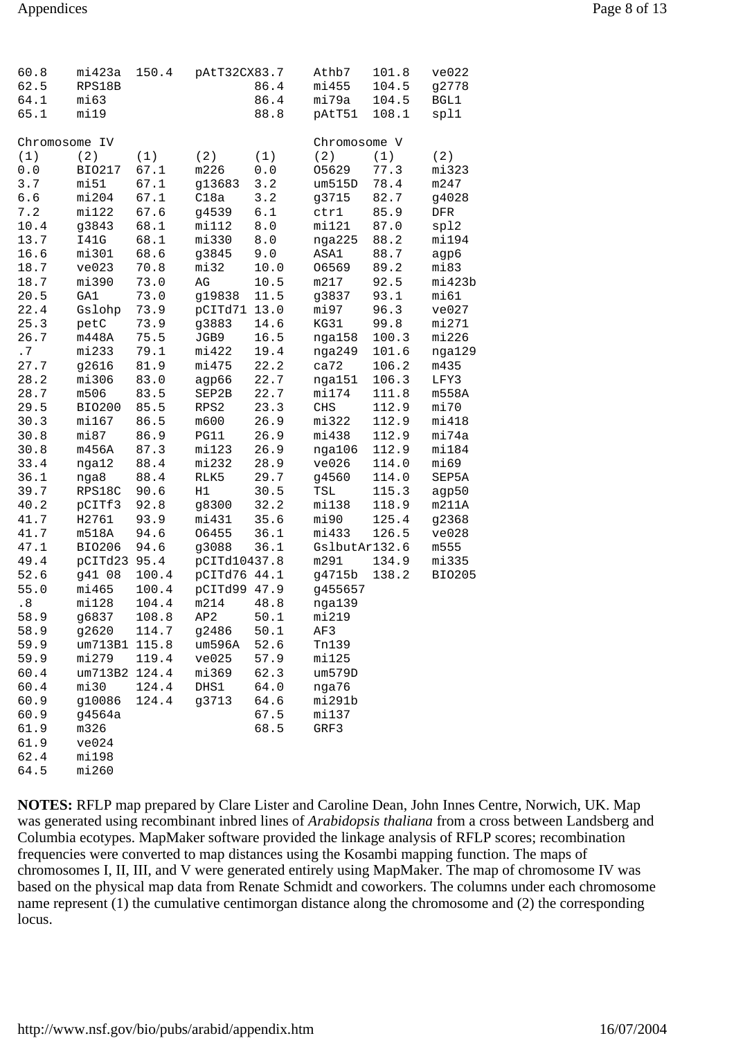| | | | | | | | |
|---|---|---|---|---|---|---|---|
| 60.8 | mi423a | 150.4 | pAtT32CX83.7 | | Athb7 | 101.8 | ve022 |
| 62.5 | RPS18B | | | 86.4 | mi455 | 104.5 | g2778 |
| 64.1 | mi63 | | | 86.4 | mi79a | 104.5 | BGL1 |
| 65.1 | mi19 | | | 88.8 | pAtT51 | 108.1 | spl1 |

| Chromosome IV | | | | Chromosome V | | | |
|---|---|---|---|---|---|---|---|
| (1) | (2) | (1) | (2) | (1) | (2) | (1) | (2) |
| 0.0 | BIO217 | 67.1 | m226 | 0.0 | O5629 | 77.3 | mi323 |
| 3.7 | mi51 | 67.1 | g13683 | 3.2 | um515D | 78.4 | m247 |
| 6.6 | mi204 | 67.1 | C18a | 3.2 | g3715 | 82.7 | g4028 |
| 7.2 | mi122 | 67.6 | g4539 | 6.1 | ctr1 | 85.9 | DFR |
| 10.4 | g3843 | 68.1 | mi112 | 8.0 | mi121 | 87.0 | spl2 |
| 13.7 | I41G | 68.1 | mi330 | 8.0 | nga225 | 88.2 | mi194 |
| 16.6 | mi301 | 68.6 | g3845 | 9.0 | ASA1 | 88.7 | agp6 |
| 18.7 | ve023 | 70.8 | mi32 | 10.0 | O6569 | 89.2 | mi83 |
| 18.7 | mi390 | 73.0 | AG | 10.5 | m217 | 92.5 | mi423b |
| 20.5 | GA1 | 73.0 | g19838 | 11.5 | g3837 | 93.1 | mi61 |
| 22.4 | Gslohp | 73.9 | pCITd71 | 13.0 | mi97 | 96.3 | ve027 |
| 25.3 | petC | 73.9 | g3883 | 14.6 | KG31 | 99.8 | mi271 |
| 26.7 | m448A | 75.5 | JGB9 | 16.5 | nga158 | 100.3 | mi226 |
| .7 | mi233 | 79.1 | mi422 | 19.4 | nga249 | 101.6 | nga129 |
| 27.7 | g2616 | 81.9 | mi475 | 22.2 | ca72 | 106.2 | m435 |
| 28.2 | mi306 | 83.0 | agp66 | 22.7 | nga151 | 106.3 | LFY3 |
| 28.7 | m506 | 83.5 | SEP2B | 22.7 | mi174 | 111.8 | m558A |
| 29.5 | BIO200 | 85.5 | RPS2 | 23.3 | CHS | 112.9 | mi70 |
| 30.3 | mi167 | 86.5 | m600 | 26.9 | mi322 | 112.9 | mi418 |
| 30.8 | mi87 | 86.9 | PG11 | 26.9 | mi438 | 112.9 | mi74a |
| 30.8 | m456A | 87.3 | mi123 | 26.9 | nga106 | 112.9 | mi184 |
| 33.4 | nga12 | 88.4 | mi232 | 28.9 | ve026 | 114.0 | mi69 |
| 36.1 | nga8 | 88.4 | RLK5 | 29.7 | g4560 | 114.0 | SEP5A |
| 39.7 | RPS18C | 90.6 | H1 | 30.5 | TSL | 115.3 | agp50 |
| 40.2 | pCITf3 | 92.8 | g8300 | 32.2 | mi138 | 118.9 | m211A |
| 41.7 | H2761 | 93.9 | mi431 | 35.6 | mi90 | 125.4 | g2368 |
| 41.7 | m518A | 94.6 | O6455 | 36.1 | mi433 | 126.5 | ve028 |
| 47.1 | BIO206 | 94.6 | g3088 | 36.1 | GslbutAr132.6 | | m555 |
| 49.4 | pCITd23 | 95.4 | pCITd10437.8 | | m291 | 134.9 | mi335 |
| 52.6 | g41 08 | 100.4 | pCITd76 | 44.1 | g4715b | 138.2 | BIO205 |
| 55.0 | mi465 | 100.4 | pCITd99 | 47.9 | g455657 | | |
| .8 | mi128 | 104.4 | m214 | 48.8 | nga139 | | |
| 58.9 | g6837 | 108.8 | AP2 | 50.1 | mi219 | | |
| 58.9 | g2620 | 114.7 | g2486 | 50.1 | AF3 | | |
| 59.9 | um713B1 | 115.8 | um596A | 52.6 | Tn139 | | |
| 59.9 | mi279 | 119.4 | ve025 | 57.9 | mi125 | | |
| 60.4 | um713B2 | 124.4 | mi369 | 62.3 | um579D | | |
| 60.4 | mi30 | 124.4 | DHS1 | 64.0 | nga76 | | |
| 60.9 | g10086 | 124.4 | g3713 | 64.6 | mi291b | | |
| 60.9 | g4564a | | | 67.5 | mi137 | | |
| 61.9 | m326 | | | 68.5 | GRF3 | | |
| 61.9 | ve024 | | | | | | |
| 62.4 | mi198 | | | | | | |
| 64.5 | mi260 | | | | | | |

**NOTES:** RFLP map prepared by Clare Lister and Caroline Dean, John Innes Centre, Norwich, UK. Map was generated using recombinant inbred lines of *Arabidopsis thaliana* from a cross between Landsberg and Columbia ecotypes. MapMaker software provided the linkage analysis of RFLP scores; recombination frequencies were converted to map distances using the Kosambi mapping function. The maps of chromosomes I, II, III, and V were generated entirely using MapMaker. The map of chromosome IV was based on the physical map data from Renate Schmidt and coworkers. The columns under each chromosome name represent (1) the cumulative centimorgan distance along the chromosome and (2) the corresponding locus.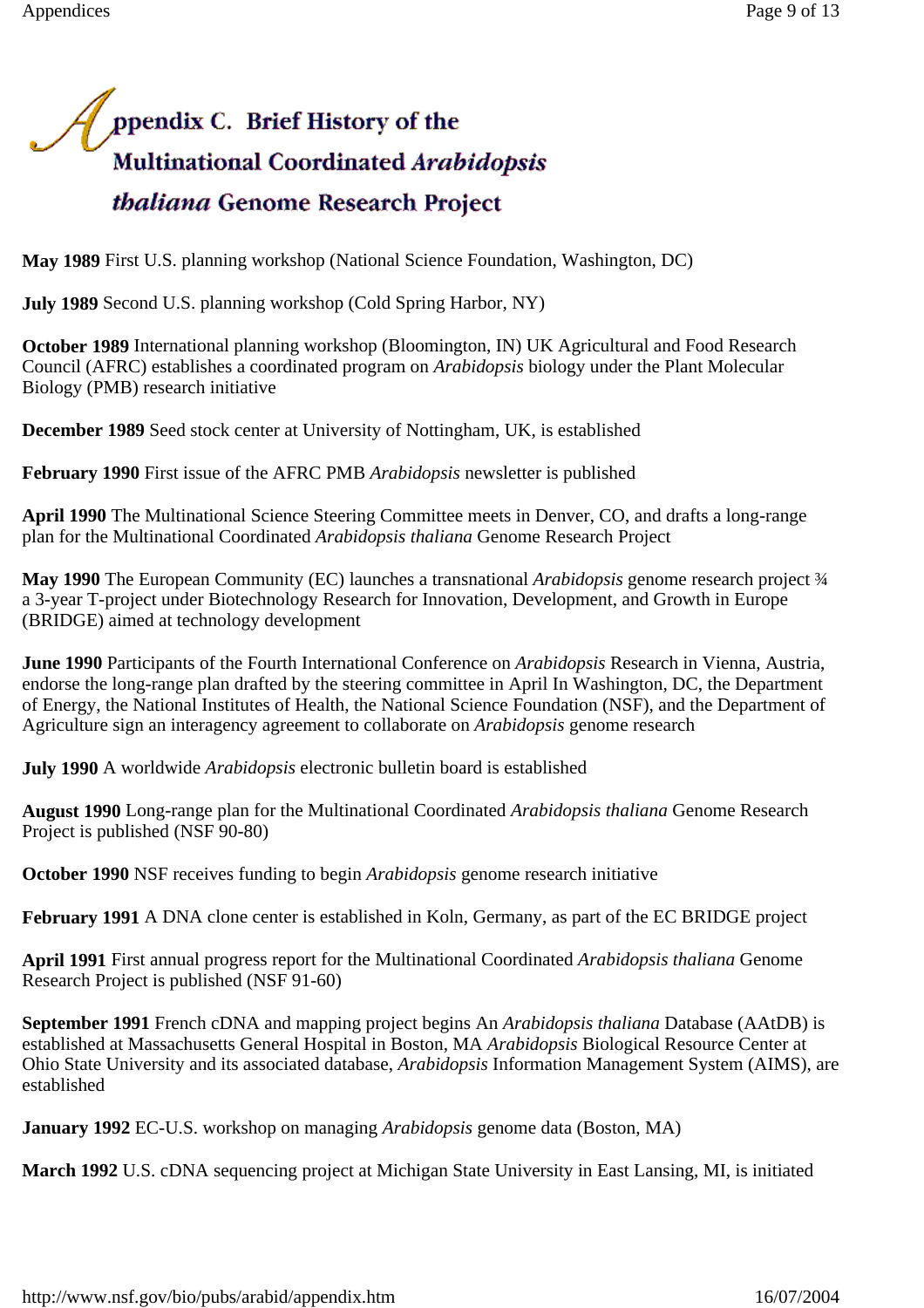# Appendix C. Brief History of the Multinational Coordinated *Arabidopsis thaliana* Genome Research Project

**May 1989** First U.S. planning workshop (National Science Foundation, Washington, DC)

**July 1989** Second U.S. planning workshop (Cold Spring Harbor, NY)

**October 1989** International planning workshop (Bloomington, IN) UK Agricultural and Food Research Council (AFRC) establishes a coordinated program on *Arabidopsis* biology under the Plant Molecular Biology (PMB) research initiative

**December 1989** Seed stock center at University of Nottingham, UK, is established

**February 1990** First issue of the AFRC PMB *Arabidopsis* newsletter is published

**April 1990** The Multinational Science Steering Committee meets in Denver, CO, and drafts a long-range plan for the Multinational Coordinated *Arabidopsis thaliana* Genome Research Project

**May 1990** The European Community (EC) launches a transnational *Arabidopsis* genome research project ¾ a 3-year T-project under Biotechnology Research for Innovation, Development, and Growth in Europe (BRIDGE) aimed at technology development

**June 1990** Participants of the Fourth International Conference on *Arabidopsis* Research in Vienna, Austria, endorse the long-range plan drafted by the steering committee in April In Washington, DC, the Department of Energy, the National Institutes of Health, the National Science Foundation (NSF), and the Department of Agriculture sign an interagency agreement to collaborate on *Arabidopsis* genome research

**July 1990** A worldwide *Arabidopsis* electronic bulletin board is established

**August 1990** Long-range plan for the Multinational Coordinated *Arabidopsis thaliana* Genome Research Project is published (NSF 90-80)

**October 1990** NSF receives funding to begin *Arabidopsis* genome research initiative

**February 1991** A DNA clone center is established in Koln, Germany, as part of the EC BRIDGE project

**April 1991** First annual progress report for the Multinational Coordinated *Arabidopsis thaliana* Genome Research Project is published (NSF 91-60)

**September 1991** French cDNA and mapping project begins An *Arabidopsis thaliana* Database (AAtDB) is established at Massachusetts General Hospital in Boston, MA *Arabidopsis* Biological Resource Center at Ohio State University and its associated database, *Arabidopsis* Information Management System (AIMS), are established

**January 1992** EC-U.S. workshop on managing *Arabidopsis* genome data (Boston, MA)

**March 1992** U.S. cDNA sequencing project at Michigan State University in East Lansing, MI, is initiated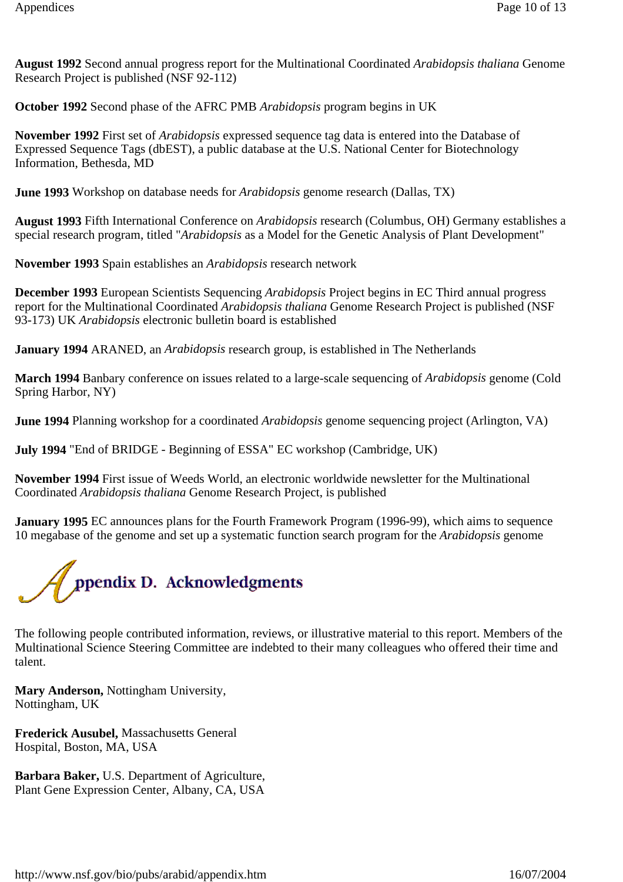**August 1992** Second annual progress report for the Multinational Coordinated *Arabidopsis thaliana* Genome Research Project is published (NSF 92-112)

**October 1992** Second phase of the AFRC PMB *Arabidopsis* program begins in UK

**November 1992** First set of *Arabidopsis* expressed sequence tag data is entered into the Database of Expressed Sequence Tags (dbEST), a public database at the U.S. National Center for Biotechnology Information, Bethesda, MD

**June 1993** Workshop on database needs for *Arabidopsis* genome research (Dallas, TX)

**August 1993** Fifth International Conference on *Arabidopsis* research (Columbus, OH) Germany establishes a special research program, titled "*Arabidopsis* as a Model for the Genetic Analysis of Plant Development"

**November 1993** Spain establishes an *Arabidopsis* research network

**December 1993** European Scientists Sequencing *Arabidopsis* Project begins in EC Third annual progress report for the Multinational Coordinated *Arabidopsis thaliana* Genome Research Project is published (NSF 93-173) UK *Arabidopsis* electronic bulletin board is established

**January 1994** ARANED, an *Arabidopsis* research group, is established in The Netherlands

**March 1994** Banbary conference on issues related to a large-scale sequencing of *Arabidopsis* genome (Cold Spring Harbor, NY)

**June 1994** Planning workshop for a coordinated *Arabidopsis* genome sequencing project (Arlington, VA)

**July 1994** "End of BRIDGE - Beginning of ESSA" EC workshop (Cambridge, UK)

**November 1994** First issue of Weeds World, an electronic worldwide newsletter for the Multinational Coordinated *Arabidopsis thaliana* Genome Research Project, is published

**January 1995** EC announces plans for the Fourth Framework Program (1996-99), which aims to sequence 10 megabase of the genome and set up a systematic function search program for the *Arabidopsis* genome

# Appendix D. Acknowledgments

The following people contributed information, reviews, or illustrative material to this report. Members of the Multinational Science Steering Committee are indebted to their many colleagues who offered their time and talent.

**Mary Anderson,** Nottingham University, Nottingham, UK

**Frederick Ausubel,** Massachusetts General Hospital, Boston, MA, USA

**Barbara Baker,** U.S. Department of Agriculture, Plant Gene Expression Center, Albany, CA, USA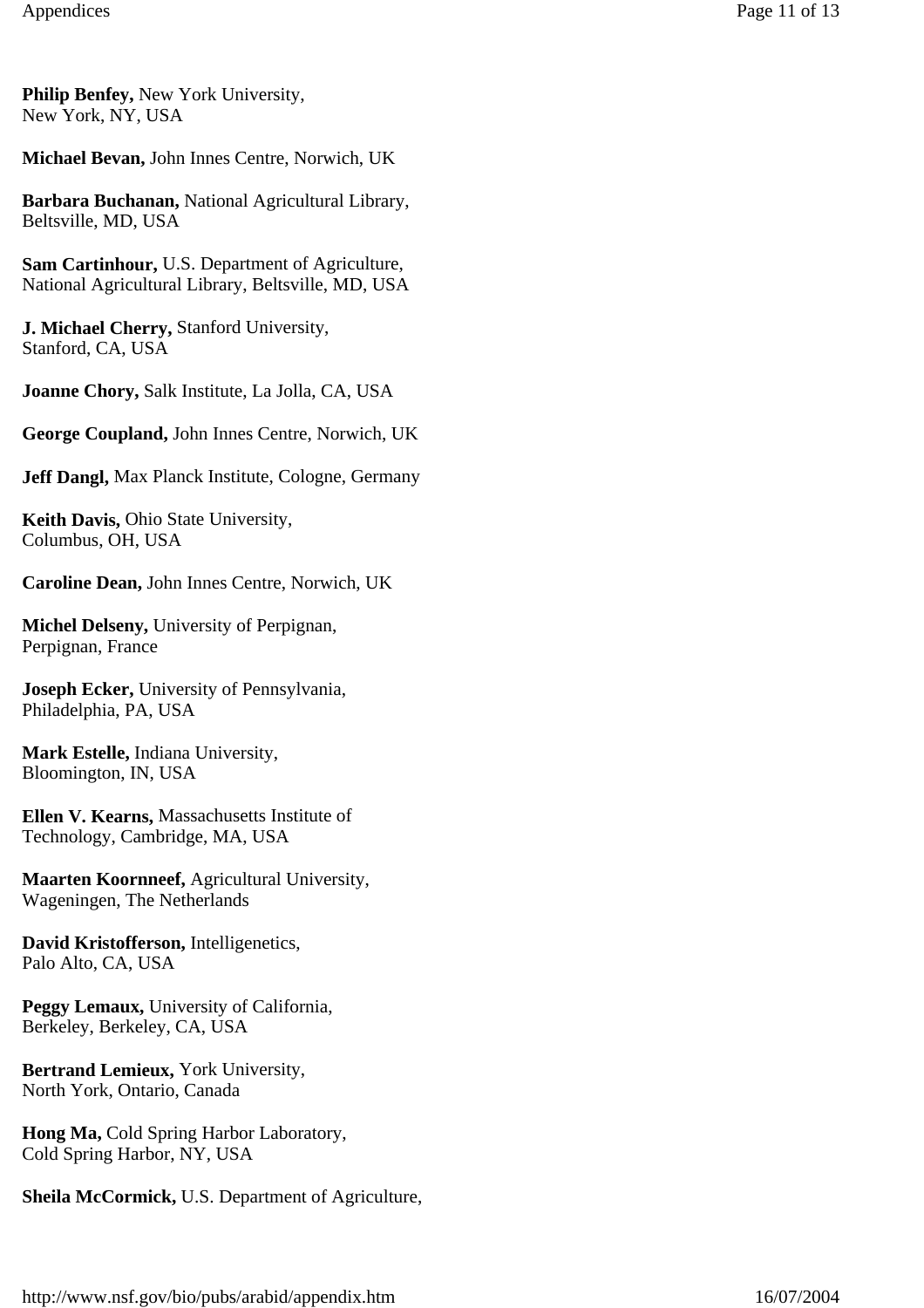**Philip Benfey,** New York University,
New York, NY, USA

**Michael Bevan,** John Innes Centre, Norwich, UK

**Barbara Buchanan,** National Agricultural Library,
Beltsville, MD, USA

**Sam Cartinhour,** U.S. Department of Agriculture,
National Agricultural Library, Beltsville, MD, USA

**J. Michael Cherry,** Stanford University,
Stanford, CA, USA

**Joanne Chory,** Salk Institute, La Jolla, CA, USA

**George Coupland,** John Innes Centre, Norwich, UK

**Jeff Dangl,** Max Planck Institute, Cologne, Germany

**Keith Davis,** Ohio State University,
Columbus, OH, USA

**Caroline Dean,** John Innes Centre, Norwich, UK

**Michel Delseny,** University of Perpignan,
Perpignan, France

**Joseph Ecker,** University of Pennsylvania,
Philadelphia, PA, USA

**Mark Estelle,** Indiana University,
Bloomington, IN, USA

**Ellen V. Kearns,** Massachusetts Institute of
Technology, Cambridge, MA, USA

**Maarten Koornneef,** Agricultural University,
Wageningen, The Netherlands

**David Kristofferson,** Intelligenetics,
Palo Alto, CA, USA

**Peggy Lemaux,** University of California,
Berkeley, Berkeley, CA, USA

**Bertrand Lemieux,** York University,
North York, Ontario, Canada

**Hong Ma,** Cold Spring Harbor Laboratory,
Cold Spring Harbor, NY, USA

**Sheila McCormick,** U.S. Department of Agriculture,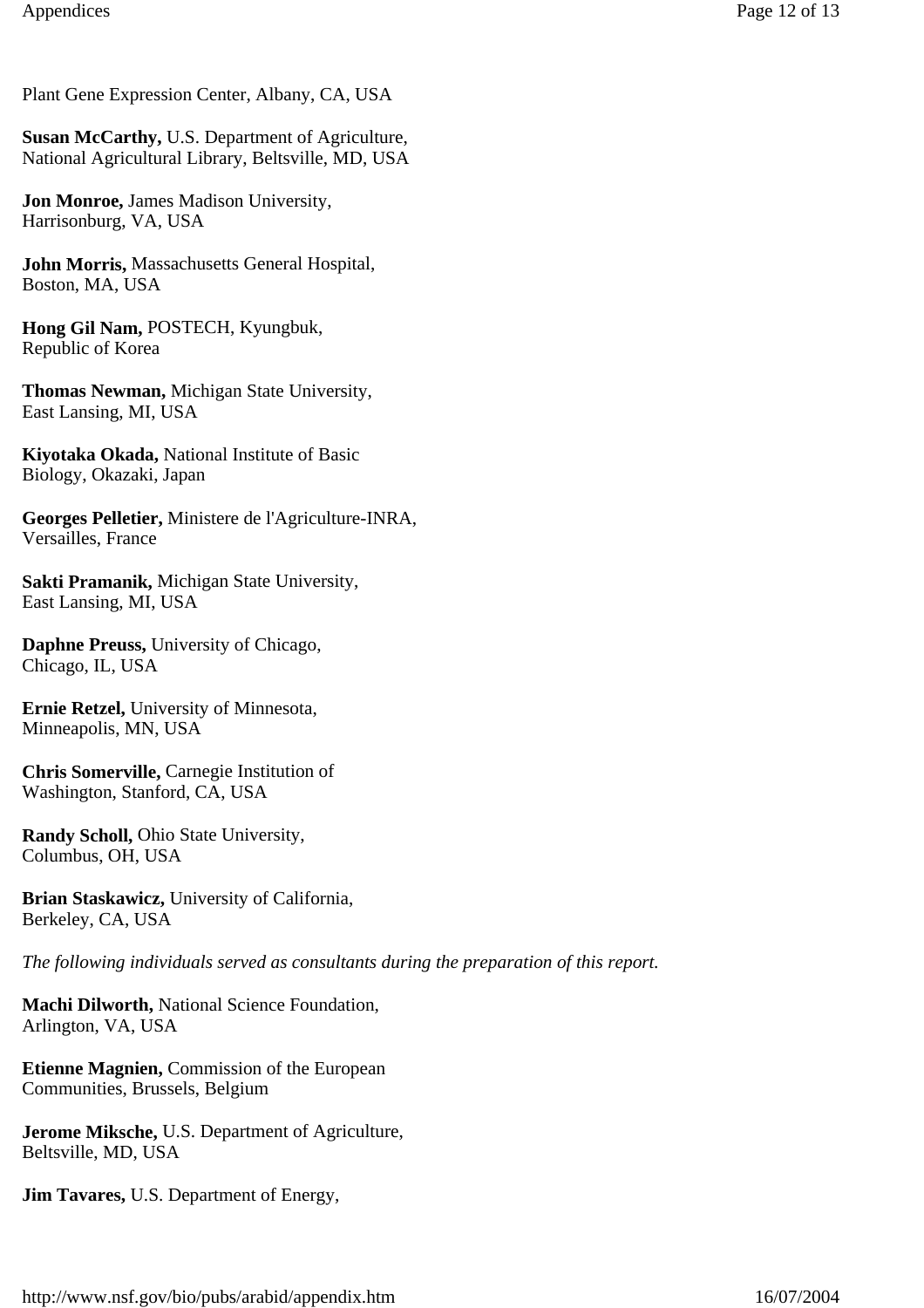Plant Gene Expression Center, Albany, CA, USA

**Susan McCarthy,** U.S. Department of Agriculture, National Agricultural Library, Beltsville, MD, USA

**Jon Monroe,** James Madison University, Harrisonburg, VA, USA

**John Morris,** Massachusetts General Hospital, Boston, MA, USA

**Hong Gil Nam,** POSTECH, Kyungbuk, Republic of Korea

**Thomas Newman,** Michigan State University, East Lansing, MI, USA

**Kiyotaka Okada,** National Institute of Basic Biology, Okazaki, Japan

**Georges Pelletier,** Ministere de l'Agriculture-INRA, Versailles, France

**Sakti Pramanik,** Michigan State University, East Lansing, MI, USA

**Daphne Preuss,** University of Chicago, Chicago, IL, USA

**Ernie Retzel,** University of Minnesota, Minneapolis, MN, USA

**Chris Somerville,** Carnegie Institution of Washington, Stanford, CA, USA

**Randy Scholl,** Ohio State University, Columbus, OH, USA

**Brian Staskawicz,** University of California, Berkeley, CA, USA

*The following individuals served as consultants during the preparation of this report.*

**Machi Dilworth,** National Science Foundation, Arlington, VA, USA

**Etienne Magnien,** Commission of the European Communities, Brussels, Belgium

**Jerome Miksche,** U.S. Department of Agriculture, Beltsville, MD, USA

**Jim Tavares,** U.S. Department of Energy,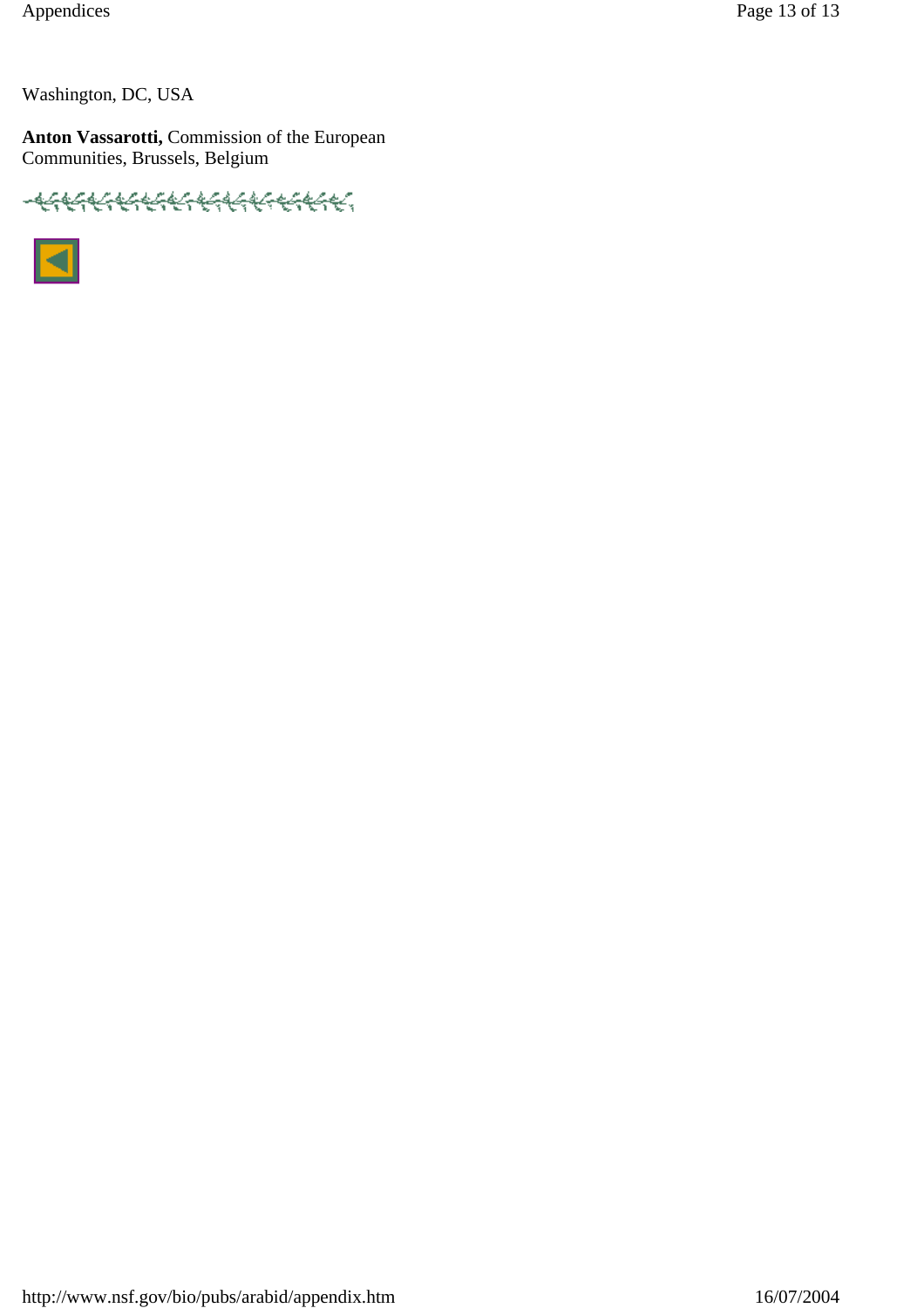Washington, DC, USA

**Anton Vassarotti,** Commission of the European Communities, Brussels, Belgium